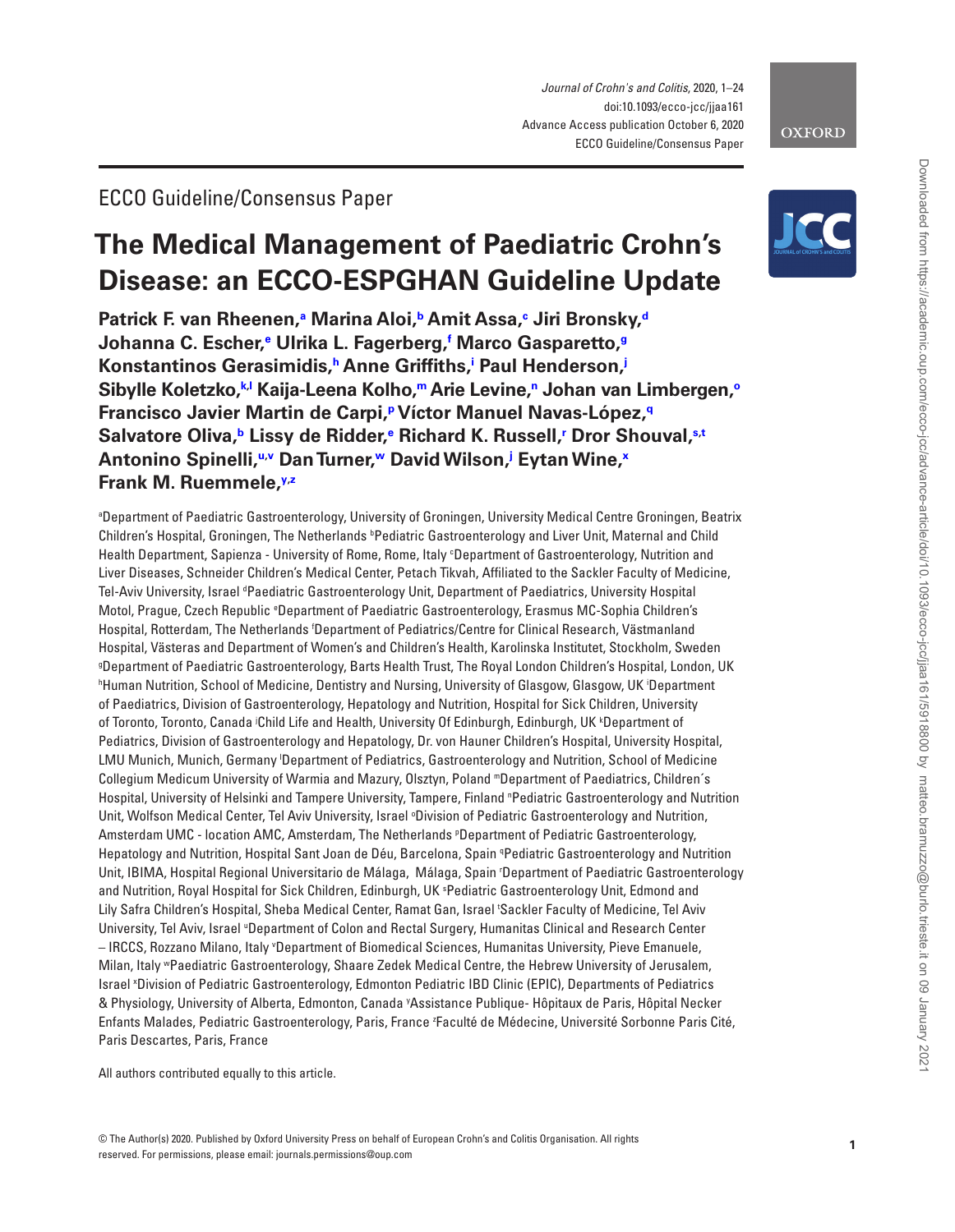ECCO Guideline/Consensus Paper

# The Medical Management of Paediatric Crohn's Disease: an ECCO-ESPGHAN Guideline Update

**Patrick F. van Rheenen,[a] Marina Aloi,[b] Amit Assa,[c] Jiri Bronsky,[d] Johanna C. Escher,[e] Ulrika L. Fagerberg,[f] Marco Gasparetto,[g] Konstantinos Gerasimidis,[h] Anne Griffiths,[i] Paul Henderson,[j] Sibylle Koletzko,[k,l] Kaija-Leena Kolho,[m] Arie Levine,[n] Johan van Limbergen,[o] Francisco Javier Martin de Carpi,[p] Víctor Manuel Navas-López,[q] Salvatore Oliva,[b] Lissy de Ridder,[e] Richard K. Russell,[r] Dror Shouval,[s,t] Antonino Spinelli,[u,v] Dan Turner,[w] David Wilson,[j] Eytan Wine,[x] Frank M. Ruemmele,[y,z]**

[a]Department of Paediatric Gastroenterology, University of Groningen, University Medical Centre Groningen, Beatrix Children's Hospital, Groningen, The Netherlands [b]Pediatric Gastroenterology and Liver Unit, Maternal and Child Health Department, Sapienza - University of Rome, Rome, Italy [c]Department of Gastroenterology, Nutrition and Liver Diseases, Schneider Children's Medical Center, Petach Tikvah, Affiliated to the Sackler Faculty of Medicine, Tel-Aviv University, Israel [d]Paediatric Gastroenterology Unit, Department of Paediatrics, University Hospital Motol, Prague, Czech Republic [e]Department of Paediatric Gastroenterology, Erasmus MC-Sophia Children's Hospital, Rotterdam, The Netherlands [f]Department of Pediatrics/Centre for Clinical Research, Västmanland Hospital, Västeras and Department of Women's and Children's Health, Karolinska Institutet, Stockholm, Sweden [g]Department of Paediatric Gastroenterology, Barts Health Trust, The Royal London Children's Hospital, London, UK [h]Human Nutrition, School of Medicine, Dentistry and Nursing, University of Glasgow, Glasgow, UK [i]Department of Paediatrics, Division of Gastroenterology, Hepatology and Nutrition, Hospital for Sick Children, University of Toronto, Toronto, Canada [j]Child Life and Health, University Of Edinburgh, Edinburgh, UK [k]Department of Pediatrics, Division of Gastroenterology and Hepatology, Dr. von Hauner Children's Hospital, University Hospital, LMU Munich, Munich, Germany [l]Department of Pediatrics, Gastroenterology and Nutrition, School of Medicine Collegium Medicum University of Warmia and Mazury, Olsztyn, Poland [m]Department of Paediatrics, Children´s Hospital, University of Helsinki and Tampere University, Tampere, Finland [n]Pediatric Gastroenterology and Nutrition Unit, Wolfson Medical Center, Tel Aviv University, Israel [o]Division of Pediatric Gastroenterology and Nutrition, Amsterdam UMC - location AMC, Amsterdam, The Netherlands [p]Department of Pediatric Gastroenterology, Hepatology and Nutrition, Hospital Sant Joan de Déu, Barcelona, Spain [q]Pediatric Gastroenterology and Nutrition Unit, IBIMA, Hospital Regional Universitario de Málaga, Málaga, Spain [r]Department of Paediatric Gastroenterology and Nutrition, Royal Hospital for Sick Children, Edinburgh, UK [s]Pediatric Gastroenterology Unit, Edmond and Lily Safra Children's Hospital, Sheba Medical Center, Ramat Gan, Israel [t]Sackler Faculty of Medicine, Tel Aviv University, Tel Aviv, Israel [u]Department of Colon and Rectal Surgery, Humanitas Clinical and Research Center – IRCCS, Rozzano Milano, Italy [v]Department of Biomedical Sciences, Humanitas University, Pieve Emanuele, Milan, Italy [w]Paediatric Gastroenterology, Shaare Zedek Medical Centre, the Hebrew University of Jerusalem, Israel [x]Division of Pediatric Gastroenterology, Edmonton Pediatric IBD Clinic (EPIC), Departments of Pediatrics & Physiology, University of Alberta, Edmonton, Canada [y]Assistance Publique- Hôpitaux de Paris, Hôpital Necker Enfants Malades, Pediatric Gastroenterology, Paris, France [z]Faculté de Médecine, Université Sorbonne Paris Cité, Paris Descartes, Paris, France

All authors contributed equally to this article.

© The Author(s) 2020. Published by Oxford University Press on behalf of European Crohn's and Colitis Organisation. All rights reserved. For permissions, please email: journals.permissions@oup.com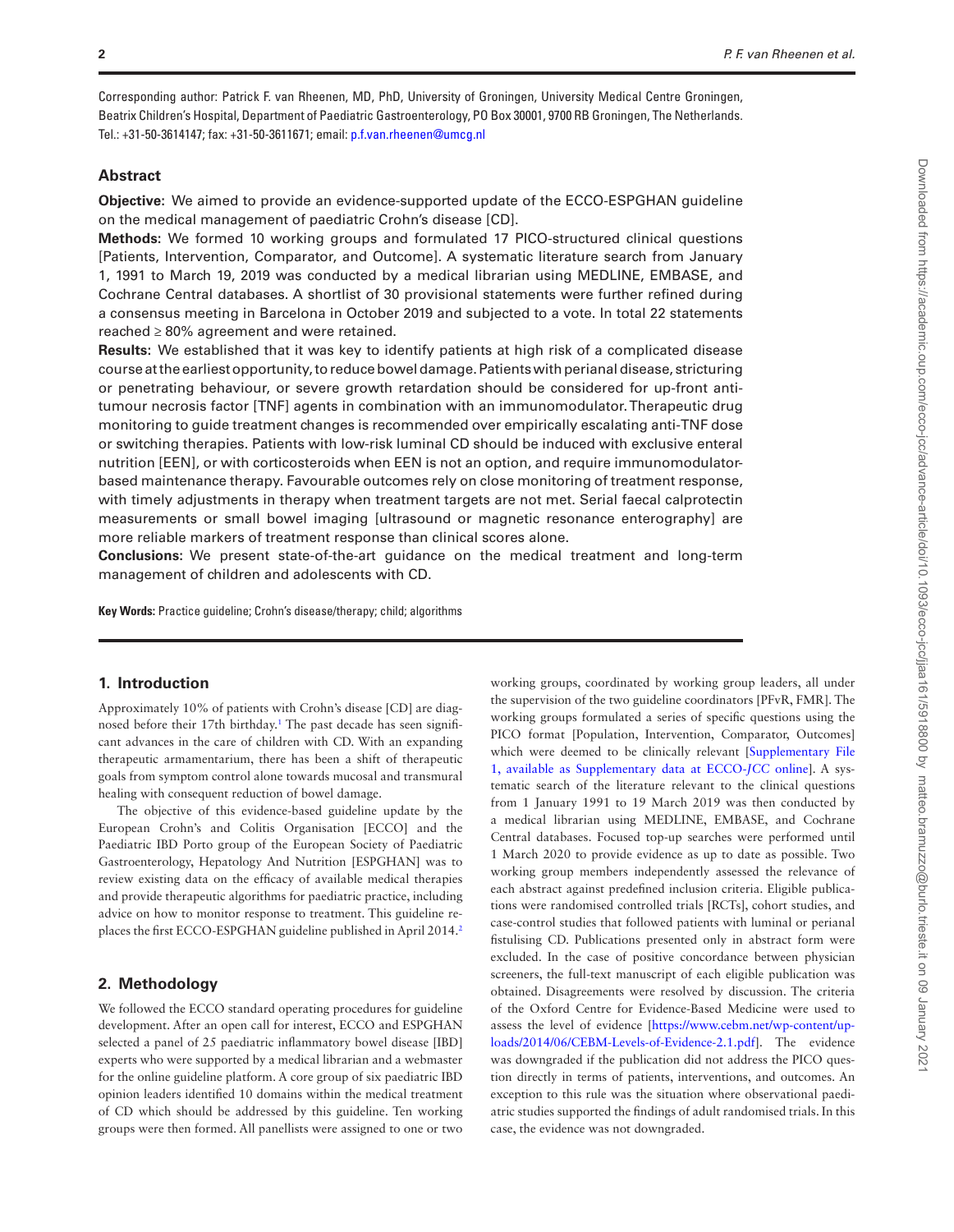Corresponding author: Patrick F. van Rheenen, MD, PhD, University of Groningen, University Medical Centre Groningen, Beatrix Children's Hospital, Department of Paediatric Gastroenterology, PO Box 30001, 9700 RB Groningen, The Netherlands. Tel.: +31-50-3614147; fax: +31-50-3611671; email: p.f.van.rheenen@umcg.nl

## Abstract

**Objective:** We aimed to provide an evidence-supported update of the ECCO-ESPGHAN guideline on the medical management of paediatric Crohn's disease [CD].

**Methods:** We formed 10 working groups and formulated 17 PICO-structured clinical questions [Patients, Intervention, Comparator, and Outcome]. A systematic literature search from January 1, 1991 to March 19, 2019 was conducted by a medical librarian using MEDLINE, EMBASE, and Cochrane Central databases. A shortlist of 30 provisional statements were further refined during a consensus meeting in Barcelona in October 2019 and subjected to a vote. In total 22 statements reached ≥ 80% agreement and were retained.

**Results:** We established that it was key to identify patients at high risk of a complicated disease course at the earliest opportunity, to reduce bowel damage. Patients with perianal disease, stricturing or penetrating behaviour, or severe growth retardation should be considered for up-front anti-tumour necrosis factor [TNF] agents in combination with an immunomodulator. Therapeutic drug monitoring to guide treatment changes is recommended over empirically escalating anti-TNF dose or switching therapies. Patients with low-risk luminal CD should be induced with exclusive enteral nutrition [EEN], or with corticosteroids when EEN is not an option, and require immunomodulator-based maintenance therapy. Favourable outcomes rely on close monitoring of treatment response, with timely adjustments in therapy when treatment targets are not met. Serial faecal calprotectin measurements or small bowel imaging [ultrasound or magnetic resonance enterography] are more reliable markers of treatment response than clinical scores alone.

**Conclusions:** We present state-of-the-art guidance on the medical treatment and long-term management of children and adolescents with CD.

**Key Words:** Practice guideline; Crohn's disease/therapy; child; algorithms

## 1. Introduction

Approximately 10% of patients with Crohn's disease [CD] are diagnosed before their 17th birthday.[1] The past decade has seen significant advances in the care of children with CD. With an expanding therapeutic armamentarium, there has been a shift of therapeutic goals from symptom control alone towards mucosal and transmural healing with consequent reduction of bowel damage.

The objective of this evidence-based guideline update by the European Crohn's and Colitis Organisation [ECCO] and the Paediatric IBD Porto group of the European Society of Paediatric Gastroenterology, Hepatology And Nutrition [ESPGHAN] was to review existing data on the efficacy of available medical therapies and provide therapeutic algorithms for paediatric practice, including advice on how to monitor response to treatment. This guideline replaces the first ECCO-ESPGHAN guideline published in April 2014.[2]

## 2. Methodology

We followed the ECCO standard operating procedures for guideline development. After an open call for interest, ECCO and ESPGHAN selected a panel of 25 paediatric inflammatory bowel disease [IBD] experts who were supported by a medical librarian and a webmaster for the online guideline platform. A core group of six paediatric IBD opinion leaders identified 10 domains within the medical treatment of CD which should be addressed by this guideline. Ten working groups were then formed. All panellists were assigned to one or two working groups, coordinated by working group leaders, all under the supervision of the two guideline coordinators [PFvR, FMR]. The working groups formulated a series of specific questions using the PICO format [Population, Intervention, Comparator, Outcomes] which were deemed to be clinically relevant [Supplementary File 1, available as Supplementary data at ECCO-*JCC* online]. A systematic search of the literature relevant to the clinical questions from 1 January 1991 to 19 March 2019 was then conducted by a medical librarian using MEDLINE, EMBASE, and Cochrane Central databases. Focused top-up searches were performed until 1 March 2020 to provide evidence as up to date as possible. Two working group members independently assessed the relevance of each abstract against predefined inclusion criteria. Eligible publications were randomised controlled trials [RCTs], cohort studies, and case-control studies that followed patients with luminal or perianal fistulising CD. Publications presented only in abstract form were excluded. In the case of positive concordance between physician screeners, the full-text manuscript of each eligible publication was obtained. Disagreements were resolved by discussion. The criteria of the Oxford Centre for Evidence-Based Medicine were used to assess the level of evidence [https://www.cebm.net/wp-content/uploads/2014/06/CEBM-Levels-of-Evidence-2.1.pdf]. The evidence was downgraded if the publication did not address the PICO question directly in terms of patients, interventions, and outcomes. An exception to this rule was the situation where observational paediatric studies supported the findings of adult randomised trials. In this case, the evidence was not downgraded.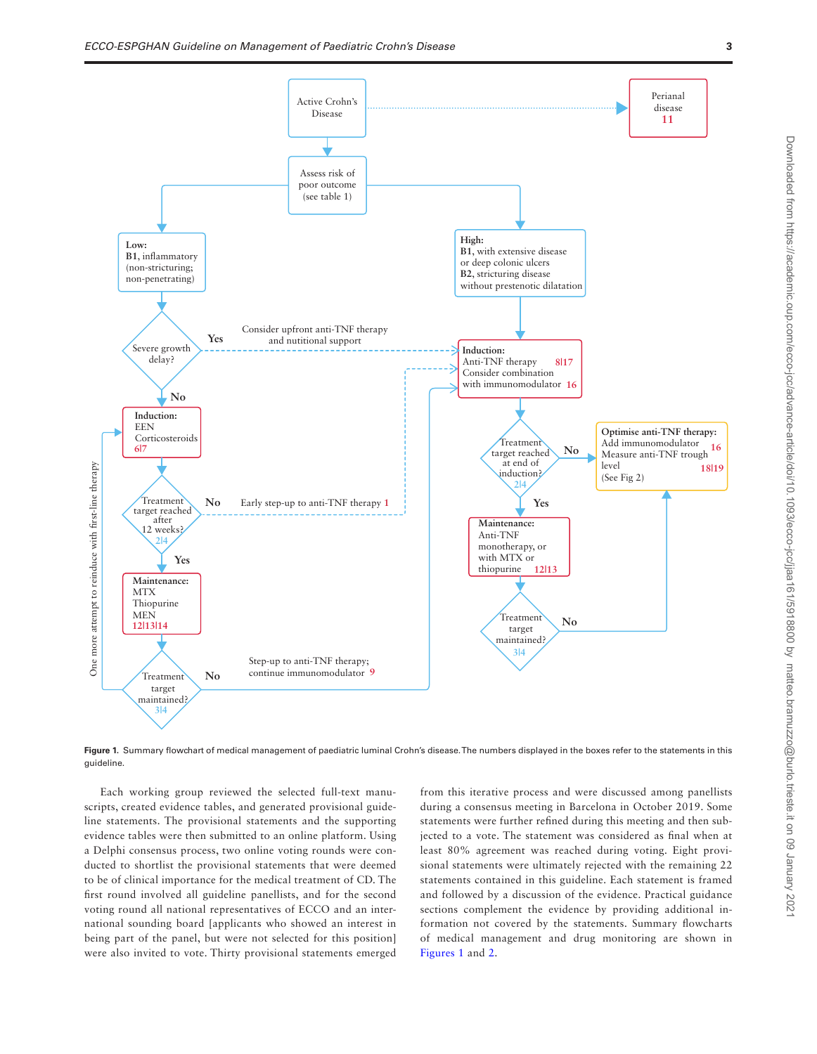Active Crohn's Disease → Perianal disease 11

Assess risk of poor outcome (see table 1)

**Low:**
**B1**, inflammatory (non-stricturing; non-penetrating)

Severe growth delay?
- Yes: Consider upfront anti-TNF therapy and nutritional support
- No

**Induction:**
EEN
Corticosteroids
6|7

Treatment target reached after 12 weeks? 2|4
- No: Early step-up to anti-TNF therapy 1
- Yes

**Maintenance:**
MTX
Thiopurine
MEN
12|13|14

Treatment target maintained? 3|4
- No: Step-up to anti-TNF therapy; continue immunomodulator 9
- One more attempt to reinduce with first-line therapy

**High:**
**B1**, with extensive disease or deep colonic ulcers
**B2**, stricturing disease without prestenotic dilatation

**Induction:**
Anti-TNF therapy 8|17
Consider combination with immunomodulator 16

Treatment target reached at end of induction? 2|4
- No
- Yes

**Optimise anti-TNF therapy:**
Add immunomodulator 16
Measure anti-TNF trough level 18|19
(See Fig 2)

**Maintenance:**
Anti-TNF monotherapy, or with MTX or thiopurine 12|13

Treatment target maintained? 3|4
- No

**Figure 1.** Summary flowchart of medical management of paediatric luminal Crohn's disease. The numbers displayed in the boxes refer to the statements in this guideline.

Each working group reviewed the selected full-text manuscripts, created evidence tables, and generated provisional guideline statements. The provisional statements and the supporting evidence tables were then submitted to an online platform. Using a Delphi consensus process, two online voting rounds were conducted to shortlist the provisional statements that were deemed to be of clinical importance for the medical treatment of CD. The first round involved all guideline panellists, and for the second voting round all national representatives of ECCO and an international sounding board [applicants who showed an interest in being part of the panel, but were not selected for this position] were also invited to vote. Thirty provisional statements emerged from this iterative process and were discussed among panellists during a consensus meeting in Barcelona in October 2019. Some statements were further refined during this meeting and then subjected to a vote. The statement was considered as final when at least 80% agreement was reached during voting. Eight provisional statements were ultimately rejected with the remaining 22 statements contained in this guideline. Each statement is framed and followed by a discussion of the evidence. Practical guidance sections complement the evidence by providing additional information not covered by the statements. Summary flowcharts of medical management and drug monitoring are shown in Figures 1 and 2.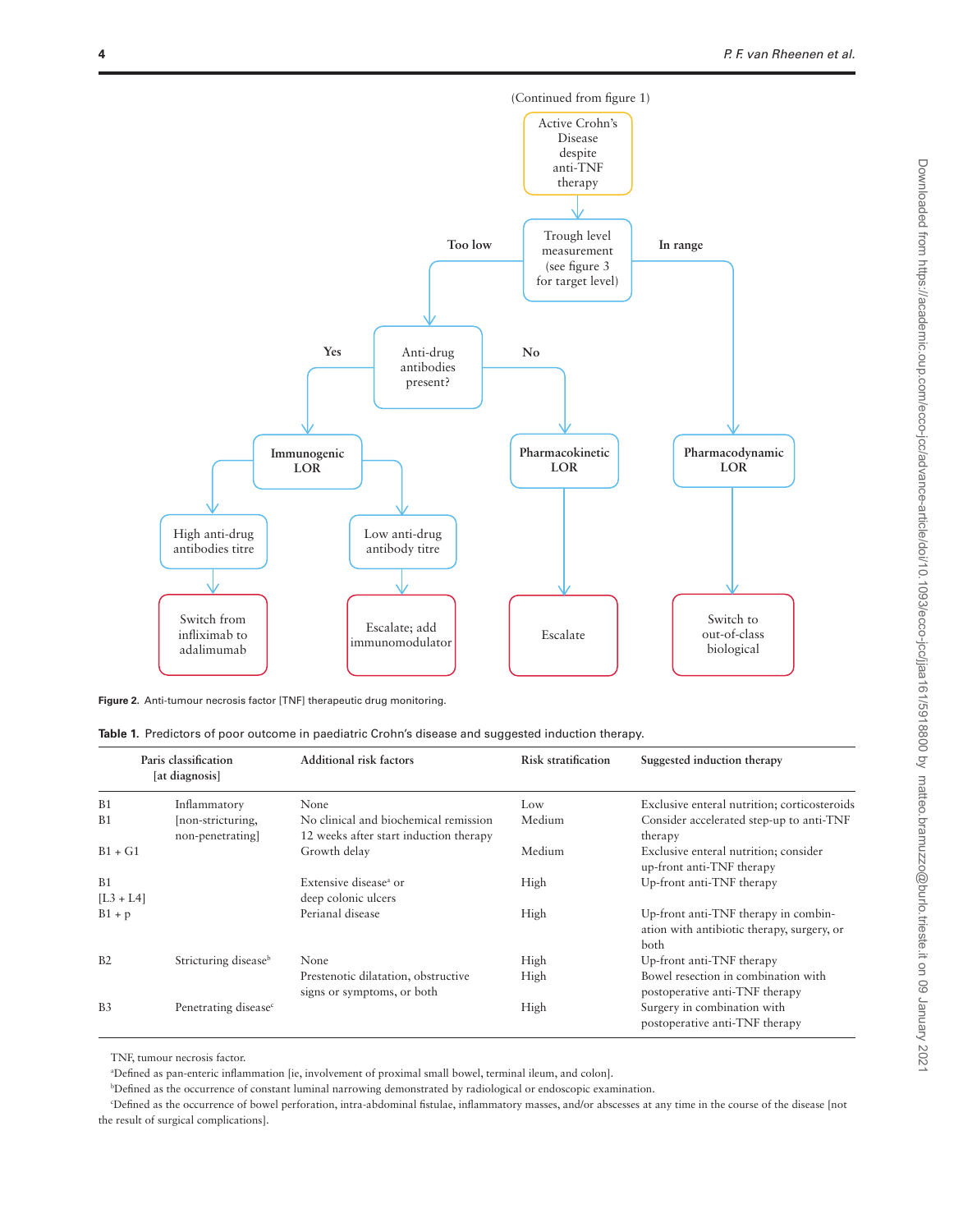(Continued from figure 1)

Active Crohn's Disease despite anti-TNF therapy

Trough level measurement (see figure 3 for target level)

- **Too low** → Anti-drug antibodies present?
  - **Yes** → **Immunogenic LOR**
    - High anti-drug antibodies titre → Switch from infliximab to adalimumab
    - Low anti-drug antibody titre → Escalate; add immunomodulator
  - **No** → **Pharmacokinetic LOR** → Escalate
- **In range** → **Pharmacodynamic LOR** → Switch to out-of-class biological

**Figure 2.** Anti-tumour necrosis factor [TNF] therapeutic drug monitoring.

**Table 1.** Predictors of poor outcome in paediatric Crohn's disease and suggested induction therapy.

| Paris classification [at diagnosis] | | Additional risk factors | Risk stratification | Suggested induction therapy |
|---|---|---|---|---|
| B1 | Inflammatory [non-stricturing, non-penetrating] | None | Low | Exclusive enteral nutrition; corticosteroids |
| B1 | | No clinical and biochemical remission 12 weeks after start induction therapy | Medium | Consider accelerated step-up to anti-TNF therapy |
| B1 + G1 | | Growth delay | Medium | Exclusive enteral nutrition; consider up-front anti-TNF therapy |
| B1 [L3 + L4] | | Extensive disease[a] or deep colonic ulcers | High | Up-front anti-TNF therapy |
| B1 + p | | Perianal disease | High | Up-front anti-TNF therapy in combination with antibiotic therapy, surgery, or both |
| B2 | Stricturing disease[b] | None | High | Up-front anti-TNF therapy |
| | | Prestenotic dilatation, obstructive signs or symptoms, or both | High | Bowel resection in combination with postoperative anti-TNF therapy |
| B3 | Penetrating disease[c] | | High | Surgery in combination with postoperative anti-TNF therapy |

TNF, tumour necrosis factor.

[a]Defined as pan-enteric inflammation [ie, involvement of proximal small bowel, terminal ileum, and colon].

[b]Defined as the occurrence of constant luminal narrowing demonstrated by radiological or endoscopic examination.

[c]Defined as the occurrence of bowel perforation, intra-abdominal fistulae, inflammatory masses, and/or abscesses at any time in the course of the disease [not the result of surgical complications].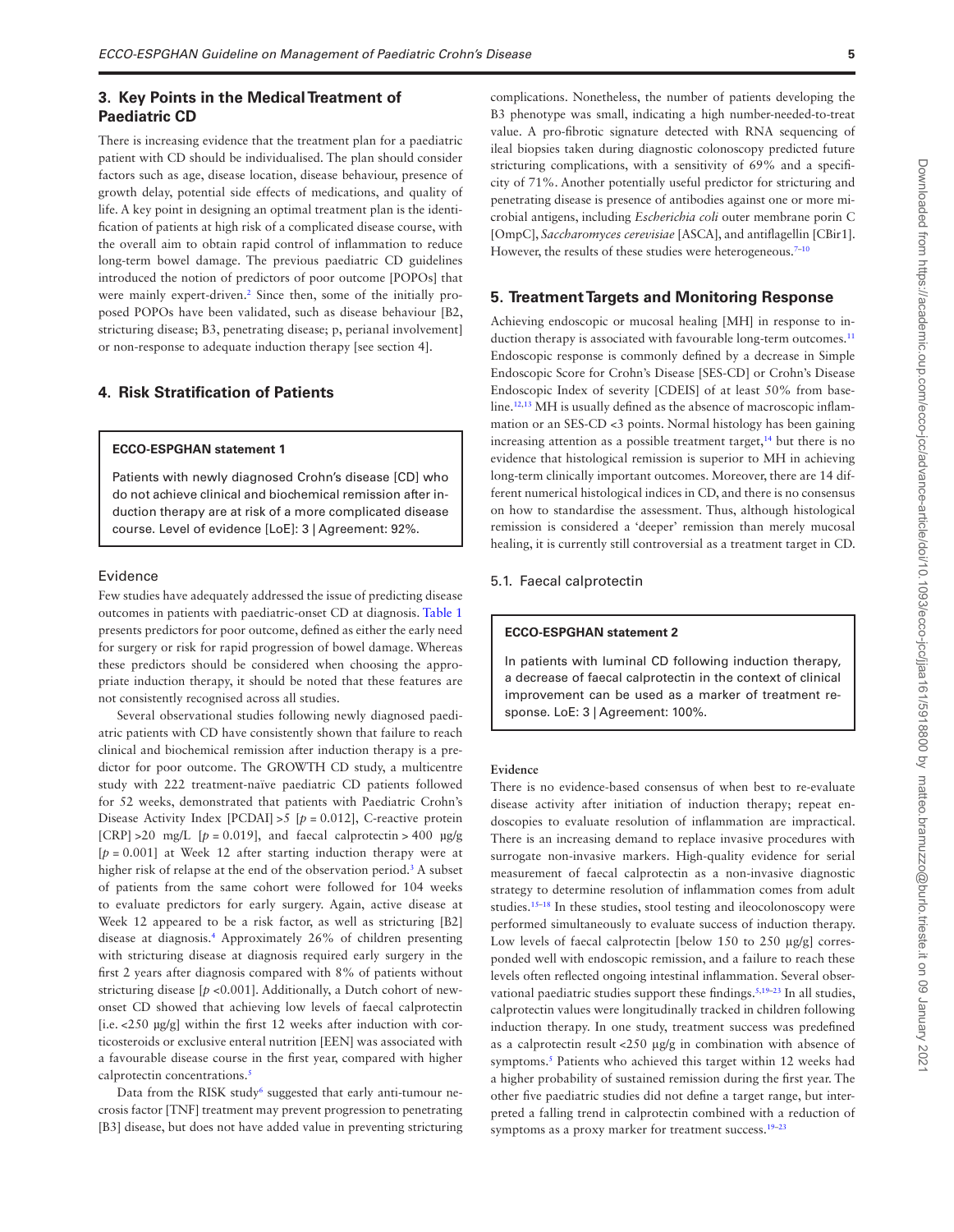## 3. Key Points in the Medical Treatment of Paediatric CD

There is increasing evidence that the treatment plan for a paediatric patient with CD should be individualised. The plan should consider factors such as age, disease location, disease behaviour, presence of growth delay, potential side effects of medications, and quality of life. A key point in designing an optimal treatment plan is the identification of patients at high risk of a complicated disease course, with the overall aim to obtain rapid control of inflammation to reduce long-term bowel damage. The previous paediatric CD guidelines introduced the notion of predictors of poor outcome [POPOs] that were mainly expert-driven.[2] Since then, some of the initially proposed POPOs have been validated, such as disease behaviour [B2, stricturing disease; B3, penetrating disease; p, perianal involvement] or non-response to adequate induction therapy [see section 4].

## 4. Risk Stratification of Patients

> **ECCO-ESPGHAN statement 1**
>
> Patients with newly diagnosed Crohn's disease [CD] who do not achieve clinical and biochemical remission after induction therapy are at risk of a more complicated disease course. Level of evidence [LoE]: 3 | Agreement: 92%.

### Evidence

Few studies have adequately addressed the issue of predicting disease outcomes in patients with paediatric-onset CD at diagnosis. Table 1 presents predictors for poor outcome, defined as either the early need for surgery or risk for rapid progression of bowel damage. Whereas these predictors should be considered when choosing the appropriate induction therapy, it should be noted that these features are not consistently recognised across all studies.

Several observational studies following newly diagnosed paediatric patients with CD have consistently shown that failure to reach clinical and biochemical remission after induction therapy is a predictor for poor outcome. The GROWTH CD study, a multicentre study with 222 treatment-naïve paediatric CD patients followed for 52 weeks, demonstrated that patients with Paediatric Crohn's Disease Activity Index [PCDAI] >5 [$p = 0.012$], C-reactive protein [CRP] >20 mg/L [$p = 0.019$], and faecal calprotectin > 400 µg/g [$p = 0.001$] at Week 12 after starting induction therapy were at higher risk of relapse at the end of the observation period.[3] A subset of patients from the same cohort were followed for 104 weeks to evaluate predictors for early surgery. Again, active disease at Week 12 appeared to be a risk factor, as well as stricturing [B2] disease at diagnosis.[4] Approximately 26% of children presenting with stricturing disease at diagnosis required early surgery in the first 2 years after diagnosis compared with 8% of patients without stricturing disease [$p < 0.001$]. Additionally, a Dutch cohort of new-onset CD showed that achieving low levels of faecal calprotectin [i.e. <250 µg/g] within the first 12 weeks after induction with corticosteroids or exclusive enteral nutrition [EEN] was associated with a favourable disease course in the first year, compared with higher calprotectin concentrations.[5]

Data from the RISK study[6] suggested that early anti-tumour necrosis factor [TNF] treatment may prevent progression to penetrating [B3] disease, but does not have added value in preventing stricturing complications. Nonetheless, the number of patients developing the B3 phenotype was small, indicating a high number-needed-to-treat value. A pro-fibrotic signature detected with RNA sequencing of ileal biopsies taken during diagnostic colonoscopy predicted future stricturing complications, with a sensitivity of 69% and a specificity of 71%. Another potentially useful predictor for stricturing and penetrating disease is presence of antibodies against one or more microbial antigens, including *Escherichia coli* outer membrane porin C [OmpC], *Saccharomyces cerevisiae* [ASCA], and antiflagellin [CBir1]. However, the results of these studies were heterogeneous.[7–10]

## 5. Treatment Targets and Monitoring Response

Achieving endoscopic or mucosal healing [MH] in response to induction therapy is associated with favourable long-term outcomes.[11] Endoscopic response is commonly defined by a decrease in Simple Endoscopic Score for Crohn's Disease [SES-CD] or Crohn's Disease Endoscopic Index of severity [CDEIS] of at least 50% from baseline.[12,13] MH is usually defined as the absence of macroscopic inflammation or an SES-CD <3 points. Normal histology has been gaining increasing attention as a possible treatment target,[14] but there is no evidence that histological remission is superior to MH in achieving long-term clinically important outcomes. Moreover, there are 14 different numerical histological indices in CD, and there is no consensus on how to standardise the assessment. Thus, although histological remission is considered a 'deeper' remission than merely mucosal healing, it is currently still controversial as a treatment target in CD.

### 5.1. Faecal calprotectin

> **ECCO-ESPGHAN statement 2**
>
> In patients with luminal CD following induction therapy, a decrease of faecal calprotectin in the context of clinical improvement can be used as a marker of treatment response. LoE: 3 | Agreement: 100%.

#### Evidence

There is no evidence-based consensus of when best to re-evaluate disease activity after initiation of induction therapy; repeat endoscopies to evaluate resolution of inflammation are impractical. There is an increasing demand to replace invasive procedures with surrogate non-invasive markers. High-quality evidence for serial measurement of faecal calprotectin as a non-invasive diagnostic strategy to determine resolution of inflammation comes from adult studies.[15–18] In these studies, stool testing and ileocolonoscopy were performed simultaneously to evaluate success of induction therapy. Low levels of faecal calprotectin [below 150 to 250 µg/g] corresponded well with endoscopic remission, and a failure to reach these levels often reflected ongoing intestinal inflammation. Several observational paediatric studies support these findings.[5,19–23] In all studies, calprotectin values were longitudinally tracked in children following induction therapy. In one study, treatment success was predefined as a calprotectin result <250 µg/g in combination with absence of symptoms.[5] Patients who achieved this target within 12 weeks had a higher probability of sustained remission during the first year. The other five paediatric studies did not define a target range, but interpreted a falling trend in calprotectin combined with a reduction of symptoms as a proxy marker for treatment success.[19–23]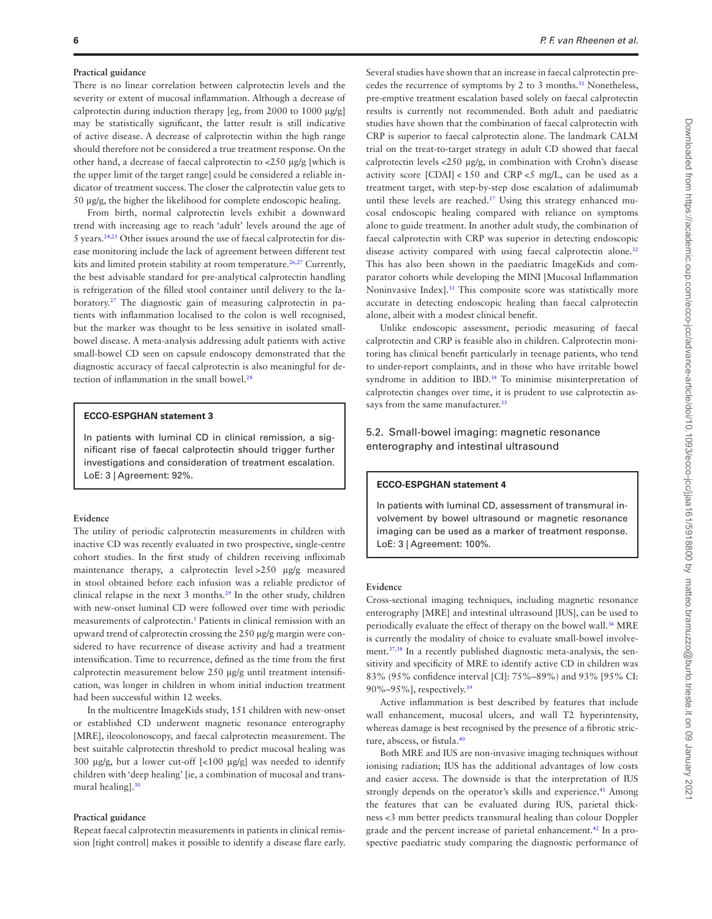**Practical guidance**

There is no linear correlation between calprotectin levels and the severity or extent of mucosal inflammation. Although a decrease of calprotectin during induction therapy [eg, from 2000 to 1000 µg/g] may be statistically significant, the latter result is still indicative of active disease. A decrease of calprotectin within the high range should therefore not be considered a true treatment response. On the other hand, a decrease of faecal calprotectin to <250 µg/g [which is the upper limit of the target range] could be considered a reliable indicator of treatment success. The closer the calprotectin value gets to 50 µg/g, the higher the likelihood for complete endoscopic healing.

From birth, normal calprotectin levels exhibit a downward trend with increasing age to reach 'adult' levels around the age of 5 years.[24,25] Other issues around the use of faecal calprotectin for disease monitoring include the lack of agreement between different test kits and limited protein stability at room temperature.[26,27] Currently, the best advisable standard for pre-analytical calprotectin handling is refrigeration of the filled stool container until delivery to the laboratory.[27] The diagnostic gain of measuring calprotectin in patients with inflammation localised to the colon is well recognised, but the marker was thought to be less sensitive in isolated small-bowel disease. A meta-analysis addressing adult patients with active small-bowel CD seen on capsule endoscopy demonstrated that the diagnostic accuracy of faecal calprotectin is also meaningful for detection of inflammation in the small bowel.[28]

**ECCO-ESPGHAN statement 3**

In patients with luminal CD in clinical remission, a significant rise of faecal calprotectin should trigger further investigations and consideration of treatment escalation. LoE: 3 | Agreement: 92%.

**Evidence**

The utility of periodic calprotectin measurements in children with inactive CD was recently evaluated in two prospective, single-centre cohort studies. In the first study of children receiving infliximab maintenance therapy, a calprotectin level >250 µg/g measured in stool obtained before each infusion was a reliable predictor of clinical relapse in the next 3 months.[29] In the other study, children with new-onset luminal CD were followed over time with periodic measurements of calprotectin.[5] Patients in clinical remission with an upward trend of calprotectin crossing the 250 µg/g margin were considered to have recurrence of disease activity and had a treatment intensification. Time to recurrence, defined as the time from the first calprotectin measurement below 250 µg/g until treatment intensification, was longer in children in whom initial induction treatment had been successful within 12 weeks.

In the multicentre ImageKids study, 151 children with new-onset or established CD underwent magnetic resonance enterography [MRE], ileocolonoscopy, and faecal calprotectin measurement. The best suitable calprotectin threshold to predict mucosal healing was 300 µg/g, but a lower cut-off [<100 µg/g] was needed to identify children with 'deep healing' [ie, a combination of mucosal and transmural healing].[30]

**Practical guidance**

Repeat faecal calprotectin measurements in patients in clinical remission [tight control] makes it possible to identify a disease flare early. Several studies have shown that an increase in faecal calprotectin precedes the recurrence of symptoms by 2 to 3 months.[31] Nonetheless, pre-emptive treatment escalation based solely on faecal calprotectin results is currently not recommended. Both adult and paediatric studies have shown that the combination of faecal calprotectin with CRP is superior to faecal calprotectin alone. The landmark CALM trial on the treat-to-target strategy in adult CD showed that faecal calprotectin levels <250 µg/g, in combination with Crohn's disease activity score [CDAI] < 150 and CRP <5 mg/L, can be used as a treatment target, with step-by-step dose escalation of adalimumab until these levels are reached.[17] Using this strategy enhanced mucosal endoscopic healing compared with reliance on symptoms alone to guide treatment. In another adult study, the combination of faecal calprotectin with CRP was superior in detecting endoscopic disease activity compared with using faecal calprotectin alone.[32] This has also been shown in the paediatric ImageKids and comparator cohorts while developing the MINI [Mucosal Inflammation Noninvasive Index].[33] This composite score was statistically more accurate in detecting endoscopic healing than faecal calprotectin alone, albeit with a modest clinical benefit.

Unlike endoscopic assessment, periodic measuring of faecal calprotectin and CRP is feasible also in children. Calprotectin monitoring has clinical benefit particularly in teenage patients, who tend to under-report complaints, and in those who have irritable bowel syndrome in addition to IBD.[34] To minimise misinterpretation of calprotectin changes over time, it is prudent to use calprotectin assays from the same manufacturer.[35]

## 5.2. Small-bowel imaging: magnetic resonance enterography and intestinal ultrasound

**ECCO-ESPGHAN statement 4**

In patients with luminal CD, assessment of transmural involvement by bowel ultrasound or magnetic resonance imaging can be used as a marker of treatment response. LoE: 3 | Agreement: 100%.

**Evidence**

Cross-sectional imaging techniques, including magnetic resonance enterography [MRE] and intestinal ultrasound [IUS], can be used to periodically evaluate the effect of therapy on the bowel wall.[36] MRE is currently the modality of choice to evaluate small-bowel involvement.[37,38] In a recently published diagnostic meta-analysis, the sensitivity and specificity of MRE to identify active CD in children was 83% (95% confidence interval [CI]: 75%–89%) and 93% [95% CI: 90%–95%], respectively.[39]

Active inflammation is best described by features that include wall enhancement, mucosal ulcers, and wall T2 hyperintensity, whereas damage is best recognised by the presence of a fibrotic stricture, abscess, or fistula.[40]

Both MRE and IUS are non-invasive imaging techniques without ionising radiation; IUS has the additional advantages of low costs and easier access. The downside is that the interpretation of IUS strongly depends on the operator's skills and experience.[41] Among the features that can be evaluated during IUS, parietal thickness <3 mm better predicts transmural healing than colour Doppler grade and the percent increase of parietal enhancement.[42] In a prospective paediatric study comparing the diagnostic performance of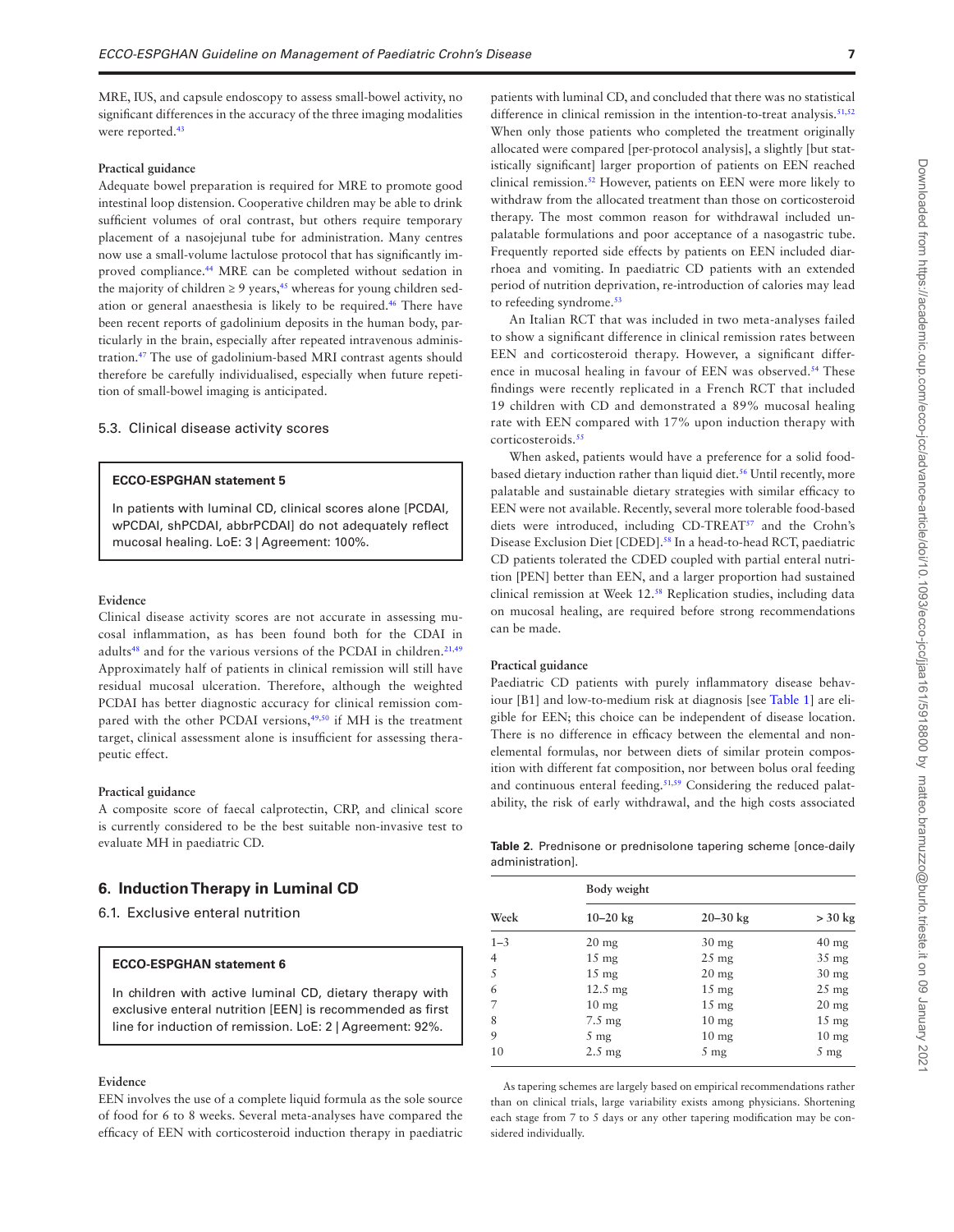MRE, IUS, and capsule endoscopy to assess small-bowel activity, no significant differences in the accuracy of the three imaging modalities were reported.[43]

#### Practical guidance

Adequate bowel preparation is required for MRE to promote good intestinal loop distension. Cooperative children may be able to drink sufficient volumes of oral contrast, but others require temporary placement of a nasojejunal tube for administration. Many centres now use a small-volume lactulose protocol that has significantly improved compliance.[44] MRE can be completed without sedation in the majority of children ≥ 9 years,[45] whereas for young children sedation or general anaesthesia is likely to be required.[46] There have been recent reports of gadolinium deposits in the human body, particularly in the brain, especially after repeated intravenous administration.[47] The use of gadolinium-based MRI contrast agents should therefore be carefully individualised, especially when future repetition of small-bowel imaging is anticipated.

### 5.3. Clinical disease activity scores

> **ECCO-ESPGHAN statement 5**
>
> In patients with luminal CD, clinical scores alone [PCDAI, wPCDAI, shPCDAI, abbrPCDAI] do not adequately reflect mucosal healing. LoE: 3 | Agreement: 100%.

#### Evidence

Clinical disease activity scores are not accurate in assessing mucosal inflammation, as has been found both for the CDAI in adults[48] and for the various versions of the PCDAI in children.[21,49] Approximately half of patients in clinical remission will still have residual mucosal ulceration. Therefore, although the weighted PCDAI has better diagnostic accuracy for clinical remission compared with the other PCDAI versions,[49,50] if MH is the treatment target, clinical assessment alone is insufficient for assessing therapeutic effect.

#### Practical guidance

A composite score of faecal calprotectin, CRP, and clinical score is currently considered to be the best suitable non-invasive test to evaluate MH in paediatric CD.

## 6. Induction Therapy in Luminal CD

### 6.1. Exclusive enteral nutrition

> **ECCO-ESPGHAN statement 6**
>
> In children with active luminal CD, dietary therapy with exclusive enteral nutrition [EEN] is recommended as first line for induction of remission. LoE: 2 | Agreement: 92%.

#### Evidence

EEN involves the use of a complete liquid formula as the sole source of food for 6 to 8 weeks. Several meta-analyses have compared the efficacy of EEN with corticosteroid induction therapy in paediatric patients with luminal CD, and concluded that there was no statistical difference in clinical remission in the intention-to-treat analysis.[51,52] When only those patients who completed the treatment originally allocated were compared [per-protocol analysis], a slightly [but statistically significant] larger proportion of patients on EEN reached clinical remission.[52] However, patients on EEN were more likely to withdraw from the allocated treatment than those on corticosteroid therapy. The most common reason for withdrawal included unpalatable formulations and poor acceptance of a nasogastric tube. Frequently reported side effects by patients on EEN included diarrhoea and vomiting. In paediatric CD patients with an extended period of nutrition deprivation, re-introduction of calories may lead to refeeding syndrome.[53]

An Italian RCT that was included in two meta-analyses failed to show a significant difference in clinical remission rates between EEN and corticosteroid therapy. However, a significant difference in mucosal healing in favour of EEN was observed.[54] These findings were recently replicated in a French RCT that included 19 children with CD and demonstrated a 89% mucosal healing rate with EEN compared with 17% upon induction therapy with corticosteroids.[55]

When asked, patients would have a preference for a solid food-based dietary induction rather than liquid diet.[56] Until recently, more palatable and sustainable dietary strategies with similar efficacy to EEN were not available. Recently, several more tolerable food-based diets were introduced, including CD-TREAT[57] and the Crohn's Disease Exclusion Diet [CDED].[58] In a head-to-head RCT, paediatric CD patients tolerated the CDED coupled with partial enteral nutrition [PEN] better than EEN, and a larger proportion had sustained clinical remission at Week 12.[58] Replication studies, including data on mucosal healing, are required before strong recommendations can be made.

#### Practical guidance

Paediatric CD patients with purely inflammatory disease behaviour [B1] and low-to-medium risk at diagnosis [see Table 1] are eligible for EEN; this choice can be independent of disease location. There is no difference in efficacy between the elemental and non-elemental formulas, nor between diets of similar protein composition with different fat composition, nor between bolus oral feeding and continuous enteral feeding.[51,59] Considering the reduced palatability, the risk of early withdrawal, and the high costs associated

**Table 2.** Prednisone or prednisolone tapering scheme [once-daily administration].

| Week | Body weight 10–20 kg | 20–30 kg | > 30 kg |
|---|---|---|---|
| 1–3 | 20 mg | 30 mg | 40 mg |
| 4 | 15 mg | 25 mg | 35 mg |
| 5 | 15 mg | 20 mg | 30 mg |
| 6 | 12.5 mg | 15 mg | 25 mg |
| 7 | 10 mg | 15 mg | 20 mg |
| 8 | 7.5 mg | 10 mg | 15 mg |
| 9 | 5 mg | 10 mg | 10 mg |
| 10 | 2.5 mg | 5 mg | 5 mg |

As tapering schemes are largely based on empirical recommendations rather than on clinical trials, large variability exists among physicians. Shortening each stage from 7 to 5 days or any other tapering modification may be considered individually.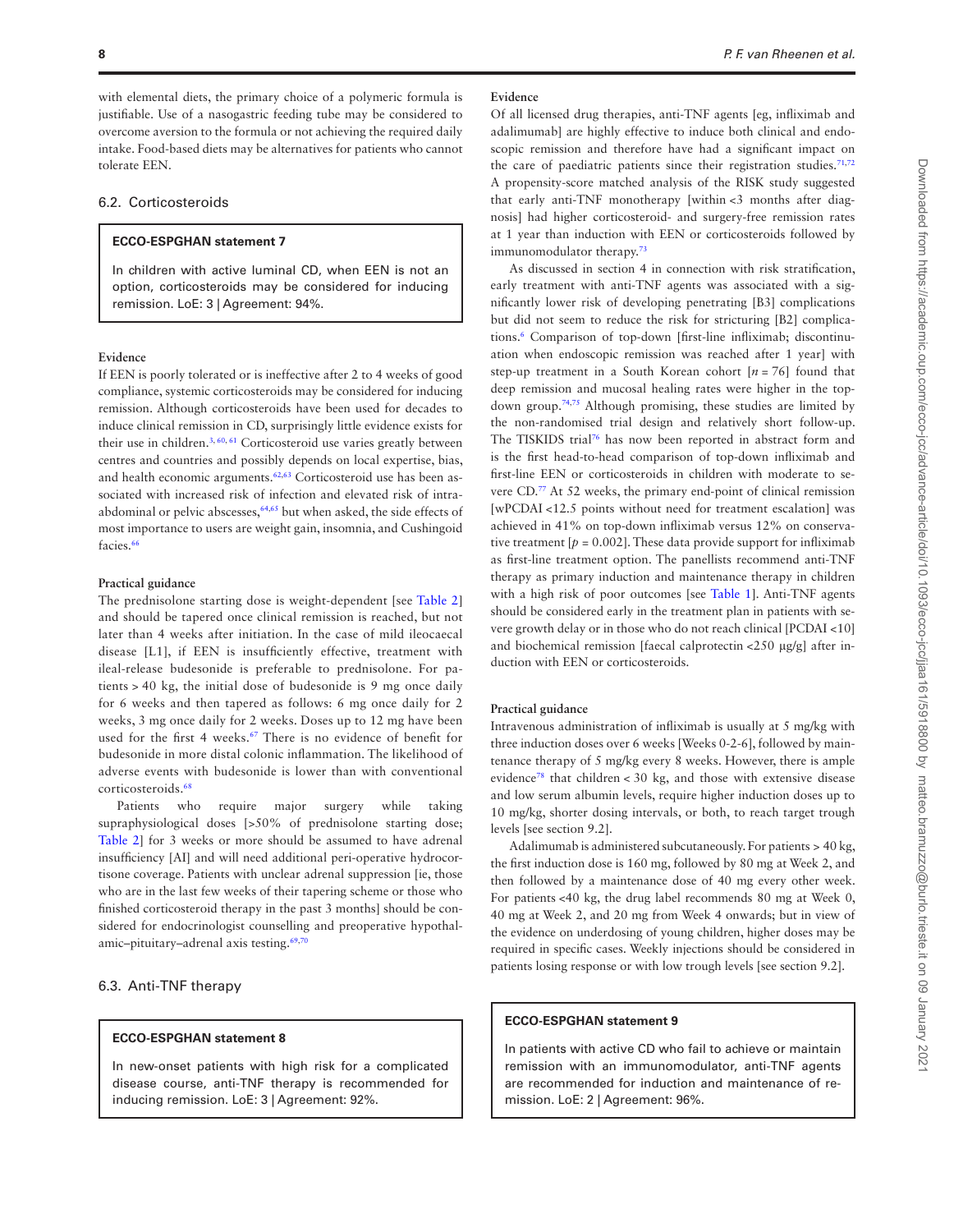with elemental diets, the primary choice of a polymeric formula is justifiable. Use of a nasogastric feeding tube may be considered to overcome aversion to the formula or not achieving the required daily intake. Food-based diets may be alternatives for patients who cannot tolerate EEN.

## 6.2. Corticosteroids

**ECCO-ESPGHAN statement 7**

In children with active luminal CD, when EEN is not an option, corticosteroids may be considered for inducing remission. LoE: 3 | Agreement: 94%.

### Evidence

If EEN is poorly tolerated or is ineffective after 2 to 4 weeks of good compliance, systemic corticosteroids may be considered for inducing remission. Although corticosteroids have been used for decades to induce clinical remission in CD, surprisingly little evidence exists for their use in children.[3, 60, 61] Corticosteroid use varies greatly between centres and countries and possibly depends on local expertise, bias, and health economic arguments.[62,63] Corticosteroid use has been associated with increased risk of infection and elevated risk of intra-abdominal or pelvic abscesses,[64,65] but when asked, the side effects of most importance to users are weight gain, insomnia, and Cushingoid facies.[66]

### Practical guidance

The prednisolone starting dose is weight-dependent [see Table 2] and should be tapered once clinical remission is reached, but not later than 4 weeks after initiation. In the case of mild ileocaecal disease [L1], if EEN is insufficiently effective, treatment with ileal-release budesonide is preferable to prednisolone. For patients > 40 kg, the initial dose of budesonide is 9 mg once daily for 6 weeks and then tapered as follows: 6 mg once daily for 2 weeks, 3 mg once daily for 2 weeks. Doses up to 12 mg have been used for the first 4 weeks.[67] There is no evidence of benefit for budesonide in more distal colonic inflammation. The likelihood of adverse events with budesonide is lower than with conventional corticosteroids.[68]

Patients who require major surgery while taking supraphysiological doses [>50% of prednisolone starting dose; Table 2] for 3 weeks or more should be assumed to have adrenal insufficiency [AI] and will need additional peri-operative hydrocortisone coverage. Patients with unclear adrenal suppression [ie, those who are in the last few weeks of their tapering scheme or those who finished corticosteroid therapy in the past 3 months] should be considered for endocrinologist counselling and preoperative hypothalamic–pituitary–adrenal axis testing.[69,70]

## 6.3. Anti-TNF therapy

**ECCO-ESPGHAN statement 8**

In new-onset patients with high risk for a complicated disease course, anti-TNF therapy is recommended for inducing remission. LoE: 3 | Agreement: 92%.

### Evidence

Of all licensed drug therapies, anti-TNF agents [eg, infliximab and adalimumab] are highly effective to induce both clinical and endoscopic remission and therefore have had a significant impact on the care of paediatric patients since their registration studies.[71,72] A propensity-score matched analysis of the RISK study suggested that early anti-TNF monotherapy [within <3 months after diagnosis] had higher corticosteroid- and surgery-free remission rates at 1 year than induction with EEN or corticosteroids followed by immunomodulator therapy.[73]

As discussed in section 4 in connection with risk stratification, early treatment with anti-TNF agents was associated with a significantly lower risk of developing penetrating [B3] complications but did not seem to reduce the risk for stricturing [B2] complications.[6] Comparison of top-down [first-line infliximab; discontinuation when endoscopic remission was reached after 1 year] with step-up treatment in a South Korean cohort [$n = 76$] found that deep remission and mucosal healing rates were higher in the top-down group.[74,75] Although promising, these studies are limited by the non-randomised trial design and relatively short follow-up. The TISKIDS trial[76] has now been reported in abstract form and is the first head-to-head comparison of top-down infliximab and first-line EEN or corticosteroids in children with moderate to severe CD.[77] At 52 weeks, the primary end-point of clinical remission [wPCDAI <12.5 points without need for treatment escalation] was achieved in 41% on top-down infliximab versus 12% on conservative treatment [$p = 0.002$]. These data provide support for infliximab as first-line treatment option. The panellists recommend anti-TNF therapy as primary induction and maintenance therapy in children with a high risk of poor outcomes [see Table 1]. Anti-TNF agents should be considered early in the treatment plan in patients with severe growth delay or in those who do not reach clinical [PCDAI <10] and biochemical remission [faecal calprotectin <250 µg/g] after induction with EEN or corticosteroids.

### Practical guidance

Intravenous administration of infliximab is usually at 5 mg/kg with three induction doses over 6 weeks [Weeks 0-2-6], followed by maintenance therapy of 5 mg/kg every 8 weeks. However, there is ample evidence[78] that children < 30 kg, and those with extensive disease and low serum albumin levels, require higher induction doses up to 10 mg/kg, shorter dosing intervals, or both, to reach target trough levels [see section 9.2].

Adalimumab is administered subcutaneously. For patients > 40 kg, the first induction dose is 160 mg, followed by 80 mg at Week 2, and then followed by a maintenance dose of 40 mg every other week. For patients <40 kg, the drug label recommends 80 mg at Week 0, 40 mg at Week 2, and 20 mg from Week 4 onwards; but in view of the evidence on underdosing of young children, higher doses may be required in specific cases. Weekly injections should be considered in patients losing response or with low trough levels [see section 9.2].

**ECCO-ESPGHAN statement 9**

In patients with active CD who fail to achieve or maintain remission with an immunomodulator, anti-TNF agents are recommended for induction and maintenance of remission. LoE: 2 | Agreement: 96%.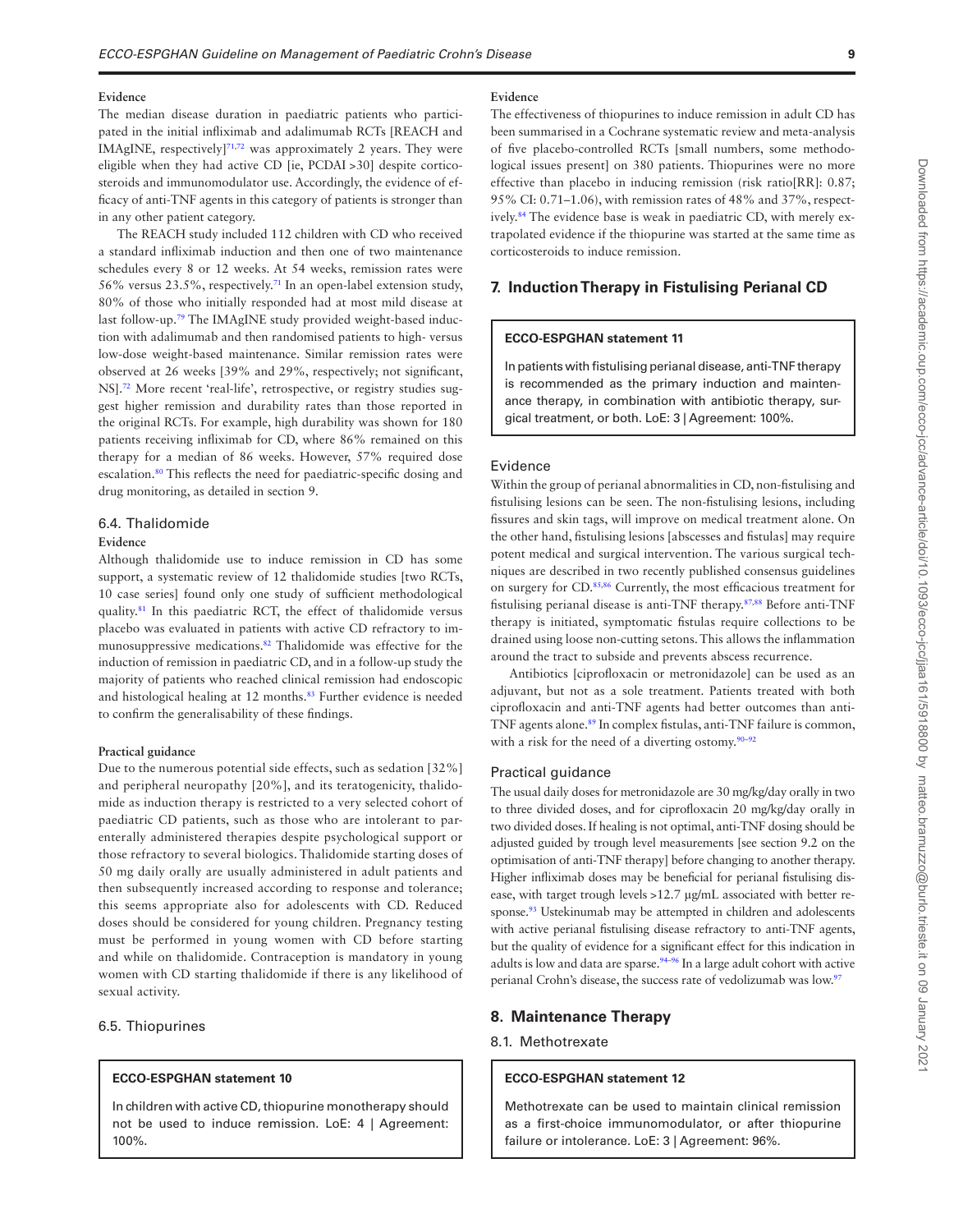#### Evidence

The median disease duration in paediatric patients who participated in the initial infliximab and adalimumab RCTs [REACH and IMAgINE, respectively][71,72] was approximately 2 years. They were eligible when they had active CD [ie, PCDAI >30] despite corticosteroids and immunomodulator use. Accordingly, the evidence of efficacy of anti-TNF agents in this category of patients is stronger than in any other patient category.

The REACH study included 112 children with CD who received a standard infliximab induction and then one of two maintenance schedules every 8 or 12 weeks. At 54 weeks, remission rates were 56% versus 23.5%, respectively.[71] In an open-label extension study, 80% of those who initially responded had at most mild disease at last follow-up.[79] The IMAgINE study provided weight-based induction with adalimumab and then randomised patients to high- versus low-dose weight-based maintenance. Similar remission rates were observed at 26 weeks [39% and 29%, respectively; not significant, NS].[72] More recent 'real-life', retrospective, or registry studies suggest higher remission and durability rates than those reported in the original RCTs. For example, high durability was shown for 180 patients receiving infliximab for CD, where 86% remained on this therapy for a median of 86 weeks. However, 57% required dose escalation.[80] This reflects the need for paediatric-specific dosing and drug monitoring, as detailed in section 9.

### 6.4. Thalidomide

#### Evidence

Although thalidomide use to induce remission in CD has some support, a systematic review of 12 thalidomide studies [two RCTs, 10 case series] found only one study of sufficient methodological quality.[81] In this paediatric RCT, the effect of thalidomide versus placebo was evaluated in patients with active CD refractory to immunosuppressive medications.[82] Thalidomide was effective for the induction of remission in paediatric CD, and in a follow-up study the majority of patients who reached clinical remission had endoscopic and histological healing at 12 months.[83] Further evidence is needed to confirm the generalisability of these findings.

#### Practical guidance

Due to the numerous potential side effects, such as sedation [32%] and peripheral neuropathy [20%], and its teratogenicity, thalidomide as induction therapy is restricted to a very selected cohort of paediatric CD patients, such as those who are intolerant to parenterally administered therapies despite psychological support or those refractory to several biologics. Thalidomide starting doses of 50 mg daily orally are usually administered in adult patients and then subsequently increased according to response and tolerance; this seems appropriate also for adolescents with CD. Reduced doses should be considered for young children. Pregnancy testing must be performed in young women with CD before starting and while on thalidomide. Contraception is mandatory in young women with CD starting thalidomide if there is any likelihood of sexual activity.

### 6.5. Thiopurines

> **ECCO-ESPGHAN statement 10**
>
> In children with active CD, thiopurine monotherapy should not be used to induce remission. LoE: 4 | Agreement: 100%.

#### Evidence

The effectiveness of thiopurines to induce remission in adult CD has been summarised in a Cochrane systematic review and meta-analysis of five placebo-controlled RCTs [small numbers, some methodological issues present] on 380 patients. Thiopurines were no more effective than placebo in inducing remission (risk ratio[RR]: 0.87; 95% CI: 0.71–1.06), with remission rates of 48% and 37%, respectively.[84] The evidence base is weak in paediatric CD, with merely extrapolated evidence if the thiopurine was started at the same time as corticosteroids to induce remission.

## 7. Induction Therapy in Fistulising Perianal CD

> **ECCO-ESPGHAN statement 11**
>
> In patients with fistulising perianal disease, anti-TNF therapy is recommended as the primary induction and maintenance therapy, in combination with antibiotic therapy, surgical treatment, or both. LoE: 3 | Agreement: 100%.

### Evidence

Within the group of perianal abnormalities in CD, non-fistulising and fistulising lesions can be seen. The non-fistulising lesions, including fissures and skin tags, will improve on medical treatment alone. On the other hand, fistulising lesions [abscesses and fistulas] may require potent medical and surgical intervention. The various surgical techniques are described in two recently published consensus guidelines on surgery for CD.[85,86] Currently, the most efficacious treatment for fistulising perianal disease is anti-TNF therapy.[87,88] Before anti-TNF therapy is initiated, symptomatic fistulas require collections to be drained using loose non-cutting setons. This allows the inflammation around the tract to subside and prevents abscess recurrence.

Antibiotics [ciprofloxacin or metronidazole] can be used as an adjuvant, but not as a sole treatment. Patients treated with both ciprofloxacin and anti-TNF agents had better outcomes than anti-TNF agents alone.[89] In complex fistulas, anti-TNF failure is common, with a risk for the need of a diverting ostomy.[90–92]

### Practical guidance

The usual daily doses for metronidazole are 30 mg/kg/day orally in two to three divided doses, and for ciprofloxacin 20 mg/kg/day orally in two divided doses. If healing is not optimal, anti-TNF dosing should be adjusted guided by trough level measurements [see section 9.2 on the optimisation of anti-TNF therapy] before changing to another therapy. Higher infliximab doses may be beneficial for perianal fistulising disease, with target trough levels >12.7 μg/mL associated with better response.[93] Ustekinumab may be attempted in children and adolescents with active perianal fistulising disease refractory to anti-TNF agents, but the quality of evidence for a significant effect for this indication in adults is low and data are sparse.[94–96] In a large adult cohort with active perianal Crohn's disease, the success rate of vedolizumab was low.[97]

## 8. Maintenance Therapy

### 8.1. Methotrexate

> **ECCO-ESPGHAN statement 12**
>
> Methotrexate can be used to maintain clinical remission as a first-choice immunomodulator, or after thiopurine failure or intolerance. LoE: 3 | Agreement: 96%.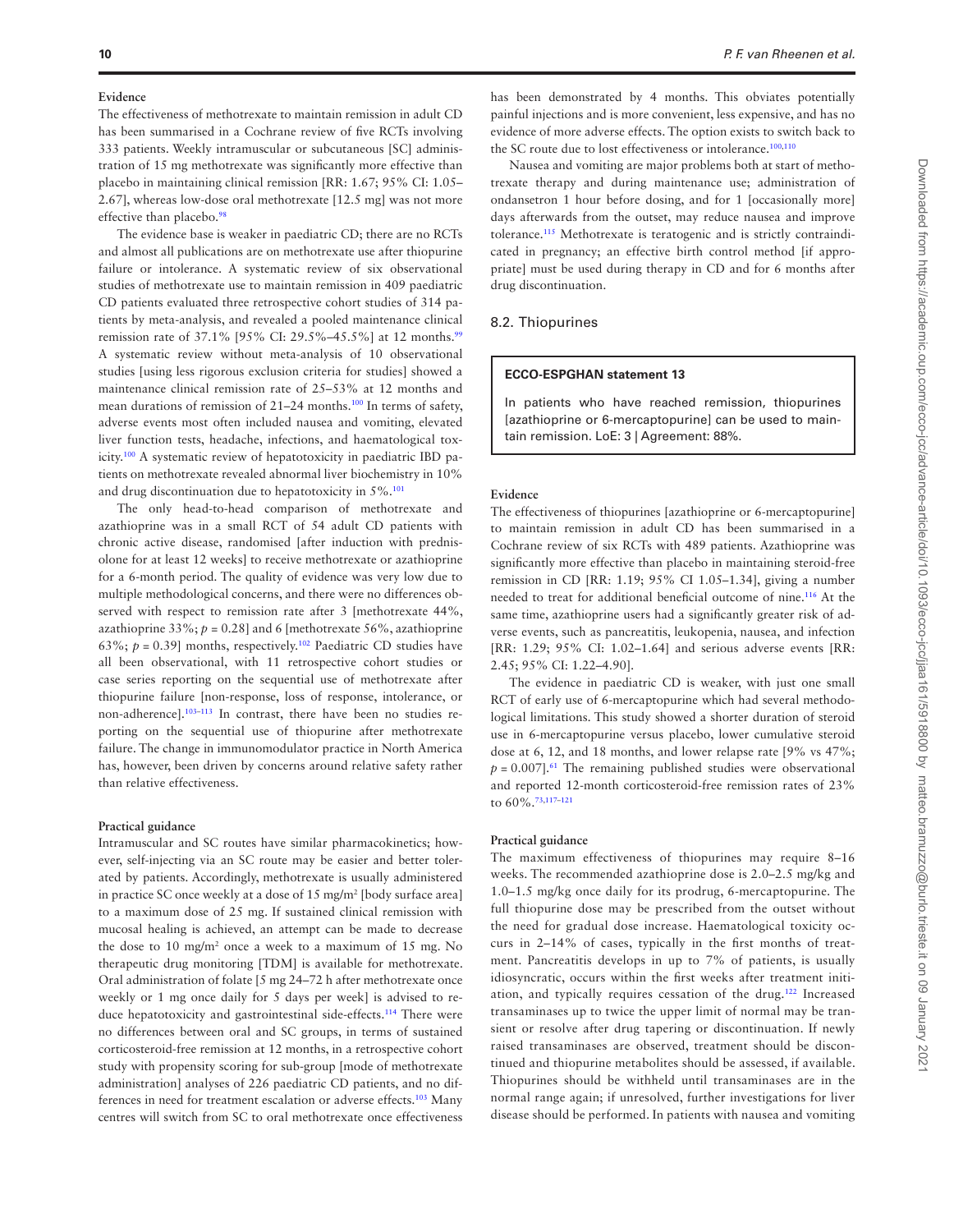#### Evidence

The effectiveness of methotrexate to maintain remission in adult CD has been summarised in a Cochrane review of five RCTs involving 333 patients. Weekly intramuscular or subcutaneous [SC] administration of 15 mg methotrexate was significantly more effective than placebo in maintaining clinical remission [RR: 1.67; 95% CI: 1.05–2.67], whereas low-dose oral methotrexate [12.5 mg] was not more effective than placebo.[98]

The evidence base is weaker in paediatric CD; there are no RCTs and almost all publications are on methotrexate use after thiopurine failure or intolerance. A systematic review of six observational studies of methotrexate use to maintain remission in 409 paediatric CD patients evaluated three retrospective cohort studies of 314 patients by meta-analysis, and revealed a pooled maintenance clinical remission rate of 37.1% [95% CI: 29.5%–45.5%] at 12 months.[99] A systematic review without meta-analysis of 10 observational studies [using less rigorous exclusion criteria for studies] showed a maintenance clinical remission rate of 25–53% at 12 months and mean durations of remission of 21–24 months.[100] In terms of safety, adverse events most often included nausea and vomiting, elevated liver function tests, headache, infections, and haematological toxicity.[100] A systematic review of hepatotoxicity in paediatric IBD patients on methotrexate revealed abnormal liver biochemistry in 10% and drug discontinuation due to hepatotoxicity in 5%.[101]

The only head-to-head comparison of methotrexate and azathioprine was in a small RCT of 54 adult CD patients with chronic active disease, randomised [after induction with prednisolone for at least 12 weeks] to receive methotrexate or azathioprine for a 6-month period. The quality of evidence was very low due to multiple methodological concerns, and there were no differences observed with respect to remission rate after 3 [methotrexate 44%, azathioprine 33%; $p = 0.28$] and 6 [methotrexate 56%, azathioprine 63%; $p = 0.39$] months, respectively.[102] Paediatric CD studies have all been observational, with 11 retrospective cohort studies or case series reporting on the sequential use of methotrexate after thiopurine failure [non-response, loss of response, intolerance, or non-adherence].[103–113] In contrast, there have been no studies reporting on the sequential use of thiopurine after methotrexate failure. The change in immunomodulator practice in North America has, however, been driven by concerns around relative safety rather than relative effectiveness.

#### Practical guidance

Intramuscular and SC routes have similar pharmacokinetics; however, self-injecting via an SC route may be easier and better tolerated by patients. Accordingly, methotrexate is usually administered in practice SC once weekly at a dose of 15 mg/m$^2$ [body surface area] to a maximum dose of 25 mg. If sustained clinical remission with mucosal healing is achieved, an attempt can be made to decrease the dose to 10 mg/m$^2$ once a week to a maximum of 15 mg. No therapeutic drug monitoring [TDM] is available for methotrexate. Oral administration of folate [5 mg 24–72 h after methotrexate once weekly or 1 mg once daily for 5 days per week] is advised to reduce hepatotoxicity and gastrointestinal side-effects.[114] There were no differences between oral and SC groups, in terms of sustained corticosteroid-free remission at 12 months, in a retrospective cohort study with propensity scoring for sub-group [mode of methotrexate administration] analyses of 226 paediatric CD patients, and no differences in need for treatment escalation or adverse effects.[103] Many centres will switch from SC to oral methotrexate once effectiveness has been demonstrated by 4 months. This obviates potentially painful injections and is more convenient, less expensive, and has no evidence of more adverse effects. The option exists to switch back to the SC route due to lost effectiveness or intolerance.[100,110]

Nausea and vomiting are major problems both at start of methotrexate therapy and during maintenance use; administration of ondansetron 1 hour before dosing, and for 1 [occasionally more] days afterwards from the outset, may reduce nausea and improve tolerance.[115] Methotrexate is teratogenic and is strictly contraindicated in pregnancy; an effective birth control method [if appropriate] must be used during therapy in CD and for 6 months after drug discontinuation.

## 8.2. Thiopurines

> **ECCO-ESPGHAN statement 13**
>
> In patients who have reached remission, thiopurines [azathioprine or 6-mercaptopurine] can be used to maintain remission. LoE: 3 | Agreement: 88%.

#### Evidence

The effectiveness of thiopurines [azathioprine or 6-mercaptopurine] to maintain remission in adult CD has been summarised in a Cochrane review of six RCTs with 489 patients. Azathioprine was significantly more effective than placebo in maintaining steroid-free remission in CD [RR: 1.19; 95% CI 1.05–1.34], giving a number needed to treat for additional beneficial outcome of nine.[116] At the same time, azathioprine users had a significantly greater risk of adverse events, such as pancreatitis, leukopenia, nausea, and infection [RR: 1.29; 95% CI: 1.02–1.64] and serious adverse events [RR: 2.45; 95% CI: 1.22–4.90].

The evidence in paediatric CD is weaker, with just one small RCT of early use of 6-mercaptopurine which had several methodological limitations. This study showed a shorter duration of steroid use in 6-mercaptopurine versus placebo, lower cumulative steroid dose at 6, 12, and 18 months, and lower relapse rate [9% vs 47%; $p = 0.007$].[61] The remaining published studies were observational and reported 12-month corticosteroid-free remission rates of 23% to 60%.[73,117–121]

#### Practical guidance

The maximum effectiveness of thiopurines may require 8–16 weeks. The recommended azathioprine dose is 2.0–2.5 mg/kg and 1.0–1.5 mg/kg once daily for its prodrug, 6-mercaptopurine. The full thiopurine dose may be prescribed from the outset without the need for gradual dose increase. Haematological toxicity occurs in 2–14% of cases, typically in the first months of treatment. Pancreatitis develops in up to 7% of patients, is usually idiosyncratic, occurs within the first weeks after treatment initiation, and typically requires cessation of the drug.[122] Increased transaminases up to twice the upper limit of normal may be transient or resolve after drug tapering or discontinuation. If newly raised transaminases are observed, treatment should be discontinued and thiopurine metabolites should be assessed, if available. Thiopurines should be withheld until transaminases are in the normal range again; if unresolved, further investigations for liver disease should be performed. In patients with nausea and vomiting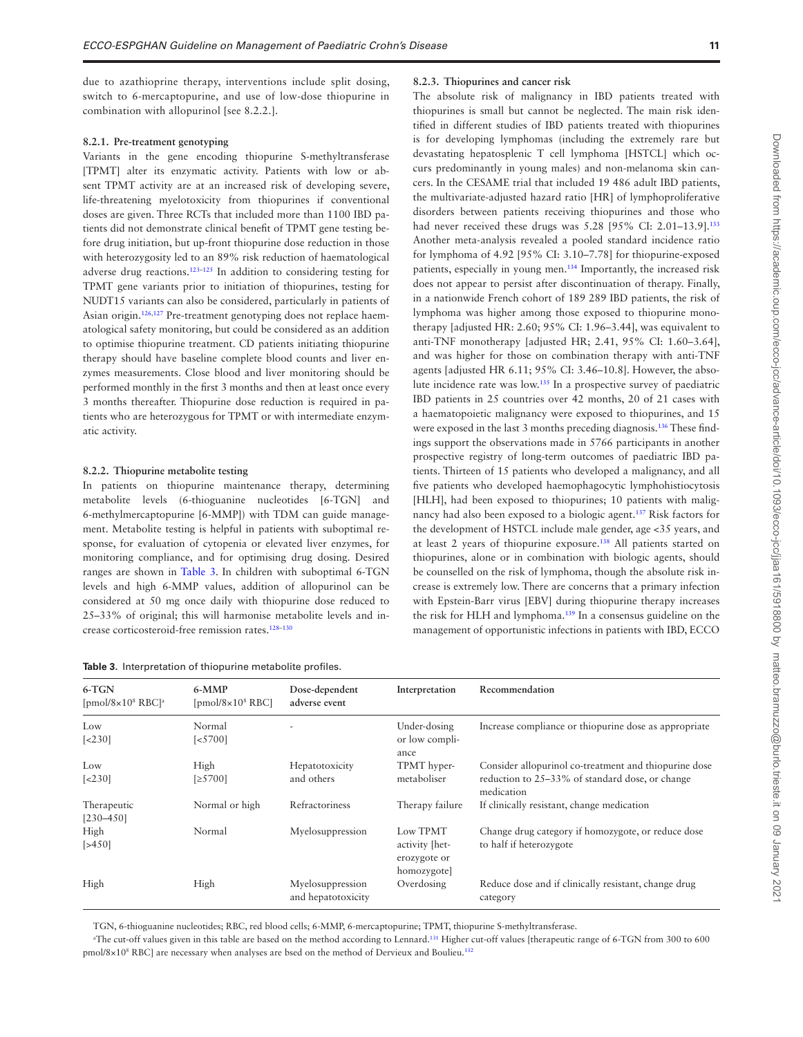due to azathioprine therapy, interventions include split dosing, switch to 6-mercaptopurine, and use of low-dose thiopurine in combination with allopurinol [see 8.2.2.].

#### 8.2.1. Pre-treatment genotyping

Variants in the gene encoding thiopurine S-methyltransferase [TPMT] alter its enzymatic activity. Patients with low or absent TPMT activity are at an increased risk of developing severe, life-threatening myelotoxicity from thiopurines if conventional doses are given. Three RCTs that included more than 1100 IBD patients did not demonstrate clinical benefit of TPMT gene testing before drug initiation, but up-front thiopurine dose reduction in those with heterozygosity led to an 89% risk reduction of haematological adverse drug reactions.[123–125] In addition to considering testing for TPMT gene variants prior to initiation of thiopurines, testing for NUDT15 variants can also be considered, particularly in patients of Asian origin.[126,127] Pre-treatment genotyping does not replace haematological safety monitoring, but could be considered as an addition to optimise thiopurine treatment. CD patients initiating thiopurine therapy should have baseline complete blood counts and liver enzymes measurements. Close blood and liver monitoring should be performed monthly in the first 3 months and then at least once every 3 months thereafter. Thiopurine dose reduction is required in patients who are heterozygous for TPMT or with intermediate enzymatic activity.

#### 8.2.2. Thiopurine metabolite testing

In patients on thiopurine maintenance therapy, determining metabolite levels (6-thioguanine nucleotides [6-TGN] and 6-methylmercaptopurine [6-MMP]) with TDM can guide management. Metabolite testing is helpful in patients with suboptimal response, for evaluation of cytopenia or elevated liver enzymes, for monitoring compliance, and for optimising drug dosing. Desired ranges are shown in Table 3. In children with suboptimal 6-TGN levels and high 6-MMP values, addition of allopurinol can be considered at 50 mg once daily with thiopurine dose reduced to 25–33% of original; this will harmonise metabolite levels and increase corticosteroid-free remission rates.[128–130]

#### 8.2.3. Thiopurines and cancer risk

The absolute risk of malignancy in IBD patients treated with thiopurines is small but cannot be neglected. The main risk identified in different studies of IBD patients treated with thiopurines is for developing lymphomas (including the extremely rare but devastating hepatosplenic T cell lymphoma [HSTCL] which occurs predominantly in young males) and non-melanoma skin cancers. In the CESAME trial that included 19 486 adult IBD patients, the multivariate-adjusted hazard ratio [HR] of lymphoproliferative disorders between patients receiving thiopurines and those who had never received these drugs was 5.28 [95% CI: 2.01–13.9].[133] Another meta-analysis revealed a pooled standard incidence ratio for lymphoma of 4.92 [95% CI: 3.10–7.78] for thiopurine-exposed patients, especially in young men.[134] Importantly, the increased risk does not appear to persist after discontinuation of therapy. Finally, in a nationwide French cohort of 189 289 IBD patients, the risk of lymphoma was higher among those exposed to thiopurine monotherapy [adjusted HR: 2.60; 95% CI: 1.96–3.44], was equivalent to anti-TNF monotherapy [adjusted HR; 2.41, 95% CI: 1.60–3.64], and was higher for those on combination therapy with anti-TNF agents [adjusted HR 6.11; 95% CI: 3.46–10.8]. However, the absolute incidence rate was low.[135] In a prospective survey of paediatric IBD patients in 25 countries over 42 months, 20 of 21 cases with a haematopoietic malignancy were exposed to thiopurines, and 15 were exposed in the last 3 months preceding diagnosis.[136] These findings support the observations made in 5766 participants in another prospective registry of long-term outcomes of paediatric IBD patients. Thirteen of 15 patients who developed a malignancy, and all five patients who developed haemophagocytic lymphohistiocytosis [HLH], had been exposed to thiopurines; 10 patients with malignancy had also been exposed to a biologic agent.[137] Risk factors for the development of HSTCL include male gender, age <35 years, and at least 2 years of thiopurine exposure.[138] All patients started on thiopurines, alone or in combination with biologic agents, should be counselled on the risk of lymphoma, though the absolute risk increase is extremely low. There are concerns that a primary infection with Epstein-Barr virus [EBV] during thiopurine therapy increases the risk for HLH and lymphoma.[139] In a consensus guideline on the management of opportunistic infections in patients with IBD, ECCO

**Table 3.** Interpretation of thiopurine metabolite profiles.

| 6-TGN [pmol/8×10⁸ RBC][a] | 6-MMP [pmol/8×10⁸ RBC] | Dose-dependent adverse event | Interpretation | Recommendation |
|---|---|---|---|---|
| Low [<230] | Normal [<5700] | - | Under-dosing or low compliance | Increase compliance or thiopurine dose as appropriate |
| Low [<230] | High [≥5700] | Hepatotoxicity and others | TPMT hyper-metaboliser | Consider allopurinol co-treatment and thiopurine dose reduction to 25–33% of standard dose, or change medication |
| Therapeutic [230–450] | Normal or high | Refractoriness | Therapy failure | If clinically resistant, change medication |
| High [>450] | Normal | Myelosuppression | Low TPMT activity [heterozygote or homozygote] | Change drug category if homozygote, or reduce dose to half if heterozygote |
| High | High | Myelosuppression and hepatotoxicity | Overdosing | Reduce dose and if clinically resistant, change drug category |

TGN, 6-thioguanine nucleotides; RBC, red blood cells; 6-MMP, 6-mercaptopurine; TPMT, thiopurine S-methyltransferase.

[a]The cut-off values given in this table are based on the method according to Lennard.[131] Higher cut-off values [therapeutic range of 6-TGN from 300 to 600 pmol/8×10⁸ RBC] are necessary when analyses are bsed on the method of Dervieux and Boulieu.[132]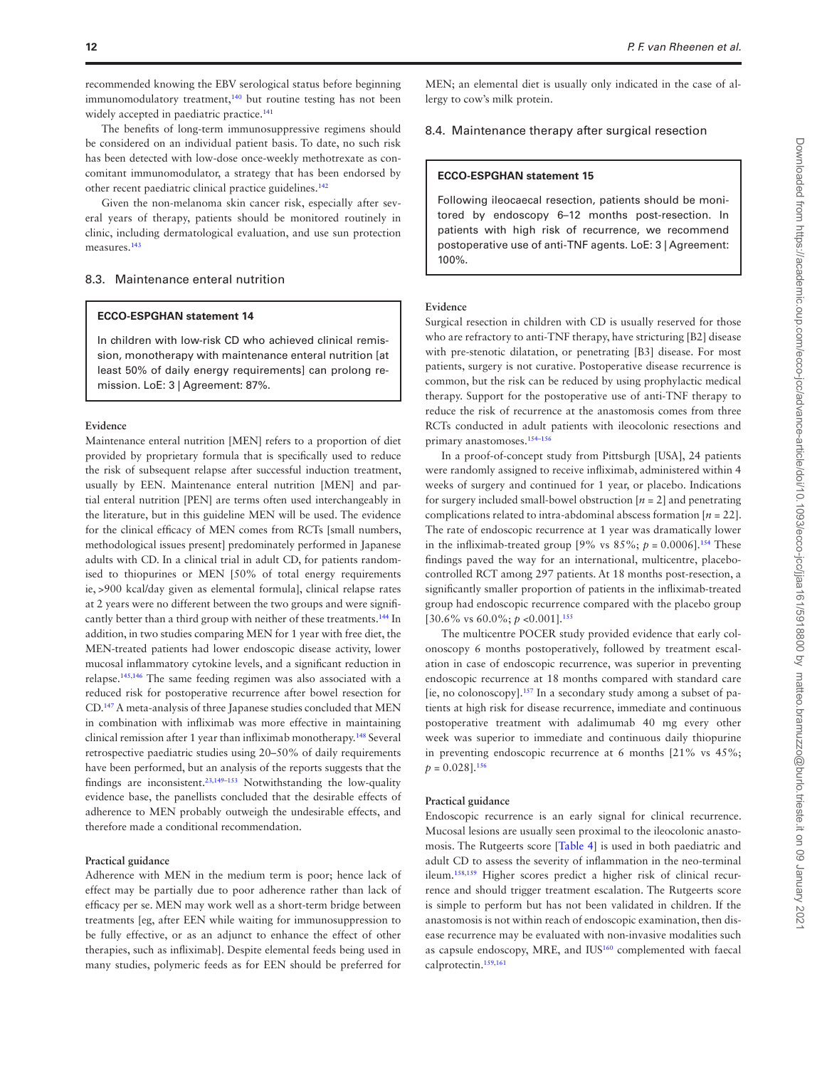recommended knowing the EBV serological status before beginning immunomodulatory treatment,[140] but routine testing has not been widely accepted in paediatric practice.[141]

The benefits of long-term immunosuppressive regimens should be considered on an individual patient basis. To date, no such risk has been detected with low-dose once-weekly methotrexate as concomitant immunomodulator, a strategy that has been endorsed by other recent paediatric clinical practice guidelines.[142]

Given the non-melanoma skin cancer risk, especially after several years of therapy, patients should be monitored routinely in clinic, including dermatological evaluation, and use sun protection measures.[143]

## 8.3. Maintenance enteral nutrition

> **ECCO-ESPGHAN statement 14**
>
> In children with low-risk CD who achieved clinical remission, monotherapy with maintenance enteral nutrition [at least 50% of daily energy requirements] can prolong remission. LoE: 3 | Agreement: 87%.

### Evidence

Maintenance enteral nutrition [MEN] refers to a proportion of diet provided by proprietary formula that is specifically used to reduce the risk of subsequent relapse after successful induction treatment, usually by EEN. Maintenance enteral nutrition [MEN] and partial enteral nutrition [PEN] are terms often used interchangeably in the literature, but in this guideline MEN will be used. The evidence for the clinical efficacy of MEN comes from RCTs [small numbers, methodological issues present] predominately performed in Japanese adults with CD. In a clinical trial in adult CD, for patients randomised to thiopurines or MEN [50% of total energy requirements ie, >900 kcal/day given as elemental formula], clinical relapse rates at 2 years were no different between the two groups and were significantly better than a third group with neither of these treatments.[144] In addition, in two studies comparing MEN for 1 year with free diet, the MEN-treated patients had lower endoscopic disease activity, lower mucosal inflammatory cytokine levels, and a significant reduction in relapse.[145,146] The same feeding regimen was also associated with a reduced risk for postoperative recurrence after bowel resection for CD.[147] A meta-analysis of three Japanese studies concluded that MEN in combination with infliximab was more effective in maintaining clinical remission after 1 year than infliximab monotherapy.[148] Several retrospective paediatric studies using 20–50% of daily requirements have been performed, but an analysis of the reports suggests that the findings are inconsistent.[23,149–153] Notwithstanding the low-quality evidence base, the panellists concluded that the desirable effects of adherence to MEN probably outweigh the undesirable effects, and therefore made a conditional recommendation.

### Practical guidance

Adherence with MEN in the medium term is poor; hence lack of effect may be partially due to poor adherence rather than lack of efficacy per se. MEN may work well as a short-term bridge between treatments [eg, after EEN while waiting for immunosuppression to be fully effective, or as an adjunct to enhance the effect of other therapies, such as infliximab]. Despite elemental feeds being used in many studies, polymeric feeds as for EEN should be preferred for MEN; an elemental diet is usually only indicated in the case of allergy to cow's milk protein.

## 8.4. Maintenance therapy after surgical resection

> **ECCO-ESPGHAN statement 15**
>
> Following ileocaecal resection, patients should be monitored by endoscopy 6–12 months post-resection. In patients with high risk of recurrence, we recommend postoperative use of anti-TNF agents. LoE: 3 | Agreement: 100%.

### Evidence

Surgical resection in children with CD is usually reserved for those who are refractory to anti-TNF therapy, have stricturing [B2] disease with pre-stenotic dilatation, or penetrating [B3] disease. For most patients, surgery is not curative. Postoperative disease recurrence is common, but the risk can be reduced by using prophylactic medical therapy. Support for the postoperative use of anti-TNF therapy to reduce the risk of recurrence at the anastomosis comes from three RCTs conducted in adult patients with ileocolonic resections and primary anastomoses.[154–156]

In a proof-of-concept study from Pittsburgh [USA], 24 patients were randomly assigned to receive infliximab, administered within 4 weeks of surgery and continued for 1 year, or placebo. Indications for surgery included small-bowel obstruction [$n = 2$] and penetrating complications related to intra-abdominal abscess formation [$n = 22$]. The rate of endoscopic recurrence at 1 year was dramatically lower in the infliximab-treated group [9% vs 85%; $p = 0.0006$].[154] These findings paved the way for an international, multicentre, placebo-controlled RCT among 297 patients. At 18 months post-resection, a significantly smaller proportion of patients in the infliximab-treated group had endoscopic recurrence compared with the placebo group [30.6% vs 60.0%; $p < 0.001$].[155]

The multicentre POCER study provided evidence that early colonoscopy 6 months postoperatively, followed by treatment escalation in case of endoscopic recurrence, was superior in preventing endoscopic recurrence at 18 months compared with standard care [ie, no colonoscopy].[157] In a secondary study among a subset of patients at high risk for disease recurrence, immediate and continuous postoperative treatment with adalimumab 40 mg every other week was superior to immediate and continuous daily thiopurine in preventing endoscopic recurrence at 6 months [21% vs 45%; $p = 0.028$].[156]

### Practical guidance

Endoscopic recurrence is an early signal for clinical recurrence. Mucosal lesions are usually seen proximal to the ileocolonic anastomosis. The Rutgeerts score [Table 4] is used in both paediatric and adult CD to assess the severity of inflammation in the neo-terminal ileum.[158,159] Higher scores predict a higher risk of clinical recurrence and should trigger treatment escalation. The Rutgeerts score is simple to perform but has not been validated in children. If the anastomosis is not within reach of endoscopic examination, then disease recurrence may be evaluated with non-invasive modalities such as capsule endoscopy, MRE, and IUS[160] complemented with faecal calprotectin.[159,161]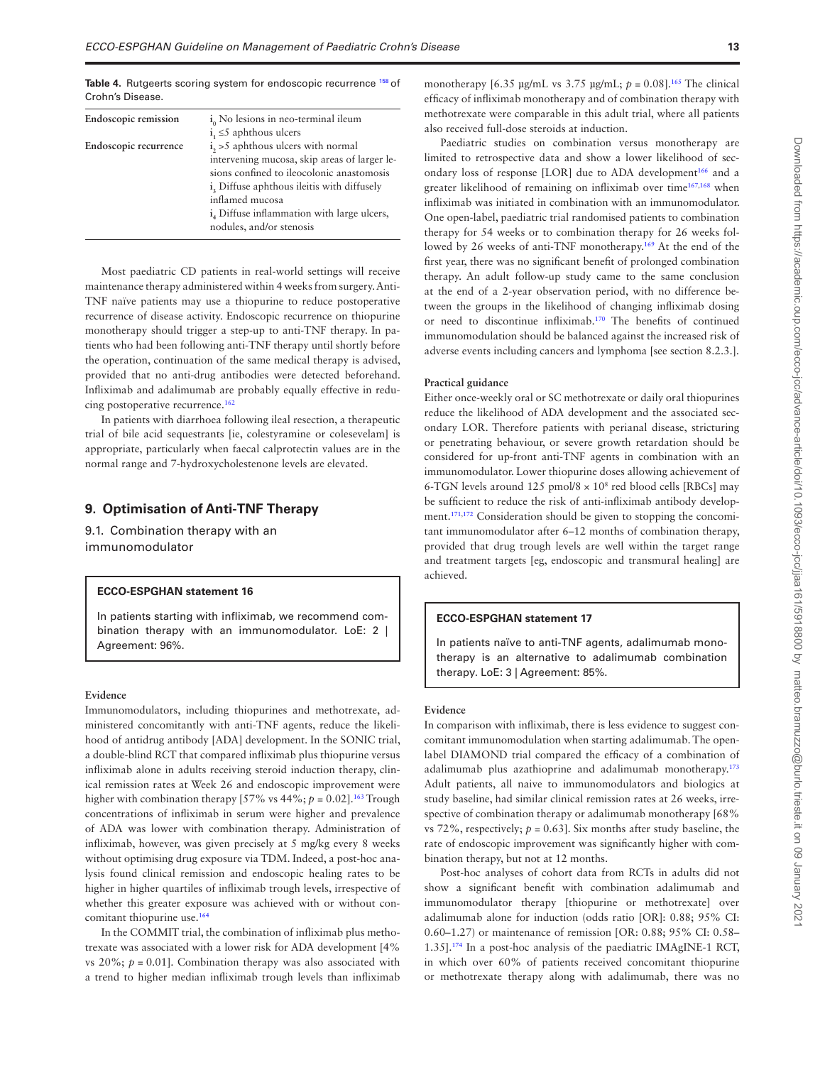**Table 4.** Rutgeerts scoring system for endoscopic recurrence [158] of Crohn's Disease.

| | |
|---|---|
| Endoscopic remission | $i_0$ No lesions in neo-terminal ileum |
| | $i_1$ ≤5 aphthous ulcers |
| Endoscopic recurrence | $i_2$ >5 aphthous ulcers with normal intervening mucosa, skip areas of larger lesions confined to ileocolonic anastomosis |
| | $i_3$ Diffuse aphthous ileitis with diffusely inflamed mucosa |
| | $i_4$ Diffuse inflammation with large ulcers, nodules, and/or stenosis |

Most paediatric CD patients in real-world settings will receive maintenance therapy administered within 4 weeks from surgery. Anti-TNF naïve patients may use a thiopurine to reduce postoperative recurrence of disease activity. Endoscopic recurrence on thiopurine monotherapy should trigger a step-up to anti-TNF therapy. In patients who had been following anti-TNF therapy until shortly before the operation, continuation of the same medical therapy is advised, provided that no anti-drug antibodies were detected beforehand. Infliximab and adalimumab are probably equally effective in reducing postoperative recurrence.[162]

In patients with diarrhoea following ileal resection, a therapeutic trial of bile acid sequestrants [ie, colestyramine or colesevelam] is appropriate, particularly when faecal calprotectin values are in the normal range and 7-hydroxycholestenone levels are elevated.

## 9. Optimisation of Anti-TNF Therapy

### 9.1. Combination therapy with an immunomodulator

> **ECCO-ESPGHAN statement 16**
>
> In patients starting with infliximab, we recommend combination therapy with an immunomodulator. LoE: 2 | Agreement: 96%.

#### Evidence

Immunomodulators, including thiopurines and methotrexate, administered concomitantly with anti-TNF agents, reduce the likelihood of antidrug antibody [ADA] development. In the SONIC trial, a double-blind RCT that compared infliximab plus thiopurine versus infliximab alone in adults receiving steroid induction therapy, clinical remission rates at Week 26 and endoscopic improvement were higher with combination therapy [57% vs 44%; $p = 0.02$].[163] Trough concentrations of infliximab in serum were higher and prevalence of ADA was lower with combination therapy. Administration of infliximab, however, was given precisely at 5 mg/kg every 8 weeks without optimising drug exposure via TDM. Indeed, a post-hoc analysis found clinical remission and endoscopic healing rates to be higher in higher quartiles of infliximab trough levels, irrespective of whether this greater exposure was achieved with or without concomitant thiopurine use.[164]

In the COMMIT trial, the combination of infliximab plus methotrexate was associated with a lower risk for ADA development [4% vs 20%; $p = 0.01$]. Combination therapy was also associated with a trend to higher median infliximab trough levels than infliximab monotherapy [6.35 µg/mL vs 3.75 µg/mL; $p = 0.08$].[165] The clinical efficacy of infliximab monotherapy and of combination therapy with methotrexate were comparable in this adult trial, where all patients also received full-dose steroids at induction.

Paediatric studies on combination versus monotherapy are limited to retrospective data and show a lower likelihood of secondary loss of response [LOR] due to ADA development[166] and a greater likelihood of remaining on infliximab over time[167,168] when infliximab was initiated in combination with an immunomodulator. One open-label, paediatric trial randomised patients to combination therapy for 54 weeks or to combination therapy for 26 weeks followed by 26 weeks of anti-TNF monotherapy.[169] At the end of the first year, there was no significant benefit of prolonged combination therapy. An adult follow-up study came to the same conclusion at the end of a 2-year observation period, with no difference between the groups in the likelihood of changing infliximab dosing or need to discontinue infliximab.[170] The benefits of continued immunomodulation should be balanced against the increased risk of adverse events including cancers and lymphoma [see section 8.2.3.].

#### Practical guidance

Either once-weekly oral or SC methotrexate or daily oral thiopurines reduce the likelihood of ADA development and the associated secondary LOR. Therefore patients with perianal disease, stricturing or penetrating behaviour, or severe growth retardation should be considered for up-front anti-TNF agents in combination with an immunomodulator. Lower thiopurine doses allowing achievement of 6-TGN levels around 125 pmol/8 × $10^8$ red blood cells [RBCs] may be sufficient to reduce the risk of anti-infliximab antibody development.[171,172] Consideration should be given to stopping the concomitant immunomodulator after 6–12 months of combination therapy, provided that drug trough levels are well within the target range and treatment targets [eg, endoscopic and transmural healing] are achieved.

> **ECCO-ESPGHAN statement 17**
>
> In patients naïve to anti-TNF agents, adalimumab monotherapy is an alternative to adalimumab combination therapy. LoE: 3 | Agreement: 85%.

#### Evidence

In comparison with infliximab, there is less evidence to suggest concomitant immunomodulation when starting adalimumab. The open-label DIAMOND trial compared the efficacy of a combination of adalimumab plus azathioprine and adalimumab monotherapy.[173] Adult patients, all naive to immunomodulators and biologics at study baseline, had similar clinical remission rates at 26 weeks, irrespective of combination therapy or adalimumab monotherapy [68% vs 72%, respectively; $p = 0.63$]. Six months after study baseline, the rate of endoscopic improvement was significantly higher with combination therapy, but not at 12 months.

Post-hoc analyses of cohort data from RCTs in adults did not show a significant benefit with combination adalimumab and immunomodulator therapy [thiopurine or methotrexate] over adalimumab alone for induction (odds ratio [OR]: 0.88; 95% CI: 0.60–1.27) or maintenance of remission [OR: 0.88; 95% CI: 0.58–1.35].[174] In a post-hoc analysis of the paediatric IMAgINE-1 RCT, in which over 60% of patients received concomitant thiopurine or methotrexate therapy along with adalimumab, there was no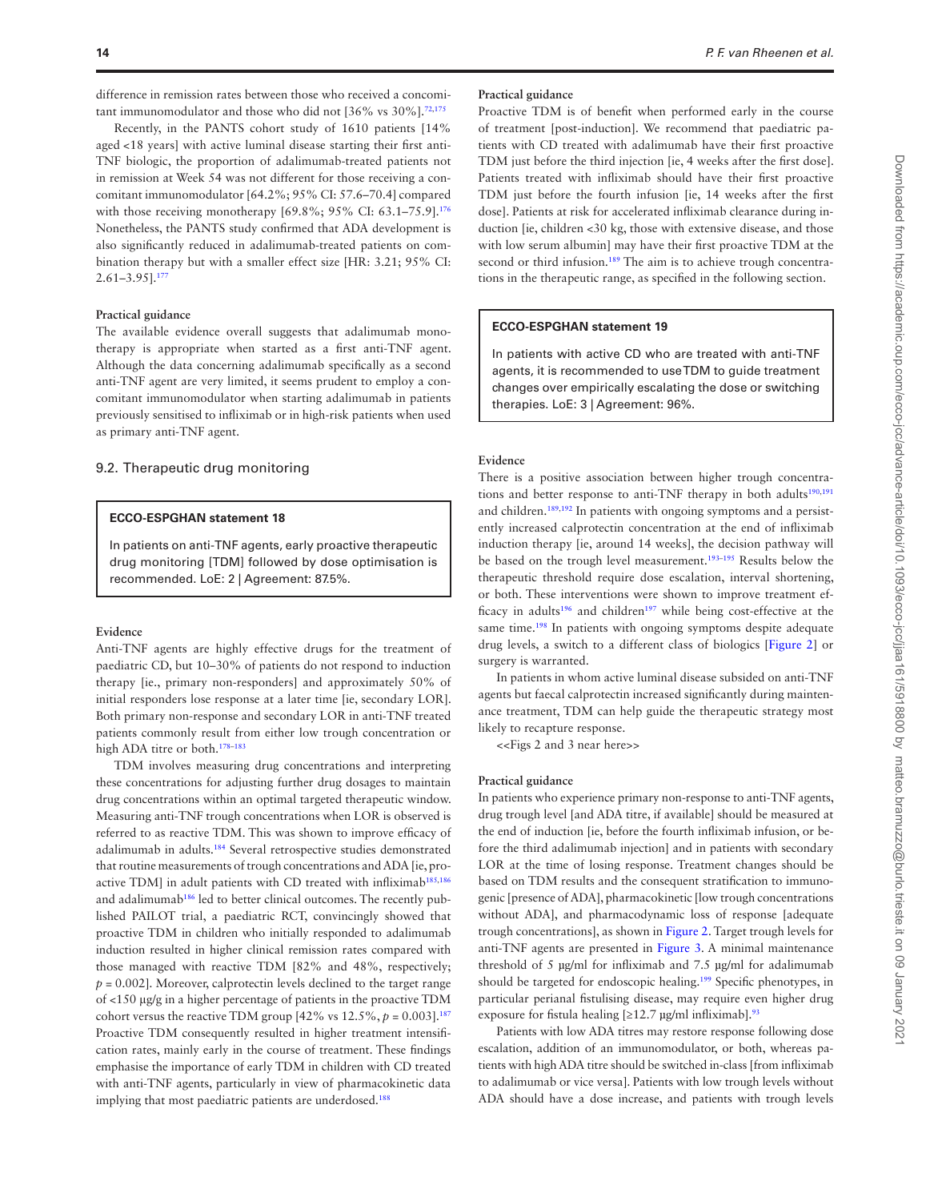difference in remission rates between those who received a concomitant immunomodulator and those who did not [36% vs 30%].[72,175]

Recently, in the PANTS cohort study of 1610 patients [14% aged <18 years] with active luminal disease starting their first anti-TNF biologic, the proportion of adalimumab-treated patients not in remission at Week 54 was not different for those receiving a concomitant immunomodulator [64.2%; 95% CI: 57.6–70.4] compared with those receiving monotherapy [69.8%; 95% CI: 63.1–75.9].[176] Nonetheless, the PANTS study confirmed that ADA development is also significantly reduced in adalimumab-treated patients on combination therapy but with a smaller effect size [HR: 3.21; 95% CI: 2.61–3.95].[177]

#### Practical guidance

The available evidence overall suggests that adalimumab monotherapy is appropriate when started as a first anti-TNF agent. Although the data concerning adalimumab specifically as a second anti-TNF agent are very limited, it seems prudent to employ a concomitant immunomodulator when starting adalimumab in patients previously sensitised to infliximab or in high-risk patients when used as primary anti-TNF agent.

### 9.2. Therapeutic drug monitoring

> **ECCO-ESPGHAN statement 18**
>
> In patients on anti-TNF agents, early proactive therapeutic drug monitoring [TDM] followed by dose optimisation is recommended. LoE: 2 | Agreement: 87.5%.

#### Evidence

Anti-TNF agents are highly effective drugs for the treatment of paediatric CD, but 10–30% of patients do not respond to induction therapy [ie., primary non-responders] and approximately 50% of initial responders lose response at a later time [ie, secondary LOR]. Both primary non-response and secondary LOR in anti-TNF treated patients commonly result from either low trough concentration or high ADA titre or both.[178–183]

TDM involves measuring drug concentrations and interpreting these concentrations for adjusting further drug dosages to maintain drug concentrations within an optimal targeted therapeutic window. Measuring anti-TNF trough concentrations when LOR is observed is referred to as reactive TDM. This was shown to improve efficacy of adalimumab in adults.[184] Several retrospective studies demonstrated that routine measurements of trough concentrations and ADA [ie, proactive TDM] in adult patients with CD treated with infliximab[185,186] and adalimumab[186] led to better clinical outcomes. The recently published PAILOT trial, a paediatric RCT, convincingly showed that proactive TDM in children who initially responded to adalimumab induction resulted in higher clinical remission rates compared with those managed with reactive TDM [82% and 48%, respectively; $p = 0.002$]. Moreover, calprotectin levels declined to the target range of <150 µg/g in a higher percentage of patients in the proactive TDM cohort versus the reactive TDM group [42% vs 12.5%, $p = 0.003$].[187] Proactive TDM consequently resulted in higher treatment intensification rates, mainly early in the course of treatment. These findings emphasise the importance of early TDM in children with CD treated with anti-TNF agents, particularly in view of pharmacokinetic data implying that most paediatric patients are underdosed.[188]

#### Practical guidance

Proactive TDM is of benefit when performed early in the course of treatment [post-induction]. We recommend that paediatric patients with CD treated with adalimumab have their first proactive TDM just before the third injection [ie, 4 weeks after the first dose]. Patients treated with infliximab should have their first proactive TDM just before the fourth infusion [ie, 14 weeks after the first dose]. Patients at risk for accelerated infliximab clearance during induction [ie, children <30 kg, those with extensive disease, and those with low serum albumin] may have their first proactive TDM at the second or third infusion.[189] The aim is to achieve trough concentrations in the therapeutic range, as specified in the following section.

> **ECCO-ESPGHAN statement 19**
>
> In patients with active CD who are treated with anti-TNF agents, it is recommended to use TDM to guide treatment changes over empirically escalating the dose or switching therapies. LoE: 3 | Agreement: 96%.

#### Evidence

There is a positive association between higher trough concentrations and better response to anti-TNF therapy in both adults[190,191] and children.[189,192] In patients with ongoing symptoms and a persistently increased calprotectin concentration at the end of infliximab induction therapy [ie, around 14 weeks], the decision pathway will be based on the trough level measurement.[193–195] Results below the therapeutic threshold require dose escalation, interval shortening, or both. These interventions were shown to improve treatment efficacy in adults[196] and children[197] while being cost-effective at the same time.[198] In patients with ongoing symptoms despite adequate drug levels, a switch to a different class of biologics [Figure 2] or surgery is warranted.

In patients in whom active luminal disease subsided on anti-TNF agents but faecal calprotectin increased significantly during maintenance treatment, TDM can help guide the therapeutic strategy most likely to recapture response.

<<Figs 2 and 3 near here>>

#### Practical guidance

In patients who experience primary non-response to anti-TNF agents, drug trough level [and ADA titre, if available] should be measured at the end of induction [ie, before the fourth infliximab infusion, or before the third adalimumab injection] and in patients with secondary LOR at the time of losing response. Treatment changes should be based on TDM results and the consequent stratification to immunogenic [presence of ADA], pharmacokinetic [low trough concentrations without ADA], and pharmacodynamic loss of response [adequate trough concentrations], as shown in Figure 2. Target trough levels for anti-TNF agents are presented in Figure 3. A minimal maintenance threshold of 5 µg/ml for infliximab and 7.5 µg/ml for adalimumab should be targeted for endoscopic healing.[199] Specific phenotypes, in particular perianal fistulising disease, may require even higher drug exposure for fistula healing [≥12.7 µg/ml infliximab].[93]

Patients with low ADA titres may restore response following dose escalation, addition of an immunomodulator, or both, whereas patients with high ADA titre should be switched in-class [from infliximab to adalimumab or vice versa]. Patients with low trough levels without ADA should have a dose increase, and patients with trough levels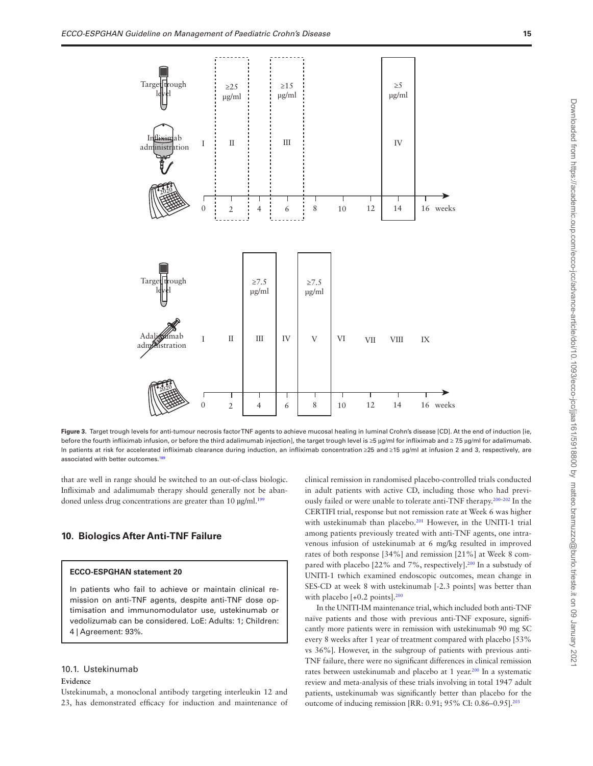**Figure 3.** Target trough levels for anti-tumour necrosis factor TNF agents to achieve mucosal healing in luminal Crohn's disease [CD]. At the end of induction [ie, before the fourth infliximab infusion, or before the third adalimumab injection], the target trough level is ≥5 µg/ml for infliximab and ≥ 7.5 µg/ml for adalimumab. In patients at risk for accelerated infliximab clearance during induction, an infliximab concentration ≥25 and ≥15 µg/ml at infusion 2 and 3, respectively, are associated with better outcomes.[189]

that are well in range should be switched to an out-of-class biologic. Infliximab and adalimumab therapy should generally not be abandoned unless drug concentrations are greater than 10 µg/ml.[199]

## 10. Biologics After Anti-TNF Failure

> **ECCO-ESPGHAN statement 20**
>
> In patients who fail to achieve or maintain clinical remission on anti-TNF agents, despite anti-TNF dose optimisation and immunomodulator use, ustekinumab or vedolizumab can be considered. LoE: Adults: 1; Children: 4 | Agreement: 93%.

### 10.1. Ustekinumab

**Evidence**

Ustekinumab, a monoclonal antibody targeting interleukin 12 and 23, has demonstrated efficacy for induction and maintenance of clinical remission in randomised placebo-controlled trials conducted in adult patients with active CD, including those who had previously failed or were unable to tolerate anti-TNF therapy.[200–202] In the CERTIFI trial, response but not remission rate at Week 6 was higher with ustekinumab than placebo.[201] However, in the UNITI-1 trial among patients previously treated with anti-TNF agents, one intravenous infusion of ustekinumab at 6 mg/kg resulted in improved rates of both response [34%] and remission [21%] at Week 6 compared with placebo [22% and 7%, respectively].[200] In a substudy of UNITI-1 twhich examined endoscopic outcomes, mean change in SES-CD at week 8 with ustekinumab [-2.3 points] was better than with placebo [+0.2 points].[200]

In the UNITI-IM maintenance trial, which included both anti-TNF naïve patients and those with previous anti-TNF exposure, significantly more patients were in remission with ustekinumab 90 mg SC every 8 weeks after 1 year of treatment compared with placebo [53% vs 36%]. However, in the subgroup of patients with previous anti-TNF failure, there were no significant differences in clinical remission rates between ustekinumab and placebo at 1 year.[200] In a systematic review and meta-analysis of these trials involving in total 1947 adult patients, ustekinumab was significantly better than placebo for the outcome of inducing remission [RR: 0.91; 95% CI: 0.86–0.95].[203]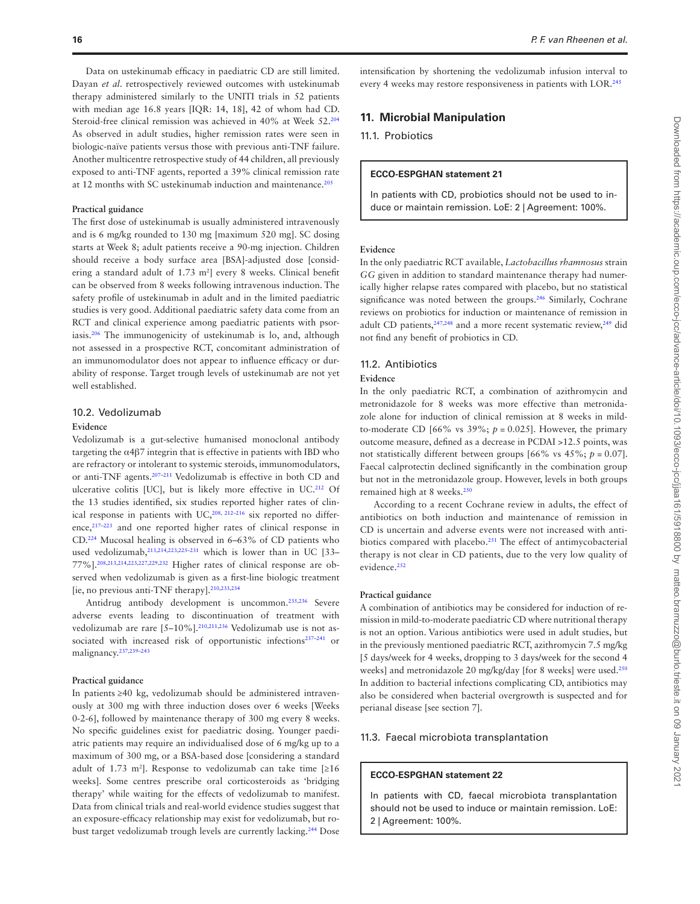Data on ustekinumab efficacy in paediatric CD are still limited. Dayan *et al.* retrospectively reviewed outcomes with ustekinumab therapy administered similarly to the UNITI trials in 52 patients with median age 16.8 years [IQR: 14, 18], 42 of whom had CD. Steroid-free clinical remission was achieved in 40% at Week 52.[204] As observed in adult studies, higher remission rates were seen in biologic-naïve patients versus those with previous anti-TNF failure. Another multicentre retrospective study of 44 children, all previously exposed to anti-TNF agents, reported a 39% clinical remission rate at 12 months with SC ustekinumab induction and maintenance.[205]

**Practical guidance**

The first dose of ustekinumab is usually administered intravenously and is 6 mg/kg rounded to 130 mg [maximum 520 mg]. SC dosing starts at Week 8; adult patients receive a 90-mg injection. Children should receive a body surface area [BSA]-adjusted dose [considering a standard adult of 1.73 m$^2$] every 8 weeks. Clinical benefit can be observed from 8 weeks following intravenous induction. The safety profile of ustekinumab in adult and in the limited paediatric studies is very good. Additional paediatric safety data come from an RCT and clinical experience among paediatric patients with psoriasis.[206] The immunogenicity of ustekinumab is lo, and, although not assessed in a prospective RCT, concomitant administration of an immunomodulator does not appear to influence efficacy or durability of response. Target trough levels of ustekinumab are not yet well established.

### 10.2. Vedolizumab

**Evidence**

Vedolizumab is a gut-selective humanised monoclonal antibody targeting the α4β7 integrin that is effective in patients with IBD who are refractory or intolerant to systemic steroids, immunomodulators, or anti-TNF agents.[207–211] Vedolizumab is effective in both CD and ulcerative colitis [UC], but is likely more effective in UC.[212] Of the 13 studies identified, six studies reported higher rates of clinical response in patients with UC,[208, 212–216] six reported no difference,[217–223] and one reported higher rates of clinical response in CD.[224] Mucosal healing is observed in 6–63% of CD patients who used vedolizumab,[213,214,223,225–231] which is lower than in UC [33–77%].[208,213,214,223,227,229,232] Higher rates of clinical response are observed when vedolizumab is given as a first-line biologic treatment [ie, no previous anti-TNF therapy].[210,233,234]

Antidrug antibody development is uncommon.[235,236] Severe adverse events leading to discontinuation of treatment with vedolizumab are rare [5–10%].[210,211,236] Vedolizumab use is not associated with increased risk of opportunistic infections[237–241] or malignancy.[237,239–243]

**Practical guidance**

In patients ≥40 kg, vedolizumab should be administered intravenously at 300 mg with three induction doses over 6 weeks [Weeks 0-2-6], followed by maintenance therapy of 300 mg every 8 weeks. No specific guidelines exist for paediatric dosing. Younger paediatric patients may require an individualised dose of 6 mg/kg up to a maximum of 300 mg, or a BSA-based dose [considering a standard adult of 1.73 m$^2$]. Response to vedolizumab can take time [≥16 weeks]. Some centres prescribe oral corticosteroids as 'bridging therapy' while waiting for the effects of vedolizumab to manifest. Data from clinical trials and real-world evidence studies suggest that an exposure-efficacy relationship may exist for vedolizumab, but robust target vedolizumab trough levels are currently lacking.[244] Dose intensification by shortening the vedolizumab infusion interval to every 4 weeks may restore responsiveness in patients with LOR.[245]

## 11. Microbial Manipulation

### 11.1. Probiotics

> **ECCO-ESPGHAN statement 21**
>
> In patients with CD, probiotics should not be used to induce or maintain remission. LoE: 2 | Agreement: 100%.

**Evidence**

In the only paediatric RCT available, *Lactobacillus rhamnosus* strain *GG* given in addition to standard maintenance therapy had numerically higher relapse rates compared with placebo, but no statistical significance was noted between the groups.[246] Similarly, Cochrane reviews on probiotics for induction or maintenance of remission in adult CD patients,[247,248] and a more recent systematic review,[249] did not find any benefit of probiotics in CD.

### 11.2. Antibiotics

**Evidence**

In the only paediatric RCT, a combination of azithromycin and metronidazole for 8 weeks was more effective than metronidazole alone for induction of clinical remission at 8 weeks in mild-to-moderate CD [66% vs 39%; $p = 0.025$]. However, the primary outcome measure, defined as a decrease in PCDAI >12.5 points, was not statistically different between groups [66% vs 45%; $p = 0.07$]. Faecal calprotectin declined significantly in the combination group but not in the metronidazole group. However, levels in both groups remained high at 8 weeks.[250]

According to a recent Cochrane review in adults, the effect of antibiotics on both induction and maintenance of remission in CD is uncertain and adverse events were not increased with antibiotics compared with placebo.[251] The effect of antimycobacterial therapy is not clear in CD patients, due to the very low quality of evidence.[252]

**Practical guidance**

A combination of antibiotics may be considered for induction of remission in mild-to-moderate paediatric CD where nutritional therapy is not an option. Various antibiotics were used in adult studies, but in the previously mentioned paediatric RCT, azithromycin 7.5 mg/kg [5 days/week for 4 weeks, dropping to 3 days/week for the second 4 weeks] and metronidazole 20 mg/kg/day [for 8 weeks] were used.[250] In addition to bacterial infections complicating CD, antibiotics may also be considered when bacterial overgrowth is suspected and for perianal disease [see section 7].

### 11.3. Faecal microbiota transplantation

> **ECCO-ESPGHAN statement 22**
>
> In patients with CD, faecal microbiota transplantation should not be used to induce or maintain remission. LoE: 2 | Agreement: 100%.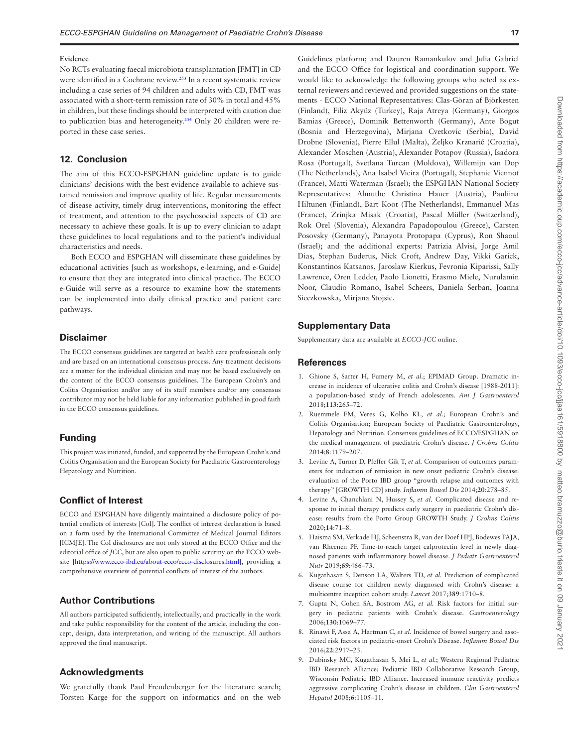**Evidence**

No RCTs evaluating faecal microbiota transplantation [FMT] in CD were identified in a Cochrane review.[253] In a recent systematic review including a case series of 94 children and adults with CD, FMT was associated with a short-term remission rate of 30% in total and 45% in children, but these findings should be interpreted with caution due to publication bias and heterogeneity.[254] Only 20 children were reported in these case series.

## 12. Conclusion

The aim of this ECCO-ESPGHAN guideline update is to guide clinicians' decisions with the best evidence available to achieve sustained remission and improve quality of life. Regular measurements of disease activity, timely drug interventions, monitoring the effect of treatment, and attention to the psychosocial aspects of CD are necessary to achieve these goals. It is up to every clinician to adapt these guidelines to local regulations and to the patient's individual characteristics and needs.

Both ECCO and ESPGHAN will disseminate these guidelines by educational activities [such as workshops, e-learning, and e-Guide] to ensure that they are integrated into clinical practice. The ECCO e-Guide will serve as a resource to examine how the statements can be implemented into daily clinical practice and patient care pathways.

## Disclaimer

The ECCO consensus guidelines are targeted at health care professionals only and are based on an international consensus process. Any treatment decisions are a matter for the individual clinician and may not be based exclusively on the content of the ECCO consensus guidelines. The European Crohn's and Colitis Organisation and/or any of its staff members and/or any consensus contributor may not be held liable for any information published in good faith in the ECCO consensus guidelines.

## Funding

This project was initiated, funded, and supported by the European Crohn's and Colitis Organisation and the European Society for Paediatric Gastroenterology Hepatology and Nutrition.

## Conflict of Interest

ECCO and ESPGHAN have diligently maintained a disclosure policy of potential conflicts of interests [CoI]. The conflict of interest declaration is based on a form used by the International Committee of Medical Journal Editors [ICMJE]. The CoI disclosures are not only stored at the ECCO Office and the editorial office of *JCC*, but are also open to public scrutiny on the ECCO website [https://www.ecco-ibd.eu/about-ecco/ecco-disclosures.html], providing a comprehensive overview of potential conflicts of interest of the authors.

## Author Contributions

All authors participated sufficiently, intellectually, and practically in the work and take public responsibility for the content of the article, including the concept, design, data interpretation, and writing of the manuscript. All authors approved the final manuscript.

## Acknowledgments

We gratefully thank Paul Freudenberger for the literature search; Torsten Karge for the support on informatics and on the web Guidelines platform; and Dauren Ramankulov and Julia Gabriel and the ECCO Office for logistical and coordination support. We would like to acknowledge the following groups who acted as external reviewers and reviewed and provided suggestions on the statements - ECCO National Representatives: Clas-Göran af Björkesten (Finland), Filiz Akyüz (Turkey), Raja Atreya (Germany), Giorgos Bamias (Greece), Dominik Bettenworth (Germany), Ante Bogut (Bosnia and Herzegovina), Mirjana Cvetkovic (Serbia), David Drobne (Slovenia), Pierre Ellul (Malta), Željko Krznarić (Croatia), Alexander Moschen (Austria), Alexander Potapov (Russia), Isadora Rosa (Portugal), Svetlana Turcan (Moldova), Willemijn van Dop (The Netherlands), Ana Isabel Vieira (Portugal), Stephanie Viennot (France), Matti Waterman (Israel); the ESPGHAN National Society Representatives: Almuthe Christina Hauer (Austria), Pauliina Hiltunen (Finland), Bart Koot (The Netherlands), Emmanuel Mas (France), Zrinjka Misak (Croatia), Pascal Müller (Switzerland), Rok Orel (Slovenia), Alexandra Papadopoulou (Greece), Carsten Posovsky (Germany), Panayota Protopapa (Cyprus), Ron Shaoul (Israel); and the additional experts: Patrizia Alvisi, Jorge Amil Dias, Stephan Buderus, Nick Croft, Andrew Day, Vikki Garick, Konstantinos Katsanos, Jaroslaw Kierkus, Fevronia Kiparissi, Sally Lawrence, Oren Ledder, Paolo Lionetti, Erasmo Miele, Nurulamin Noor, Claudio Romano, Isabel Scheers, Daniela Serban, Joanna Sieczkowska, Mirjana Stojsic.

## Supplementary Data

Supplementary data are available at *ECCO-JCC* online.

## References

1. Ghione S, Sarter H, Fumery M, *et al.*; EPIMAD Group. Dramatic increase in incidence of ulcerative colitis and Crohn's disease [1988-2011]: a population-based study of French adolescents. *Am J Gastroenterol* 2018;**113**:265–72.
2. Ruemmele FM, Veres G, Kolho KL, *et al.*; European Crohn's and Colitis Organisation; European Society of Paediatric Gastroenterology, Hepatology and Nutrition. Consensus guidelines of ECCO/ESPGHAN on the medical management of paediatric Crohn's disease. *J Crohns Colitis* 2014;**8**:1179–207.
3. Levine A, Turner D, Pfeffer Gik T, *et al.* Comparison of outcomes parameters for induction of remission in new onset pediatric Crohn's disease: evaluation of the Porto IBD group "growth relapse and outcomes with therapy" [GROWTH CD] study. *Inflamm Bowel Dis* 2014;**20**:278–85.
4. Levine A, Chanchlani N, Hussey S, *et al.* Complicated disease and response to initial therapy predicts early surgery in paediatric Crohn's disease: results from the Porto Group GROWTH Study. *J Crohns Colitis* 2020;**14**:71–8.
5. Haisma SM, Verkade HJ, Scheenstra R, van der Doef HPJ, Bodewes FAJA, van Rheenen PF. Time-to-reach target calprotectin level in newly diagnosed patients with inflammatory bowel disease. *J Pediatr Gastroenterol Nutr* 2019;**69**:466–73.
6. Kugathasan S, Denson LA, Walters TD, *et al.* Prediction of complicated disease course for children newly diagnosed with Crohn's disease: a multicentre inception cohort study. *Lancet* 2017;**389**:1710–8.
7. Gupta N, Cohen SA, Bostrom AG, *et al.* Risk factors for initial surgery in pediatric patients with Crohn's disease. *Gastroenterology* 2006;**130**:1069–77.
8. Rinawi F, Assa A, Hartman C, *et al.* Incidence of bowel surgery and associated risk factors in pediatric-onset Crohn's Disease. *Inflamm Bowel Dis* 2016;**22**:2917–23.
9. Dubinsky MC, Kugathasan S, Mei L, *et al.*; Western Regional Pediatric IBD Research Alliance; Pediatric IBD Collaborative Research Group; Wisconsin Pediatric IBD Alliance. Increased immune reactivity predicts aggressive complicating Crohn's disease in children. *Clin Gastroenterol Hepatol* 2008;**6**:1105–11.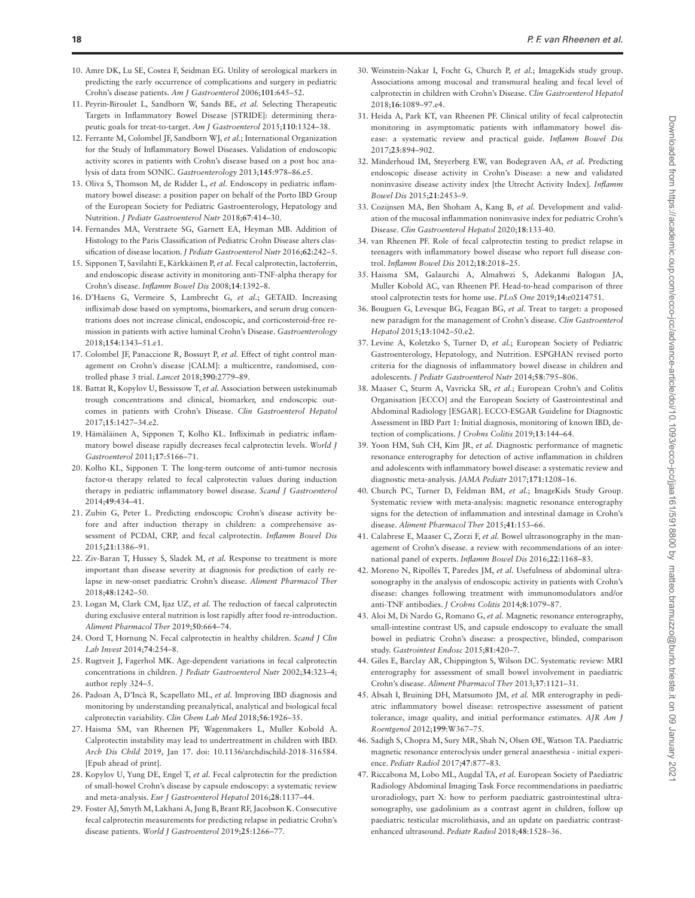10. Amre DK, Lu SE, Costea F, Seidman EG. Utility of serological markers in predicting the early occurrence of complications and surgery in pediatric Crohn's disease patients. *Am J Gastroenterol* 2006;**101**:645–52.
11. Peyrin-Biroulet L, Sandborn W, Sands BE, *et al.* Selecting Therapeutic Targets in Inflammatory Bowel Disease [STRIDE]: determining therapeutic goals for treat-to-target. *Am J Gastroenterol* 2015;**110**:1324–38.
12. Ferrante M, Colombel JF, Sandborn WJ, *et al.*; International Organization for the Study of Inflammatory Bowel Diseases. Validation of endoscopic activity scores in patients with Crohn's disease based on a post hoc analysis of data from SONIC. *Gastroenterology* 2013;**145**:978–86.e5.
13. Oliva S, Thomson M, de Ridder L, *et al.* Endoscopy in pediatric inflammatory bowel disease: a position paper on behalf of the Porto IBD Group of the European Society for Pediatric Gastroenterology, Hepatology and Nutrition. *J Pediatr Gastroenterol Nutr* 2018;**67**:414–30.
14. Fernandes MA, Verstraete SG, Garnett EA, Heyman MB. Addition of Histology to the Paris Classification of Pediatric Crohn Disease alters classification of disease location. *J Pediatr Gastroenterol Nutr* 2016;**62**:242–5.
15. Sipponen T, Savilahti E, Kärkkäinen P, *et al.* Fecal calprotectin, lactoferrin, and endoscopic disease activity in monitoring anti-TNF-alpha therapy for Crohn's disease. *Inflamm Bowel Dis* 2008;**14**:1392–8.
16. D'Haens G, Vermeire S, Lambrecht G, *et al.*; GETAID. Increasing infliximab dose based on symptoms, biomarkers, and serum drug concentrations does not increase clinical, endoscopic, and corticosteroid-free remission in patients with active luminal Crohn's Disease. *Gastroenterology* 2018;**154**:1343–51.e1.
17. Colombel JF, Panaccione R, Bossuyt P, *et al.* Effect of tight control management on Crohn's disease [CALM]: a multicentre, randomised, controlled phase 3 trial. *Lancet* 2018;**390**:2779–89.
18. Battat R, Kopylov U, Bessissow T, *et al.* Association between ustekinumab trough concentrations and clinical, biomarker, and endoscopic outcomes in patients with Crohn's Disease. *Clin Gastroenterol Hepatol* 2017;**15**:1427–34.e2.
19. Hämäläinen A, Sipponen T, Kolho KL. Infliximab in pediatric inflammatory bowel disease rapidly decreases fecal calprotectin levels. *World J Gastroenterol* 2011;**17**:5166–71.
20. Kolho KL, Sipponen T. The long-term outcome of anti-tumor necrosis factor-α therapy related to fecal calprotectin values during induction therapy in pediatric inflammatory bowel disease. *Scand J Gastroenterol* 2014;**49**:434–41.
21. Zubin G, Peter L. Predicting endoscopic Crohn's disease activity before and after induction therapy in children: a comprehensive assessment of PCDAI, CRP, and fecal calprotectin. *Inflamm Bowel Dis* 2015;**21**:1386–91.
22. Ziv-Baran T, Hussey S, Sladek M, *et al.* Response to treatment is more important than disease severity at diagnosis for prediction of early relapse in new-onset paediatric Crohn's disease. *Aliment Pharmacol Ther* 2018;**48**:1242–50.
23. Logan M, Clark CM, Ijaz UZ, *et al.* The reduction of faecal calprotectin during exclusive enteral nutrition is lost rapidly after food re-introduction. *Aliment Pharmacol Ther* 2019;**50**:664–74.
24. Oord T, Hornung N. Fecal calprotectin in healthy children. *Scand J Clin Lab Invest* 2014;**74**:254–8.
25. Rugtveit J, Fagerhol MK. Age-dependent variations in fecal calprotectin concentrations in children. *J Pediatr Gastroenterol Nutr* 2002;**34**:323–4; author reply 324–5.
26. Padoan A, D'Incà R, Scapellato ML, *et al.* Improving IBD diagnosis and monitoring by understanding preanalytical, analytical and biological fecal calprotectin variability. *Clin Chem Lab Med* 2018;**56**:1926–35.
27. Haisma SM, van Rheenen PF, Wagenmakers L, Muller Kobold A. Calprotectin instability may lead to undertreatment in children with IBD. *Arch Dis Child* 2019, Jan 17. doi: 10.1136/archdischild-2018-316584. [Epub ahead of print].
28. Kopylov U, Yung DE, Engel T, *et al.* Fecal calprotectin for the prediction of small-bowel Crohn's disease by capsule endoscopy: a systematic review and meta-analysis. *Eur J Gastroenterol Hepatol* 2016;**28**:1137–44.
29. Foster AJ, Smyth M, Lakhani A, Jung B, Brant RF, Jacobson K. Consecutive fecal calprotectin measurements for predicting relapse in pediatric Crohn's disease patients. *World J Gastroenterol* 2019;**25**:1266–77.
30. Weinstein-Nakar I, Focht G, Church P, *et al.*; ImageKids study group. Associations among mucosal and transmural healing and fecal level of calprotectin in children with Crohn's Disease. *Clin Gastroenterol Hepatol* 2018;**16**:1089–97.e4.
31. Heida A, Park KT, van Rheenen PF. Clinical utility of fecal calprotectin monitoring in asymptomatic patients with inflammatory bowel disease: a systematic review and practical guide. *Inflamm Bowel Dis* 2017;**23**:894–902.
32. Minderhoud IM, Steyerberg EW, van Bodegraven AA, *et al.* Predicting endoscopic disease activity in Crohn's Disease: a new and validated noninvasive disease activity index [the Utrecht Activity Index]. *Inflamm Bowel Dis* 2015;**21**:2453–9.
33. Cozijnsen MA, Ben Shoham A, Kang B, *et al.* Development and validation of the mucosal inflammation noninvasive index for pediatric Crohn's Disease. *Clin Gastroenterol Hepatol* 2020;**18**:133-40.
34. van Rheenen PF. Role of fecal calprotectin testing to predict relapse in teenagers with inflammatory bowel disease who report full disease control. *Inflamm Bowel Dis* 2012;**18**:2018–25.
35. Haisma SM, Galaurchi A, Almahwzi S, Adekanmi Balogun JA, Muller Kobold AC, van Rheenen PF. Head-to-head comparison of three stool calprotectin tests for home use. *PLoS One* 2019;**14**:e0214751.
36. Bouguen G, Levesque BG, Feagan BG, *et al.* Treat to target: a proposed new paradigm for the management of Crohn's disease. *Clin Gastroenterol Hepatol* 2015;**13**:1042–50.e2.
37. Levine A, Koletzko S, Turner D, *et al.*; European Society of Pediatric Gastroenterology, Hepatology, and Nutrition. ESPGHAN revised porto criteria for the diagnosis of inflammatory bowel disease in children and adolescents. *J Pediatr Gastroenterol Nutr* 2014;**58**:795–806.
38. Maaser C, Sturm A, Vavricka SR, *et al.*; European Crohn's and Colitis Organisation [ECCO] and the European Society of Gastrointestinal and Abdominal Radiology [ESGAR]. ECCO-ESGAR Guideline for Diagnostic Assessment in IBD Part 1: Initial diagnosis, monitoring of known IBD, detection of complications. *J Crohns Colitis* 2019;**13**:144–64.
39. Yoon HM, Suh CH, Kim JR, *et al.* Diagnostic performance of magnetic resonance enterography for detection of active inflammation in children and adolescents with inflammatory bowel disease: a systematic review and diagnostic meta-analysis. *JAMA Pediatr* 2017;**171**:1208–16.
40. Church PC, Turner D, Feldman BM, *et al.*; ImageKids Study Group. Systematic review with meta-analysis: magnetic resonance enterography signs for the detection of inflammation and intestinal damage in Crohn's disease. *Aliment Pharmacol Ther* 2015;**41**:153–66.
41. Calabrese E, Maaser C, Zorzi F, *et al.* Bowel ultrasonography in the management of Crohn's disease. a review with recommendations of an international panel of experts. *Inflamm Bowel Dis* 2016;**22**:1168–83.
42. Moreno N, Ripollés T, Paredes JM, *et al.* Usefulness of abdominal ultrasonography in the analysis of endoscopic activity in patients with Crohn's disease: changes following treatment with immunomodulators and/or anti-TNF antibodies. *J Crohns Colitis* 2014;**8**:1079–87.
43. Aloi M, Di Nardo G, Romano G, *et al.* Magnetic resonance enterography, small-intestine contrast US, and capsule endoscopy to evaluate the small bowel in pediatric Crohn's disease: a prospective, blinded, comparison study. *Gastrointest Endosc* 2015;**81**:420–7.
44. Giles E, Barclay AR, Chippington S, Wilson DC. Systematic review: MRI enterography for assessment of small bowel involvement in paediatric Crohn's disease. *Aliment Pharmacol Ther* 2013;**37**:1121–31.
45. Absah I, Bruining DH, Matsumoto JM, *et al.* MR enterography in pediatric inflammatory bowel disease: retrospective assessment of patient tolerance, image quality, and initial performance estimates. *AJR Am J Roentgenol* 2012;**199**:W367–75.
46. Sadigh S, Chopra M, Sury MR, Shah N, Olsen ØE, Watson TA. Paediatric magnetic resonance enteroclysis under general anaesthesia - initial experience. *Pediatr Radiol* 2017;**47**:877–83.
47. Riccabona M, Lobo ML, Augdal TA, *et al.* European Society of Paediatric Radiology Abdominal Imaging Task Force recommendations in paediatric uroradiology, part X: how to perform paediatric gastrointestinal ultrasonography, use gadolinium as a contrast agent in children, follow up paediatric testicular microlithiasis, and an update on paediatric contrast-enhanced ultrasound. *Pediatr Radiol* 2018;**48**:1528–36.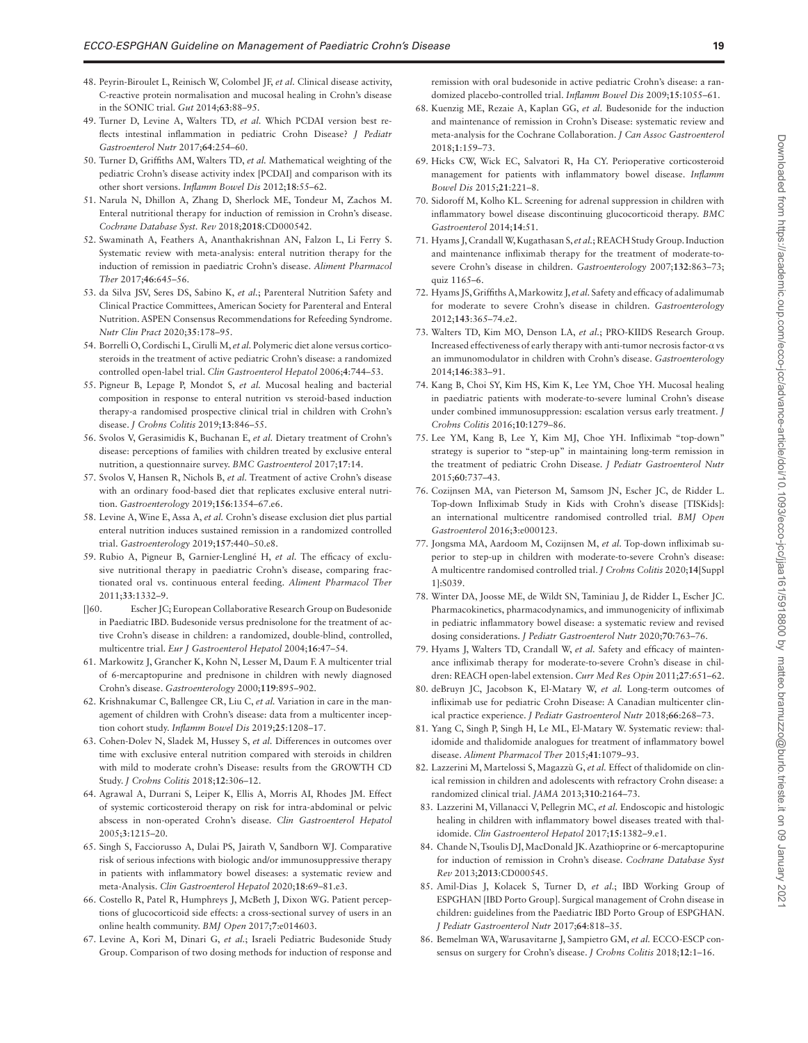48. Peyrin-Biroulet L, Reinisch W, Colombel JF, *et al.* Clinical disease activity, C-reactive protein normalisation and mucosal healing in Crohn's disease in the SONIC trial. *Gut* 2014;**63**:88–95.
49. Turner D, Levine A, Walters TD, *et al.* Which PCDAI version best reflects intestinal inflammation in pediatric Crohn Disease? *J Pediatr Gastroenterol Nutr* 2017;**64**:254–60.
50. Turner D, Griffiths AM, Walters TD, *et al.* Mathematical weighting of the pediatric Crohn's disease activity index [PCDAI] and comparison with its other short versions. *Inflamm Bowel Dis* 2012;**18**:55–62.
51. Narula N, Dhillon A, Zhang D, Sherlock ME, Tondeur M, Zachos M. Enteral nutritional therapy for induction of remission in Crohn's disease. *Cochrane Database Syst. Rev* 2018;**2018**:CD000542.
52. Swaminath A, Feathers A, Ananthakrishnan AN, Falzon L, Li Ferry S. Systematic review with meta-analysis: enteral nutrition therapy for the induction of remission in paediatric Crohn's disease. *Aliment Pharmacol Ther* 2017;**46**:645–56.
53. da Silva JSV, Seres DS, Sabino K, *et al.*; Parenteral Nutrition Safety and Clinical Practice Committees, American Society for Parenteral and Enteral Nutrition. ASPEN Consensus Recommendations for Refeeding Syndrome. *Nutr Clin Pract* 2020;**35**:178–95.
54. Borrelli O, Cordischi L, Cirulli M, *et al.* Polymeric diet alone versus corticosteroids in the treatment of active pediatric Crohn's disease: a randomized controlled open-label trial. *Clin Gastroenterol Hepatol* 2006;**4**:744–53.
55. Pigneur B, Lepage P, Mondot S, *et al.* Mucosal healing and bacterial composition in response to enteral nutrition vs steroid-based induction therapy-a randomised prospective clinical trial in children with Crohn's disease. *J Crohns Colitis* 2019;**13**:846–55.
56. Svolos V, Gerasimidis K, Buchanan E, *et al.* Dietary treatment of Crohn's disease: perceptions of families with children treated by exclusive enteral nutrition, a questionnaire survey. *BMC Gastroenterol* 2017;**17**:14.
57. Svolos V, Hansen R, Nichols B, *et al.* Treatment of active Crohn's disease with an ordinary food-based diet that replicates exclusive enteral nutrition. *Gastroenterology* 2019;**156**:1354–67.e6.
58. Levine A, Wine E, Assa A, *et al.* Crohn's disease exclusion diet plus partial enteral nutrition induces sustained remission in a randomized controlled trial. *Gastroenterology* 2019;**157**:440–50.e8.
59. Rubio A, Pigneur B, Garnier-Lengliné H, *et al.* The efficacy of exclusive nutritional therapy in paediatric Crohn's disease, comparing fractionated oral vs. continuous enteral feeding. *Aliment Pharmacol Ther* 2011;**33**:1332–9.
[]60. Escher JC; European Collaborative Research Group on Budesonide in Paediatric IBD. Budesonide versus prednisolone for the treatment of active Crohn's disease in children: a randomized, double-blind, controlled, multicentre trial. *Eur J Gastroenterol Hepatol* 2004;**16**:47–54.
61. Markowitz J, Grancher K, Kohn N, Lesser M, Daum F. A multicenter trial of 6-mercaptopurine and prednisone in children with newly diagnosed Crohn's disease. *Gastroenterology* 2000;**119**:895–902.
62. Krishnakumar C, Ballengee CR, Liu C, *et al.* Variation in care in the management of children with Crohn's disease: data from a multicenter inception cohort study. *Inflamm Bowel Dis* 2019;**25**:1208–17.
63. Cohen-Dolev N, Sladek M, Hussey S, *et al.* Differences in outcomes over time with exclusive enteral nutrition compared with steroids in children with mild to moderate crohn's Disease: results from the GROWTH CD Study. *J Crohns Colitis* 2018;**12**:306–12.
64. Agrawal A, Durrani S, Leiper K, Ellis A, Morris AI, Rhodes JM. Effect of systemic corticosteroid therapy on risk for intra-abdominal or pelvic abscess in non-operated Crohn's disease. *Clin Gastroenterol Hepatol* 2005;**3**:1215–20.
65. Singh S, Facciorusso A, Dulai PS, Jairath V, Sandborn WJ. Comparative risk of serious infections with biologic and/or immunosuppressive therapy in patients with inflammatory bowel diseases: a systematic review and meta-Analysis. *Clin Gastroenterol Hepatol* 2020;**18**:69–81.e3.
66. Costello R, Patel R, Humphreys J, McBeth J, Dixon WG. Patient perceptions of glucocorticoid side effects: a cross-sectional survey of users in an online health community. *BMJ Open* 2017;**7**:e014603.
67. Levine A, Kori M, Dinari G, *et al.*; Israeli Pediatric Budesonide Study Group. Comparison of two dosing methods for induction of response and remission with oral budesonide in active pediatric Crohn's disease: a randomized placebo-controlled trial. *Inflamm Bowel Dis* 2009;**15**:1055–61.
68. Kuenzig ME, Rezaie A, Kaplan GG, *et al.* Budesonide for the induction and maintenance of remission in Crohn's Disease: systematic review and meta-analysis for the Cochrane Collaboration. *J Can Assoc Gastroenterol* 2018;**1**:159–73.
69. Hicks CW, Wick EC, Salvatori R, Ha CY. Perioperative corticosteroid management for patients with inflammatory bowel disease. *Inflamm Bowel Dis* 2015;**21**:221–8.
70. Sidoroff M, Kolho KL. Screening for adrenal suppression in children with inflammatory bowel disease discontinuing glucocorticoid therapy. *BMC Gastroenterol* 2014;**14**:51.
71. Hyams J, Crandall W, Kugathasan S, *et al.*; REACH Study Group. Induction and maintenance infliximab therapy for the treatment of moderate-to-severe Crohn's disease in children. *Gastroenterology* 2007;**132**:863–73; quiz 1165–6.
72. Hyams JS, Griffiths A, Markowitz J, *et al.* Safety and efficacy of adalimumab for moderate to severe Crohn's disease in children. *Gastroenterology* 2012;**143**:365–74.e2.
73. Walters TD, Kim MO, Denson LA, *et al.*; PRO-KIIDS Research Group. Increased effectiveness of early therapy with anti-tumor necrosis factor-α vs an immunomodulator in children with Crohn's disease. *Gastroenterology* 2014;**146**:383–91.
74. Kang B, Choi SY, Kim HS, Kim K, Lee YM, Choe YH. Mucosal healing in paediatric patients with moderate-to-severe luminal Crohn's disease under combined immunosuppression: escalation versus early treatment. *J Crohns Colitis* 2016;**10**:1279–86.
75. Lee YM, Kang B, Lee Y, Kim MJ, Choe YH. Infliximab "top-down" strategy is superior to "step-up" in maintaining long-term remission in the treatment of pediatric Crohn Disease. *J Pediatr Gastroenterol Nutr* 2015;**60**:737–43.
76. Cozijnsen MA, van Pieterson M, Samsom JN, Escher JC, de Ridder L. Top-down Infliximab Study in Kids with Crohn's disease [TISKids]: an international multicentre randomised controlled trial. *BMJ Open Gastroenterol* 2016;**3**:e000123.
77. Jongsma MA, Aardoom M, Cozijnsen M, *et al.* Top-down infliximab superior to step-up in children with moderate-to-severe Crohn's disease: A multicentre randomised controlled trial. *J Crohns Colitis* 2020;**14**[Suppl 1]:S039.
78. Winter DA, Joosse ME, de Wildt SN, Taminiau J, de Ridder L, Escher JC. Pharmacokinetics, pharmacodynamics, and immunogenicity of infliximab in pediatric inflammatory bowel disease: a systematic review and revised dosing considerations. *J Pediatr Gastroenterol Nutr* 2020;**70**:763–76.
79. Hyams J, Walters TD, Crandall W, *et al.* Safety and efficacy of maintenance infliximab therapy for moderate-to-severe Crohn's disease in children: REACH open-label extension. *Curr Med Res Opin* 2011;**27**:651–62.
80. deBruyn JC, Jacobson K, El-Matary W, *et al.* Long-term outcomes of infliximab use for pediatric Crohn Disease: A Canadian multicenter clinical practice experience. *J Pediatr Gastroenterol Nutr* 2018;**66**:268–73.
81. Yang C, Singh P, Singh H, Le ML, El-Matary W. Systematic review: thalidomide and thalidomide analogues for treatment of inflammatory bowel disease. *Aliment Pharmacol Ther* 2015;**41**:1079–93.
82. Lazzerini M, Martelossi S, Magazzù G, *et al.* Effect of thalidomide on clinical remission in children and adolescents with refractory Crohn disease: a randomized clinical trial. *JAMA* 2013;**310**:2164–73.
83. Lazzerini M, Villanacci V, Pellegrin MC, *et al.* Endoscopic and histologic healing in children with inflammatory bowel diseases treated with thalidomide. *Clin Gastroenterol Hepatol* 2017;**15**:1382–9.e1.
84. Chande N, Tsoulis DJ, MacDonald JK. Azathioprine or 6-mercaptopurine for induction of remission in Crohn's disease. *Cochrane Database Syst Rev* 2013;**2013**:CD000545.
85. Amil-Dias J, Kolacek S, Turner D, *et al.*; IBD Working Group of ESPGHAN [IBD Porto Group]. Surgical management of Crohn disease in children: guidelines from the Paediatric IBD Porto Group of ESPGHAN. *J Pediatr Gastroenterol Nutr* 2017;**64**:818–35.
86. Bemelman WA, Warusavitarne J, Sampietro GM, *et al.* ECCO-ESCP consensus on surgery for Crohn's disease. *J Crohns Colitis* 2018;**12**:1–16.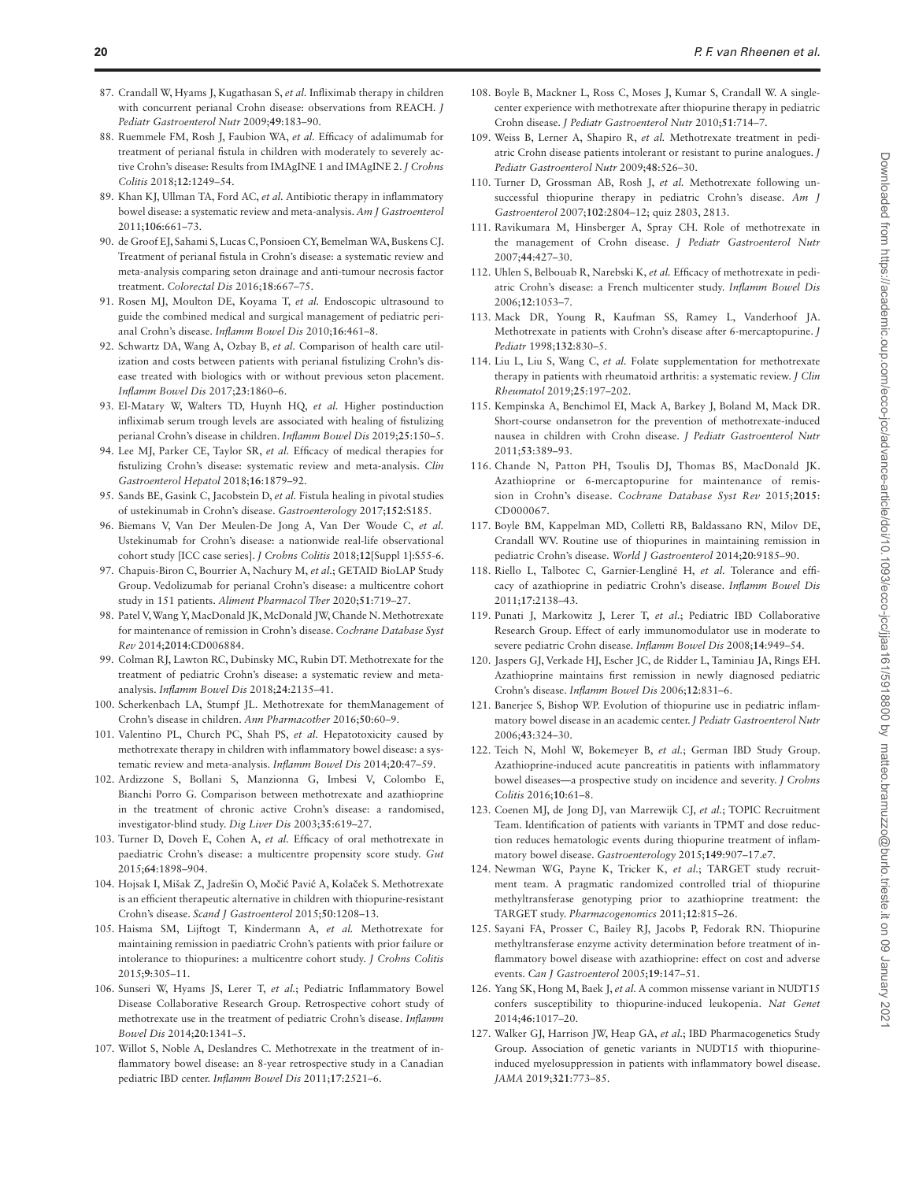87. Crandall W, Hyams J, Kugathasan S, *et al.* Infliximab therapy in children with concurrent perianal Crohn disease: observations from REACH. *J Pediatr Gastroenterol Nutr* 2009;**49**:183–90.
88. Ruemmele FM, Rosh J, Faubion WA, *et al.* Efficacy of adalimumab for treatment of perianal fistula in children with moderately to severely active Crohn's disease: Results from IMAgINE 1 and IMAgINE 2. *J Crohns Colitis* 2018;**12**:1249–54.
89. Khan KJ, Ullman TA, Ford AC, *et al.* Antibiotic therapy in inflammatory bowel disease: a systematic review and meta-analysis. *Am J Gastroenterol* 2011;**106**:661–73.
90. de Groof EJ, Sahami S, Lucas C, Ponsioen CY, Bemelman WA, Buskens CJ. Treatment of perianal fistula in Crohn's disease: a systematic review and meta-analysis comparing seton drainage and anti-tumour necrosis factor treatment. *Colorectal Dis* 2016;**18**:667–75.
91. Rosen MJ, Moulton DE, Koyama T, *et al.* Endoscopic ultrasound to guide the combined medical and surgical management of pediatric perianal Crohn's disease. *Inflamm Bowel Dis* 2010;**16**:461–8.
92. Schwartz DA, Wang A, Ozbay B, *et al.* Comparison of health care utilization and costs between patients with perianal fistulizing Crohn's disease treated with biologics with or without previous seton placement. *Inflamm Bowel Dis* 2017;**23**:1860–6.
93. El-Matary W, Walters TD, Huynh HQ, *et al.* Higher postinduction infliximab serum trough levels are associated with healing of fistulizing perianal Crohn's disease in children. *Inflamm Bowel Dis* 2019;**25**:150–5.
94. Lee MJ, Parker CE, Taylor SR, *et al.* Efficacy of medical therapies for fistulizing Crohn's disease: systematic review and meta-analysis. *Clin Gastroenterol Hepatol* 2018;**16**:1879–92.
95. Sands BE, Gasink C, Jacobstein D, *et al.* Fistula healing in pivotal studies of ustekinumab in Crohn's disease. *Gastroenterology* 2017;**152**:S185.
96. Biemans V, Van Der Meulen-De Jong A, Van Der Woude C, *et al.* Ustekinumab for Crohn's disease: a nationwide real-life observational cohort study [ICC case series]. *J Crohns Colitis* 2018;**12**[Suppl 1]:S55-6.
97. Chapuis-Biron C, Bourrier A, Nachury M, *et al.*; GETAID BioLAP Study Group. Vedolizumab for perianal Crohn's disease: a multicentre cohort study in 151 patients. *Aliment Pharmacol Ther* 2020;**51**:719–27.
98. Patel V, Wang Y, MacDonald JK, McDonald JW, Chande N. Methotrexate for maintenance of remission in Crohn's disease. *Cochrane Database Syst Rev* 2014;**2014**:CD006884.
99. Colman RJ, Lawton RC, Dubinsky MC, Rubin DT. Methotrexate for the treatment of pediatric Crohn's disease: a systematic review and meta-analysis. *Inflamm Bowel Dis* 2018;**24**:2135–41.
100. Scherkenbach LA, Stumpf JL. Methotrexate for themManagement of Crohn's disease in children. *Ann Pharmacother* 2016;**50**:60–9.
101. Valentino PL, Church PC, Shah PS, *et al.* Hepatotoxicity caused by methotrexate therapy in children with inflammatory bowel disease: a systematic review and meta-analysis. *Inflamm Bowel Dis* 2014;**20**:47–59.
102. Ardizzone S, Bollani S, Manzionna G, Imbesi V, Colombo E, Bianchi Porro G. Comparison between methotrexate and azathioprine in the treatment of chronic active Crohn's disease: a randomised, investigator-blind study. *Dig Liver Dis* 2003;**35**:619–27.
103. Turner D, Doveh E, Cohen A, *et al.* Efficacy of oral methotrexate in paediatric Crohn's disease: a multicentre propensity score study. *Gut* 2015;**64**:1898–904.
104. Hojsak I, Mišak Z, Jadrešin O, Močić Pavić A, Kolaček S. Methotrexate is an efficient therapeutic alternative in children with thiopurine-resistant Crohn's disease. *Scand J Gastroenterol* 2015;**50**:1208–13.
105. Haisma SM, Lijftogt T, Kindermann A, *et al.* Methotrexate for maintaining remission in paediatric Crohn's patients with prior failure or intolerance to thiopurines: a multicentre cohort study. *J Crohns Colitis* 2015;**9**:305–11.
106. Sunseri W, Hyams JS, Lerer T, *et al.*; Pediatric Inflammatory Bowel Disease Collaborative Research Group. Retrospective cohort study of methotrexate use in the treatment of pediatric Crohn's disease. *Inflamm Bowel Dis* 2014;**20**:1341–5.
107. Willot S, Noble A, Deslandres C. Methotrexate in the treatment of inflammatory bowel disease: an 8-year retrospective study in a Canadian pediatric IBD center. *Inflamm Bowel Dis* 2011;**17**:2521–6.
108. Boyle B, Mackner L, Ross C, Moses J, Kumar S, Crandall W. A single-center experience with methotrexate after thiopurine therapy in pediatric Crohn disease. *J Pediatr Gastroenterol Nutr* 2010;**51**:714–7.
109. Weiss B, Lerner A, Shapiro R, *et al.* Methotrexate treatment in pediatric Crohn disease patients intolerant or resistant to purine analogues. *J Pediatr Gastroenterol Nutr* 2009;**48**:526–30.
110. Turner D, Grossman AB, Rosh J, *et al.* Methotrexate following unsuccessful thiopurine therapy in pediatric Crohn's disease. *Am J Gastroenterol* 2007;**102**:2804–12; quiz 2803, 2813.
111. Ravikumara M, Hinsberger A, Spray CH. Role of methotrexate in the management of Crohn disease. *J Pediatr Gastroenterol Nutr* 2007;**44**:427–30.
112. Uhlen S, Belbouab R, Narebski K, *et al.* Efficacy of methotrexate in pediatric Crohn's disease: a French multicenter study. *Inflamm Bowel Dis* 2006;**12**:1053–7.
113. Mack DR, Young R, Kaufman SS, Ramey L, Vanderhoof JA. Methotrexate in patients with Crohn's disease after 6-mercaptopurine. *J Pediatr* 1998;**132**:830–5.
114. Liu L, Liu S, Wang C, *et al.* Folate supplementation for methotrexate therapy in patients with rheumatoid arthritis: a systematic review. *J Clin Rheumatol* 2019;**25**:197–202.
115. Kempinska A, Benchimol EI, Mack A, Barkey J, Boland M, Mack DR. Short-course ondansetron for the prevention of methotrexate-induced nausea in children with Crohn disease. *J Pediatr Gastroenterol Nutr* 2011;**53**:389–93.
116. Chande N, Patton PH, Tsoulis DJ, Thomas BS, MacDonald JK. Azathioprine or 6-mercaptopurine for maintenance of remission in Crohn's disease. *Cochrane Database Syst Rev* 2015;**2015**: CD000067.
117. Boyle BM, Kappelman MD, Colletti RB, Baldassano RN, Milov DE, Crandall WV. Routine use of thiopurines in maintaining remission in pediatric Crohn's disease. *World J Gastroenterol* 2014;**20**:9185–90.
118. Riello L, Talbotec C, Garnier-Lengliné H, *et al.* Tolerance and efficacy of azathioprine in pediatric Crohn's disease. *Inflamm Bowel Dis* 2011;**17**:2138–43.
119. Punati J, Markowitz J, Lerer T, *et al.*; Pediatric IBD Collaborative Research Group. Effect of early immunomodulator use in moderate to severe pediatric Crohn disease. *Inflamm Bowel Dis* 2008;**14**:949–54.
120. Jaspers GJ, Verkade HJ, Escher JC, de Ridder L, Taminiau JA, Rings EH. Azathioprine maintains first remission in newly diagnosed pediatric Crohn's disease. *Inflamm Bowel Dis* 2006;**12**:831–6.
121. Banerjee S, Bishop WP. Evolution of thiopurine use in pediatric inflammatory bowel disease in an academic center. *J Pediatr Gastroenterol Nutr* 2006;**43**:324–30.
122. Teich N, Mohl W, Bokemeyer B, *et al.*; German IBD Study Group. Azathioprine-induced acute pancreatitis in patients with inflammatory bowel diseases—a prospective study on incidence and severity. *J Crohns Colitis* 2016;**10**:61–8.
123. Coenen MJ, de Jong DJ, van Marrewijk CJ, *et al.*; TOPIC Recruitment Team. Identification of patients with variants in TPMT and dose reduction reduces hematologic events during thiopurine treatment of inflammatory bowel disease. *Gastroenterology* 2015;**149**:907–17.e7.
124. Newman WG, Payne K, Tricker K, *et al.*; TARGET study recruitment team. A pragmatic randomized controlled trial of thiopurine methyltransferase genotyping prior to azathioprine treatment: the TARGET study. *Pharmacogenomics* 2011;**12**:815–26.
125. Sayani FA, Prosser C, Bailey RJ, Jacobs P, Fedorak RN. Thiopurine methyltransferase enzyme activity determination before treatment of inflammatory bowel disease with azathioprine: effect on cost and adverse events. *Can J Gastroenterol* 2005;**19**:147–51.
126. Yang SK, Hong M, Baek J, *et al.* A common missense variant in NUDT15 confers susceptibility to thiopurine-induced leukopenia. *Nat Genet* 2014;**46**:1017–20.
127. Walker GJ, Harrison JW, Heap GA, *et al.*; IBD Pharmacogenetics Study Group. Association of genetic variants in NUDT15 with thiopurine-induced myelosuppression in patients with inflammatory bowel disease. *JAMA* 2019;**321**:773–85.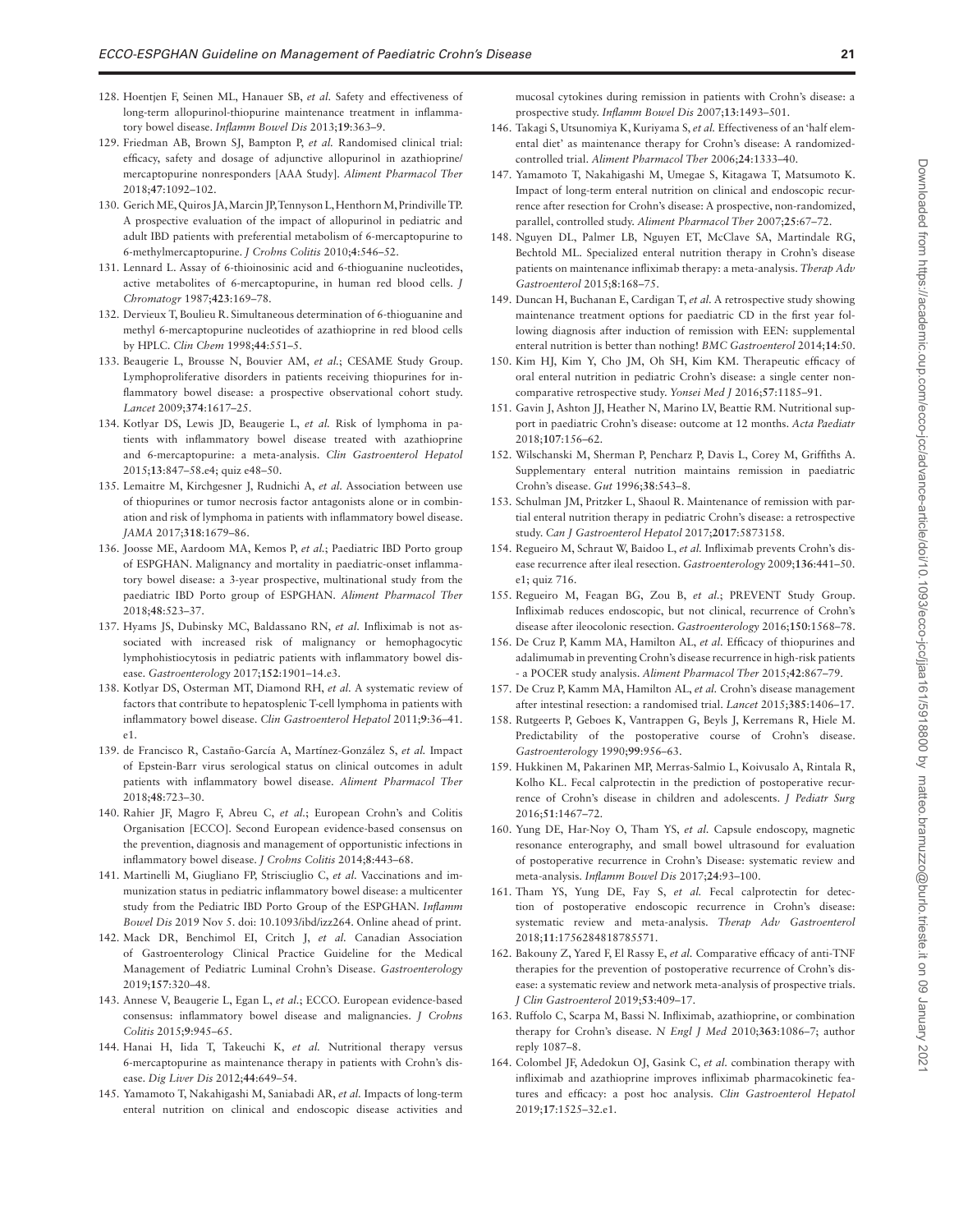128. Hoentjen F, Seinen ML, Hanauer SB, *et al.* Safety and effectiveness of long-term allopurinol-thiopurine maintenance treatment in inflammatory bowel disease. *Inflamm Bowel Dis* 2013;**19**:363–9.
129. Friedman AB, Brown SJ, Bampton P, *et al.* Randomised clinical trial: efficacy, safety and dosage of adjunctive allopurinol in azathioprine/mercaptopurine nonresponders [AAA Study]. *Aliment Pharmacol Ther* 2018;**47**:1092–102.
130. Gerich ME, Quiros JA, Marcin JP, Tennyson L, Henthorn M, Prindiville TP. A prospective evaluation of the impact of allopurinol in pediatric and adult IBD patients with preferential metabolism of 6-mercaptopurine to 6-methylmercaptopurine. *J Crohns Colitis* 2010;**4**:546–52.
131. Lennard L. Assay of 6-thioinosinic acid and 6-thioguanine nucleotides, active metabolites of 6-mercaptopurine, in human red blood cells. *J Chromatogr* 1987;**423**:169–78.
132. Dervieux T, Boulieu R. Simultaneous determination of 6-thioguanine and methyl 6-mercaptopurine nucleotides of azathioprine in red blood cells by HPLC. *Clin Chem* 1998;**44**:551–5.
133. Beaugerie L, Brousse N, Bouvier AM, *et al.*; CESAME Study Group. Lymphoproliferative disorders in patients receiving thiopurines for inflammatory bowel disease: a prospective observational cohort study. *Lancet* 2009;**374**:1617–25.
134. Kotlyar DS, Lewis JD, Beaugerie L, *et al.* Risk of lymphoma in patients with inflammatory bowel disease treated with azathioprine and 6-mercaptopurine: a meta-analysis. *Clin Gastroenterol Hepatol* 2015;**13**:847–58.e4; quiz e48–50.
135. Lemaitre M, Kirchgesner J, Rudnichi A, *et al.* Association between use of thiopurines or tumor necrosis factor antagonists alone or in combination and risk of lymphoma in patients with inflammatory bowel disease. *JAMA* 2017;**318**:1679–86.
136. Joosse ME, Aardoom MA, Kemos P, *et al.*; Paediatric IBD Porto group of ESPGHAN. Malignancy and mortality in paediatric-onset inflammatory bowel disease: a 3-year prospective, multinational study from the paediatric IBD Porto group of ESPGHAN. *Aliment Pharmacol Ther* 2018;**48**:523–37.
137. Hyams JS, Dubinsky MC, Baldassano RN, *et al.* Infliximab is not associated with increased risk of malignancy or hemophagocytic lymphohistiocytosis in pediatric patients with inflammatory bowel disease. *Gastroenterology* 2017;**152**:1901–14.e3.
138. Kotlyar DS, Osterman MT, Diamond RH, *et al.* A systematic review of factors that contribute to hepatosplenic T-cell lymphoma in patients with inflammatory bowel disease. *Clin Gastroenterol Hepatol* 2011;**9**:36–41.e1.
139. de Francisco R, Castaño-García A, Martínez-González S, *et al.* Impact of Epstein-Barr virus serological status on clinical outcomes in adult patients with inflammatory bowel disease. *Aliment Pharmacol Ther* 2018;**48**:723–30.
140. Rahier JF, Magro F, Abreu C, *et al.*; European Crohn's and Colitis Organisation [ECCO]. Second European evidence-based consensus on the prevention, diagnosis and management of opportunistic infections in inflammatory bowel disease. *J Crohns Colitis* 2014;**8**:443–68.
141. Martinelli M, Giugliano FP, Strisciuglio C, *et al.* Vaccinations and immunization status in pediatric inflammatory bowel disease: a multicenter study from the Pediatric IBD Porto Group of the ESPGHAN. *Inflamm Bowel Dis* 2019 Nov 5. doi: 10.1093/ibd/izz264. Online ahead of print.
142. Mack DR, Benchimol EI, Critch J, *et al.* Canadian Association of Gastroenterology Clinical Practice Guideline for the Medical Management of Pediatric Luminal Crohn's Disease. *Gastroenterology* 2019;**157**:320–48.
143. Annese V, Beaugerie L, Egan L, *et al.*; ECCO. European evidence-based consensus: inflammatory bowel disease and malignancies. *J Crohns Colitis* 2015;**9**:945–65.
144. Hanai H, Iida T, Takeuchi K, *et al.* Nutritional therapy versus 6-mercaptopurine as maintenance therapy in patients with Crohn's disease. *Dig Liver Dis* 2012;**44**:649–54.
145. Yamamoto T, Nakahigashi M, Saniabadi AR, *et al.* Impacts of long-term enteral nutrition on clinical and endoscopic disease activities and mucosal cytokines during remission in patients with Crohn's disease: a prospective study. *Inflamm Bowel Dis* 2007;**13**:1493–501.
146. Takagi S, Utsunomiya K, Kuriyama S, *et al.* Effectiveness of an 'half elemental diet' as maintenance therapy for Crohn's disease: A randomized-controlled trial. *Aliment Pharmacol Ther* 2006;**24**:1333–40.
147. Yamamoto T, Nakahigashi M, Umegae S, Kitagawa T, Matsumoto K. Impact of long-term enteral nutrition on clinical and endoscopic recurrence after resection for Crohn's disease: A prospective, non-randomized, parallel, controlled study. *Aliment Pharmacol Ther* 2007;**25**:67–72.
148. Nguyen DL, Palmer LB, Nguyen ET, McClave SA, Martindale RG, Bechtold ML. Specialized enteral nutrition therapy in Crohn's disease patients on maintenance infliximab therapy: a meta-analysis. *Therap Adv Gastroenterol* 2015;**8**:168–75.
149. Duncan H, Buchanan E, Cardigan T, *et al.* A retrospective study showing maintenance treatment options for paediatric CD in the first year following diagnosis after induction of remission with EEN: supplemental enteral nutrition is better than nothing! *BMC Gastroenterol* 2014;**14**:50.
150. Kim HJ, Kim Y, Cho JM, Oh SH, Kim KM. Therapeutic efficacy of oral enteral nutrition in pediatric Crohn's disease: a single center non-comparative retrospective study. *Yonsei Med J* 2016;**57**:1185–91.
151. Gavin J, Ashton JJ, Heather N, Marino LV, Beattie RM. Nutritional support in paediatric Crohn's disease: outcome at 12 months. *Acta Paediatr* 2018;**107**:156–62.
152. Wilschanski M, Sherman P, Pencharz P, Davis L, Corey M, Griffiths A. Supplementary enteral nutrition maintains remission in paediatric Crohn's disease. *Gut* 1996;**38**:543–8.
153. Schulman JM, Pritzker L, Shaoul R. Maintenance of remission with partial enteral nutrition therapy in pediatric Crohn's disease: a retrospective study. *Can J Gastroenterol Hepatol* 2017;**2017**:5873158.
154. Regueiro M, Schraut W, Baidoo L, *et al.* Infliximab prevents Crohn's disease recurrence after ileal resection. *Gastroenterology* 2009;**136**:441–50.e1; quiz 716.
155. Regueiro M, Feagan BG, Zou B, *et al.*; PREVENT Study Group. Infliximab reduces endoscopic, but not clinical, recurrence of Crohn's disease after ileocolonic resection. *Gastroenterology* 2016;**150**:1568–78.
156. De Cruz P, Kamm MA, Hamilton AL, *et al.* Efficacy of thiopurines and adalimumab in preventing Crohn's disease recurrence in high-risk patients - a POCER study analysis. *Aliment Pharmacol Ther* 2015;**42**:867–79.
157. De Cruz P, Kamm MA, Hamilton AL, *et al.* Crohn's disease management after intestinal resection: a randomised trial. *Lancet* 2015;**385**:1406–17.
158. Rutgeerts P, Geboes K, Vantrappen G, Beyls J, Kerremans R, Hiele M. Predictability of the postoperative course of Crohn's disease. *Gastroenterology* 1990;**99**:956–63.
159. Hukkinen M, Pakarinen MP, Merras-Salmio L, Koivusalo A, Rintala R, Kolho KL. Fecal calprotectin in the prediction of postoperative recurrence of Crohn's disease in children and adolescents. *J Pediatr Surg* 2016;**51**:1467–72.
160. Yung DE, Har-Noy O, Tham YS, *et al.* Capsule endoscopy, magnetic resonance enterography, and small bowel ultrasound for evaluation of postoperative recurrence in Crohn's Disease: systematic review and meta-analysis. *Inflamm Bowel Dis* 2017;**24**:93–100.
161. Tham YS, Yung DE, Fay S, *et al.* Fecal calprotectin for detection of postoperative endoscopic recurrence in Crohn's disease: systematic review and meta-analysis. *Therap Adv Gastroenterol* 2018;**11**:1756284818785571.
162. Bakouny Z, Yared F, El Rassy E, *et al.* Comparative efficacy of anti-TNF therapies for the prevention of postoperative recurrence of Crohn's disease: a systematic review and network meta-analysis of prospective trials. *J Clin Gastroenterol* 2019;**53**:409–17.
163. Ruffolo C, Scarpa M, Bassi N. Infliximab, azathioprine, or combination therapy for Crohn's disease. *N Engl J Med* 2010;**363**:1086–7; author reply 1087–8.
164. Colombel JF, Adedokun OJ, Gasink C, *et al.* combination therapy with infliximab and azathioprine improves infliximab pharmacokinetic features and efficacy: a post hoc analysis. *Clin Gastroenterol Hepatol* 2019;**17**:1525–32.e1.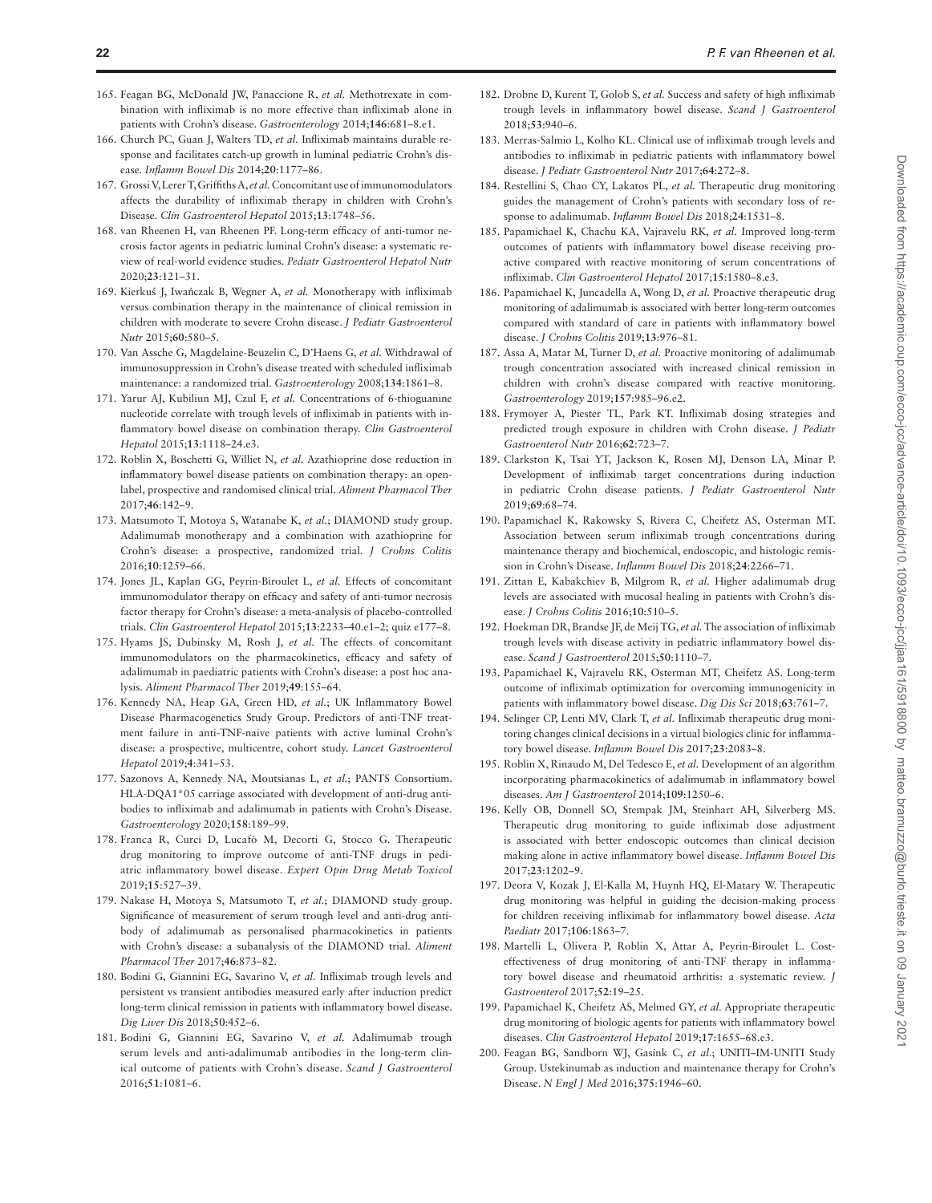165. Feagan BG, McDonald JW, Panaccione R, *et al.* Methotrexate in combination with infliximab is no more effective than infliximab alone in patients with Crohn's disease. *Gastroenterology* 2014;**146**:681–8.e1.
166. Church PC, Guan J, Walters TD, *et al.* Infliximab maintains durable response and facilitates catch-up growth in luminal pediatric Crohn's disease. *Inflamm Bowel Dis* 2014;**20**:1177–86.
167. Grossi V, Lerer T, Griffiths A, *et al.* Concomitant use of immunomodulators affects the durability of infliximab therapy in children with Crohn's Disease. *Clin Gastroenterol Hepatol* 2015;**13**:1748–56.
168. van Rheenen H, van Rheenen PF. Long-term efficacy of anti-tumor necrosis factor agents in pediatric luminal Crohn's disease: a systematic review of real-world evidence studies. *Pediatr Gastroenterol Hepatol Nutr* 2020;**23**:121–31.
169. Kierkuś J, Iwańczak B, Wegner A, *et al.* Monotherapy with infliximab versus combination therapy in the maintenance of clinical remission in children with moderate to severe Crohn disease. *J Pediatr Gastroenterol Nutr* 2015;**60**:580–5.
170. Van Assche G, Magdelaine-Beuzelin C, D'Haens G, *et al.* Withdrawal of immunosuppression in Crohn's disease treated with scheduled infliximab maintenance: a randomized trial. *Gastroenterology* 2008;**134**:1861–8.
171. Yarur AJ, Kubiliun MJ, Czul F, *et al.* Concentrations of 6-thioguanine nucleotide correlate with trough levels of infliximab in patients with inflammatory bowel disease on combination therapy. *Clin Gastroenterol Hepatol* 2015;**13**:1118–24.e3.
172. Roblin X, Boschetti G, Williet N, *et al.* Azathioprine dose reduction in inflammatory bowel disease patients on combination therapy: an open-label, prospective and randomised clinical trial. *Aliment Pharmacol Ther* 2017;**46**:142–9.
173. Matsumoto T, Motoya S, Watanabe K, *et al.*; DIAMOND study group. Adalimumab monotherapy and a combination with azathioprine for Crohn's disease: a prospective, randomized trial. *J Crohns Colitis* 2016;**10**:1259–66.
174. Jones JL, Kaplan GG, Peyrin-Biroulet L, *et al.* Effects of concomitant immunomodulator therapy on efficacy and safety of anti-tumor necrosis factor therapy for Crohn's disease: a meta-analysis of placebo-controlled trials. *Clin Gastroenterol Hepatol* 2015;**13**:2233–40.e1–2; quiz e177–8.
175. Hyams JS, Dubinsky M, Rosh J, *et al.* The effects of concomitant immunomodulators on the pharmacokinetics, efficacy and safety of adalimumab in paediatric patients with Crohn's disease: a post hoc analysis. *Aliment Pharmacol Ther* 2019;**49**:155–64.
176. Kennedy NA, Heap GA, Green HD, *et al.*; UK Inflammatory Bowel Disease Pharmacogenetics Study Group. Predictors of anti-TNF treatment failure in anti-TNF-naive patients with active luminal Crohn's disease: a prospective, multicentre, cohort study. *Lancet Gastroenterol Hepatol* 2019;**4**:341–53.
177. Sazonovs A, Kennedy NA, Moutsianas L, *et al.*; PANTS Consortium. HLA-DQA1*05 carriage associated with development of anti-drug antibodies to infliximab and adalimumab in patients with Crohn's Disease. *Gastroenterology* 2020;**158**:189–99.
178. Franca R, Curci D, Lucafò M, Decorti G, Stocco G. Therapeutic drug monitoring to improve outcome of anti-TNF drugs in pediatric inflammatory bowel disease. *Expert Opin Drug Metab Toxicol* 2019;**15**:527–39.
179. Nakase H, Motoya S, Matsumoto T, *et al.*; DIAMOND study group. Significance of measurement of serum trough level and anti-drug antibody of adalimumab as personalised pharmacokinetics in patients with Crohn's disease: a subanalysis of the DIAMOND trial. *Aliment Pharmacol Ther* 2017;**46**:873–82.
180. Bodini G, Giannini EG, Savarino V, *et al.* Infliximab trough levels and persistent vs transient antibodies measured early after induction predict long-term clinical remission in patients with inflammatory bowel disease. *Dig Liver Dis* 2018;**50**:452–6.
181. Bodini G, Giannini EG, Savarino V, *et al.* Adalimumab trough serum levels and anti-adalimumab antibodies in the long-term clinical outcome of patients with Crohn's disease. *Scand J Gastroenterol* 2016;**51**:1081–6.
182. Drobne D, Kurent T, Golob S, *et al.* Success and safety of high infliximab trough levels in inflammatory bowel disease. *Scand J Gastroenterol* 2018;**53**:940–6.
183. Merras-Salmio L, Kolho KL. Clinical use of infliximab trough levels and antibodies to infliximab in pediatric patients with inflammatory bowel disease. *J Pediatr Gastroenterol Nutr* 2017;**64**:272–8.
184. Restellini S, Chao CY, Lakatos PL, *et al.* Therapeutic drug monitoring guides the management of Crohn's patients with secondary loss of response to adalimumab. *Inflamm Bowel Dis* 2018;**24**:1531–8.
185. Papamichael K, Chachu KA, Vajravelu RK, *et al.* Improved long-term outcomes of patients with inflammatory bowel disease receiving proactive compared with reactive monitoring of serum concentrations of infliximab. *Clin Gastroenterol Hepatol* 2017;**15**:1580–8.e3.
186. Papamichael K, Juncadella A, Wong D, *et al.* Proactive therapeutic drug monitoring of adalimumab is associated with better long-term outcomes compared with standard of care in patients with inflammatory bowel disease. *J Crohns Colitis* 2019;**13**:976–81.
187. Assa A, Matar M, Turner D, *et al.* Proactive monitoring of adalimumab trough concentration associated with increased clinical remission in children with crohn's disease compared with reactive monitoring. *Gastroenterology* 2019;**157**:985–96.e2.
188. Frymoyer A, Piester TL, Park KT. Infliximab dosing strategies and predicted trough exposure in children with Crohn disease. *J Pediatr Gastroenterol Nutr* 2016;**62**:723–7.
189. Clarkston K, Tsai YT, Jackson K, Rosen MJ, Denson LA, Minar P. Development of infliximab target concentrations during induction in pediatric Crohn disease patients. *J Pediatr Gastroenterol Nutr* 2019;**69**:68–74.
190. Papamichael K, Rakowsky S, Rivera C, Cheifetz AS, Osterman MT. Association between serum infliximab trough concentrations during maintenance therapy and biochemical, endoscopic, and histologic remission in Crohn's Disease. *Inflamm Bowel Dis* 2018;**24**:2266–71.
191. Zittan E, Kabakchiev B, Milgrom R, *et al.* Higher adalimumab drug levels are associated with mucosal healing in patients with Crohn's disease. *J Crohns Colitis* 2016;**10**:510–5.
192. Hoekman DR, Brandse JF, de Meij TG, *et al.* The association of infliximab trough levels with disease activity in pediatric inflammatory bowel disease. *Scand J Gastroenterol* 2015;**50**:1110–7.
193. Papamichael K, Vajravelu RK, Osterman MT, Cheifetz AS. Long-term outcome of infliximab optimization for overcoming immunogenicity in patients with inflammatory bowel disease. *Dig Dis Sci* 2018;**63**:761–7.
194. Selinger CP, Lenti MV, Clark T, *et al.* Infliximab therapeutic drug monitoring changes clinical decisions in a virtual biologics clinic for inflammatory bowel disease. *Inflamm Bowel Dis* 2017;**23**:2083–8.
195. Roblin X, Rinaudo M, Del Tedesco E, *et al.* Development of an algorithm incorporating pharmacokinetics of adalimumab in inflammatory bowel diseases. *Am J Gastroenterol* 2014;**109**:1250–6.
196. Kelly OB, Donnell SO, Stempak JM, Steinhart AH, Silverberg MS. Therapeutic drug monitoring to guide infliximab dose adjustment is associated with better endoscopic outcomes than clinical decision making alone in active inflammatory bowel disease. *Inflamm Bowel Dis* 2017;**23**:1202–9.
197. Deora V, Kozak J, El-Kalla M, Huynh HQ, El-Matary W. Therapeutic drug monitoring was helpful in guiding the decision-making process for children receiving infliximab for inflammatory bowel disease. *Acta Paediatr* 2017;**106**:1863–7.
198. Martelli L, Olivera P, Roblin X, Attar A, Peyrin-Biroulet L. Cost-effectiveness of drug monitoring of anti-TNF therapy in inflammatory bowel disease and rheumatoid arthritis: a systematic review. *J Gastroenterol* 2017;**52**:19–25.
199. Papamichael K, Cheifetz AS, Melmed GY, *et al.* Appropriate therapeutic drug monitoring of biologic agents for patients with inflammatory bowel diseases. *Clin Gastroenterol Hepatol* 2019;**17**:1655–68.e3.
200. Feagan BG, Sandborn WJ, Gasink C, *et al.*; UNITI–IM-UNITI Study Group. Ustekinumab as induction and maintenance therapy for Crohn's Disease. *N Engl J Med* 2016;**375**:1946–60.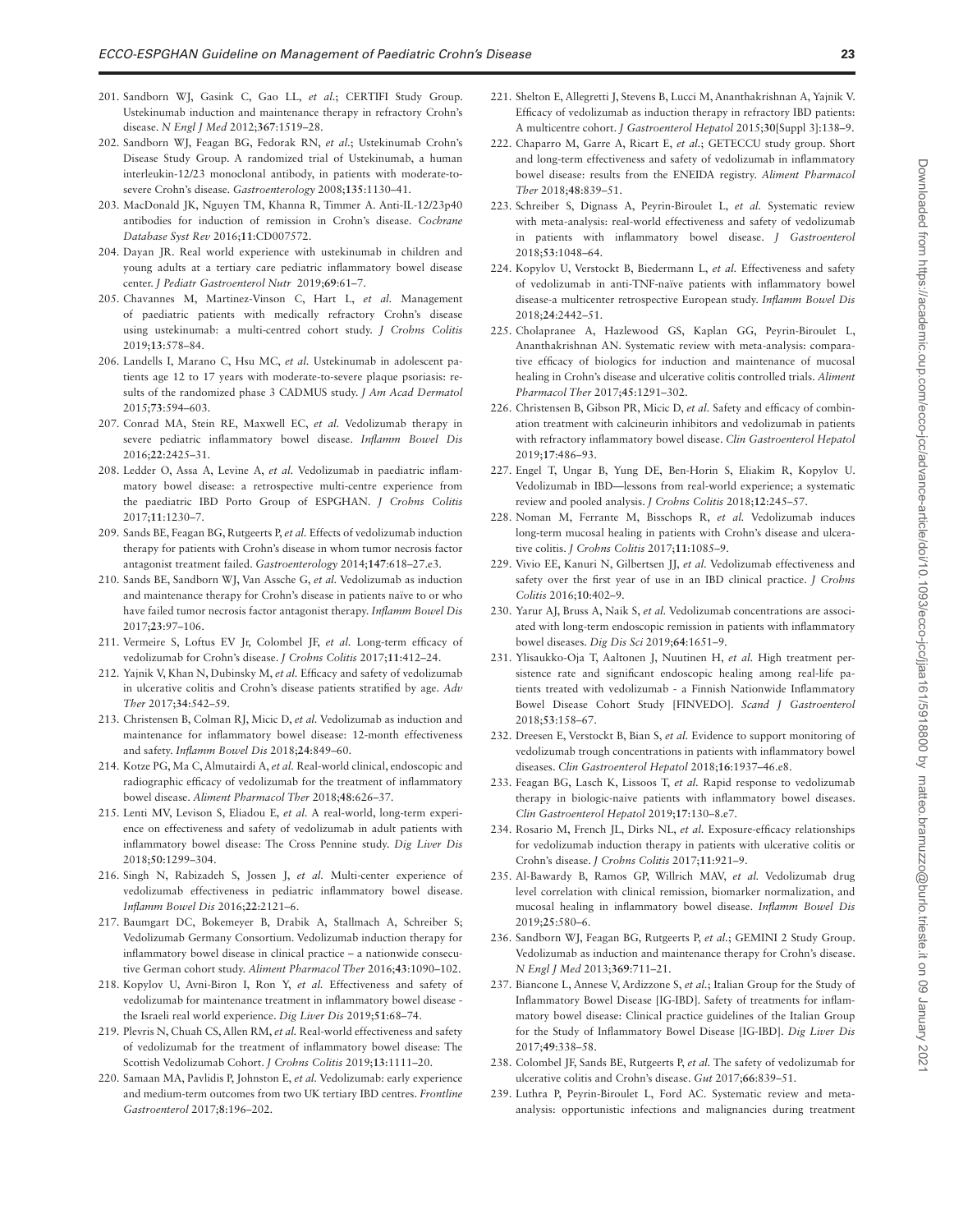201. Sandborn WJ, Gasink C, Gao LL, *et al.*; CERTIFI Study Group. Ustekinumab induction and maintenance therapy in refractory Crohn's disease. *N Engl J Med* 2012;**367**:1519–28.
202. Sandborn WJ, Feagan BG, Fedorak RN, *et al.*; Ustekinumab Crohn's Disease Study Group. A randomized trial of Ustekinumab, a human interleukin-12/23 monoclonal antibody, in patients with moderate-to-severe Crohn's disease. *Gastroenterology* 2008;**135**:1130–41.
203. MacDonald JK, Nguyen TM, Khanna R, Timmer A. Anti-IL-12/23p40 antibodies for induction of remission in Crohn's disease. *Cochrane Database Syst Rev* 2016;**11**:CD007572.
204. Dayan JR. Real world experience with ustekinumab in children and young adults at a tertiary care pediatric inflammatory bowel disease center. *J Pediatr Gastroenterol Nutr* 2019;**69**:61–7.
205. Chavannes M, Martinez-Vinson C, Hart L, *et al.* Management of paediatric patients with medically refractory Crohn's disease using ustekinumab: a multi-centred cohort study. *J Crohns Colitis* 2019;**13**:578–84.
206. Landells I, Marano C, Hsu MC, *et al.* Ustekinumab in adolescent patients age 12 to 17 years with moderate-to-severe plaque psoriasis: results of the randomized phase 3 CADMUS study. *J Am Acad Dermatol* 2015;**73**:594–603.
207. Conrad MA, Stein RE, Maxwell EC, *et al.* Vedolizumab therapy in severe pediatric inflammatory bowel disease. *Inflamm Bowel Dis* 2016;**22**:2425–31.
208. Ledder O, Assa A, Levine A, *et al.* Vedolizumab in paediatric inflammatory bowel disease: a retrospective multi-centre experience from the paediatric IBD Porto Group of ESPGHAN. *J Crohns Colitis* 2017;**11**:1230–7.
209. Sands BE, Feagan BG, Rutgeerts P, *et al.* Effects of vedolizumab induction therapy for patients with Crohn's disease in whom tumor necrosis factor antagonist treatment failed. *Gastroenterology* 2014;**147**:618–27.e3.
210. Sands BE, Sandborn WJ, Van Assche G, *et al.* Vedolizumab as induction and maintenance therapy for Crohn's disease in patients naïve to or who have failed tumor necrosis factor antagonist therapy. *Inflamm Bowel Dis* 2017;**23**:97–106.
211. Vermeire S, Loftus EV Jr, Colombel JF, *et al.* Long-term efficacy of vedolizumab for Crohn's disease. *J Crohns Colitis* 2017;**11**:412–24.
212. Yajnik V, Khan N, Dubinsky M, *et al.* Efficacy and safety of vedolizumab in ulcerative colitis and Crohn's disease patients stratified by age. *Adv Ther* 2017;**34**:542–59.
213. Christensen B, Colman RJ, Micic D, *et al.* Vedolizumab as induction and maintenance for inflammatory bowel disease: 12-month effectiveness and safety. *Inflamm Bowel Dis* 2018;**24**:849–60.
214. Kotze PG, Ma C, Almutairdi A, *et al.* Real-world clinical, endoscopic and radiographic efficacy of vedolizumab for the treatment of inflammatory bowel disease. *Aliment Pharmacol Ther* 2018;**48**:626–37.
215. Lenti MV, Levison S, Eliadou E, *et al.* A real-world, long-term experience on effectiveness and safety of vedolizumab in adult patients with inflammatory bowel disease: The Cross Pennine study. *Dig Liver Dis* 2018;**50**:1299–304.
216. Singh N, Rabizadeh S, Jossen J, *et al.* Multi-center experience of vedolizumab effectiveness in pediatric inflammatory bowel disease. *Inflamm Bowel Dis* 2016;**22**:2121–6.
217. Baumgart DC, Bokemeyer B, Drabik A, Stallmach A, Schreiber S; Vedolizumab Germany Consortium. Vedolizumab induction therapy for inflammatory bowel disease in clinical practice – a nationwide consecutive German cohort study. *Aliment Pharmacol Ther* 2016;**43**:1090–102.
218. Kopylov U, Avni-Biron I, Ron Y, *et al.* Effectiveness and safety of vedolizumab for maintenance treatment in inflammatory bowel disease - the Israeli real world experience. *Dig Liver Dis* 2019;**51**:68–74.
219. Plevris N, Chuah CS, Allen RM, *et al.* Real-world effectiveness and safety of vedolizumab for the treatment of inflammatory bowel disease: The Scottish Vedolizumab Cohort. *J Crohns Colitis* 2019;**13**:1111–20.
220. Samaan MA, Pavlidis P, Johnston E, *et al.* Vedolizumab: early experience and medium-term outcomes from two UK tertiary IBD centres. *Frontline Gastroenterol* 2017;**8**:196–202.
221. Shelton E, Allegretti J, Stevens B, Lucci M, Ananthakrishnan A, Yajnik V. Efficacy of vedolizumab as induction therapy in refractory IBD patients: A multicentre cohort. *J Gastroenterol Hepatol* 2015;**30**[Suppl 3]:138–9.
222. Chaparro M, Garre A, Ricart E, *et al.*; GETECCU study group. Short and long-term effectiveness and safety of vedolizumab in inflammatory bowel disease: results from the ENEIDA registry. *Aliment Pharmacol Ther* 2018;**48**:839–51.
223. Schreiber S, Dignass A, Peyrin-Biroulet L, *et al.* Systematic review with meta-analysis: real-world effectiveness and safety of vedolizumab in patients with inflammatory bowel disease. *J Gastroenterol* 2018;**53**:1048–64.
224. Kopylov U, Verstockt B, Biedermann L, *et al.* Effectiveness and safety of vedolizumab in anti-TNF-naïve patients with inflammatory bowel disease-a multicenter retrospective European study. *Inflamm Bowel Dis* 2018;**24**:2442–51.
225. Cholapranee A, Hazlewood GS, Kaplan GG, Peyrin-Biroulet L, Ananthakrishnan AN. Systematic review with meta-analysis: comparative efficacy of biologics for induction and maintenance of mucosal healing in Crohn's disease and ulcerative colitis controlled trials. *Aliment Pharmacol Ther* 2017;**45**:1291–302.
226. Christensen B, Gibson PR, Micic D, *et al.* Safety and efficacy of combination treatment with calcineurin inhibitors and vedolizumab in patients with refractory inflammatory bowel disease. *Clin Gastroenterol Hepatol* 2019;**17**:486–93.
227. Engel T, Ungar B, Yung DE, Ben-Horin S, Eliakim R, Kopylov U. Vedolizumab in IBD—lessons from real-world experience; a systematic review and pooled analysis. *J Crohns Colitis* 2018;**12**:245–57.
228. Noman M, Ferrante M, Bisschops R, *et al.* Vedolizumab induces long-term mucosal healing in patients with Crohn's disease and ulcerative colitis. *J Crohns Colitis* 2017;**11**:1085–9.
229. Vivio EE, Kanuri N, Gilbertsen JJ, *et al.* Vedolizumab effectiveness and safety over the first year of use in an IBD clinical practice. *J Crohns Colitis* 2016;**10**:402–9.
230. Yarur AJ, Bruss A, Naik S, *et al.* Vedolizumab concentrations are associated with long-term endoscopic remission in patients with inflammatory bowel diseases. *Dig Dis Sci* 2019;**64**:1651–9.
231. Ylisaukko-Oja T, Aaltonen J, Nuutinen H, *et al.* High treatment persistence rate and significant endoscopic healing among real-life patients treated with vedolizumab - a Finnish Nationwide Inflammatory Bowel Disease Cohort Study [FINVEDO]. *Scand J Gastroenterol* 2018;**53**:158–67.
232. Dreesen E, Verstockt B, Bian S, *et al.* Evidence to support monitoring of vedolizumab trough concentrations in patients with inflammatory bowel diseases. *Clin Gastroenterol Hepatol* 2018;**16**:1937–46.e8.
233. Feagan BG, Lasch K, Lissoos T, *et al.* Rapid response to vedolizumab therapy in biologic-naive patients with inflammatory bowel diseases. *Clin Gastroenterol Hepatol* 2019;**17**:130–8.e7.
234. Rosario M, French JL, Dirks NL, *et al.* Exposure-efficacy relationships for vedolizumab induction therapy in patients with ulcerative colitis or Crohn's disease. *J Crohns Colitis* 2017;**11**:921–9.
235. Al-Bawardy B, Ramos GP, Willrich MAV, *et al.* Vedolizumab drug level correlation with clinical remission, biomarker normalization, and mucosal healing in inflammatory bowel disease. *Inflamm Bowel Dis* 2019;**25**:580–6.
236. Sandborn WJ, Feagan BG, Rutgeerts P, *et al.*; GEMINI 2 Study Group. Vedolizumab as induction and maintenance therapy for Crohn's disease. *N Engl J Med* 2013;**369**:711–21.
237. Biancone L, Annese V, Ardizzone S, *et al.*; Italian Group for the Study of Inflammatory Bowel Disease [IG-IBD]. Safety of treatments for inflammatory bowel disease: Clinical practice guidelines of the Italian Group for the Study of Inflammatory Bowel Disease [IG-IBD]. *Dig Liver Dis* 2017;**49**:338–58.
238. Colombel JF, Sands BE, Rutgeerts P, *et al.* The safety of vedolizumab for ulcerative colitis and Crohn's disease. *Gut* 2017;**66**:839–51.
239. Luthra P, Peyrin-Biroulet L, Ford AC. Systematic review and meta-analysis: opportunistic infections and malignancies during treatment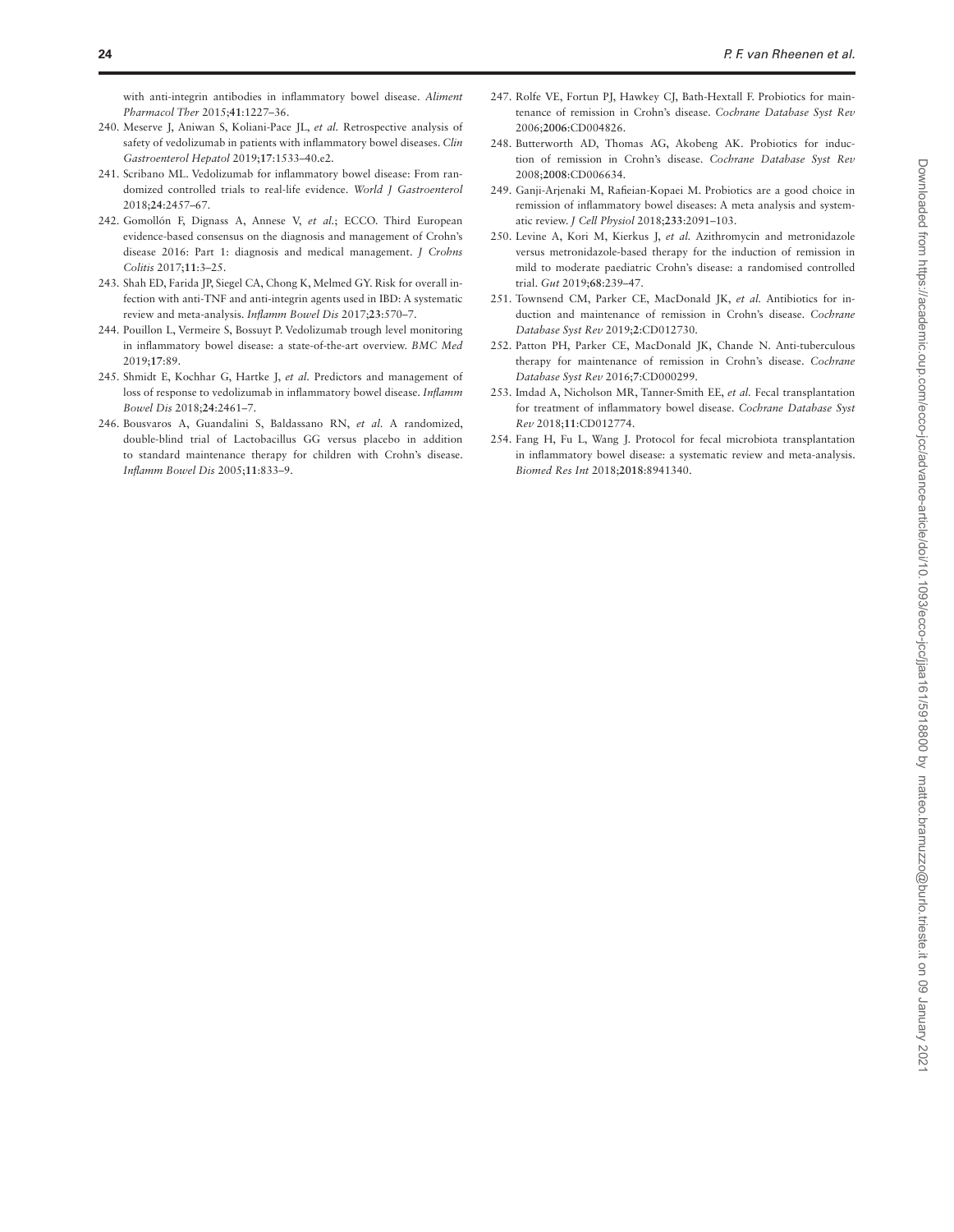with anti-integrin antibodies in inflammatory bowel disease. *Aliment Pharmacol Ther* 2015;**41**:1227–36.

240. Meserve J, Aniwan S, Koliani-Pace JL, *et al.* Retrospective analysis of safety of vedolizumab in patients with inflammatory bowel diseases. *Clin Gastroenterol Hepatol* 2019;**17**:1533–40.e2.
241. Scribano ML. Vedolizumab for inflammatory bowel disease: From randomized controlled trials to real-life evidence. *World J Gastroenterol* 2018;**24**:2457–67.
242. Gomollón F, Dignass A, Annese V, *et al.*; ECCO. Third European evidence-based consensus on the diagnosis and management of Crohn's disease 2016: Part 1: diagnosis and medical management. *J Crohns Colitis* 2017;**11**:3–25.
243. Shah ED, Farida JP, Siegel CA, Chong K, Melmed GY. Risk for overall infection with anti-TNF and anti-integrin agents used in IBD: A systematic review and meta-analysis. *Inflamm Bowel Dis* 2017;**23**:570–7.
244. Pouillon L, Vermeire S, Bossuyt P. Vedolizumab trough level monitoring in inflammatory bowel disease: a state-of-the-art overview. *BMC Med* 2019;**17**:89.
245. Shmidt E, Kochhar G, Hartke J, *et al.* Predictors and management of loss of response to vedolizumab in inflammatory bowel disease. *Inflamm Bowel Dis* 2018;**24**:2461–7.
246. Bousvaros A, Guandalini S, Baldassano RN, *et al.* A randomized, double-blind trial of Lactobacillus GG versus placebo in addition to standard maintenance therapy for children with Crohn's disease. *Inflamm Bowel Dis* 2005;**11**:833–9.
247. Rolfe VE, Fortun PJ, Hawkey CJ, Bath-Hextall F. Probiotics for maintenance of remission in Crohn's disease. *Cochrane Database Syst Rev* 2006;**2006**:CD004826.
248. Butterworth AD, Thomas AG, Akobeng AK. Probiotics for induction of remission in Crohn's disease. *Cochrane Database Syst Rev* 2008;**2008**:CD006634.
249. Ganji-Arjenaki M, Rafieian-Kopaei M. Probiotics are a good choice in remission of inflammatory bowel diseases: A meta analysis and systematic review. *J Cell Physiol* 2018;**233**:2091–103.
250. Levine A, Kori M, Kierkus J, *et al.* Azithromycin and metronidazole versus metronidazole-based therapy for the induction of remission in mild to moderate paediatric Crohn's disease: a randomised controlled trial. *Gut* 2019;**68**:239–47.
251. Townsend CM, Parker CE, MacDonald JK, *et al.* Antibiotics for induction and maintenance of remission in Crohn's disease. *Cochrane Database Syst Rev* 2019;**2**:CD012730.
252. Patton PH, Parker CE, MacDonald JK, Chande N. Anti-tuberculous therapy for maintenance of remission in Crohn's disease. *Cochrane Database Syst Rev* 2016;**7**:CD000299.
253. Imdad A, Nicholson MR, Tanner-Smith EE, *et al.* Fecal transplantation for treatment of inflammatory bowel disease. *Cochrane Database Syst Rev* 2018;**11**:CD012774.
254. Fang H, Fu L, Wang J. Protocol for fecal microbiota transplantation in inflammatory bowel disease: a systematic review and meta-analysis. *Biomed Res Int* 2018;**2018**:8941340.